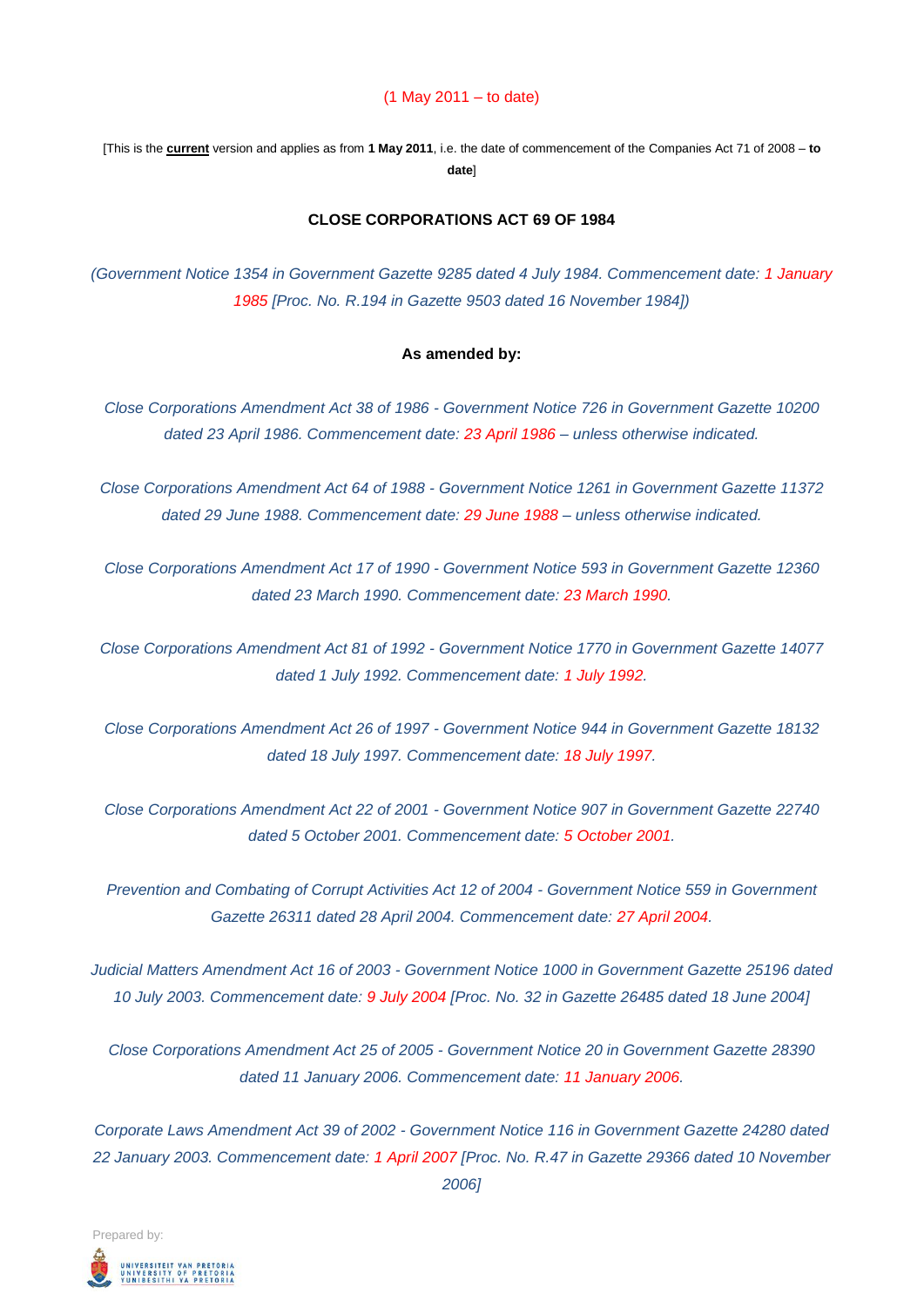(1 May 2011 – to date)

[This is the **current** version and applies as from **1 May 2011**, i.e. the date of commencement of the Companies Act 71 of 2008 – **to date**]

# CLOSE CORPORATIONS ACT 69 OF 1984

*(Government Notice 1354 in Government Gazette 9285 dated 4 July 1984. Commencement date: 1 January 1985 [Proc. No. R.194 in Gazette 9503 dated 16 November 1984])*

**As amended by:**

*Close Corporations Amendment Act 38 of 1986 - Government Notice 726 in Government Gazette 10200 dated 23 April 1986. Commencement date: 23 April 1986 – unless otherwise indicated.*

*Close Corporations Amendment Act 64 of 1988 - Government Notice 1261 in Government Gazette 11372 dated 29 June 1988. Commencement date: 29 June 1988 – unless otherwise indicated.*

*Close Corporations Amendment Act 17 of 1990 - Government Notice 593 in Government Gazette 12360 dated 23 March 1990. Commencement date: 23 March 1990.*

*Close Corporations Amendment Act 81 of 1992 - Government Notice 1770 in Government Gazette 14077 dated 1 July 1992. Commencement date: 1 July 1992.*

*Close Corporations Amendment Act 26 of 1997 - Government Notice 944 in Government Gazette 18132 dated 18 July 1997. Commencement date: 18 July 1997.*

*Close Corporations Amendment Act 22 of 2001 - Government Notice 907 in Government Gazette 22740 dated 5 October 2001. Commencement date: 5 October 2001.*

*Prevention and Combating of Corrupt Activities Act 12 of 2004 - Government Notice 559 in Government Gazette 26311 dated 28 April 2004. Commencement date: 27 April 2004.*

*Judicial Matters Amendment Act 16 of 2003 - Government Notice 1000 in Government Gazette 25196 dated 10 July 2003. Commencement date: 9 July 2004 [Proc. No. 32 in Gazette 26485 dated 18 June 2004]*

*Close Corporations Amendment Act 25 of 2005 - Government Notice 20 in Government Gazette 28390 dated 11 January 2006. Commencement date: 11 January 2006.*

*Corporate Laws Amendment Act 39 of 2002 - Government Notice 116 in Government Gazette 24280 dated 22 January 2003. Commencement date: 1 April 2007 [Proc. No. R.47 in Gazette 29366 dated 10 November 2006]*

Prepared by:

UNIVERSITEIT VAN PRETORIA
UNIVERSITY OF PRETORIA
YUNIBESITHI YA PRETORIA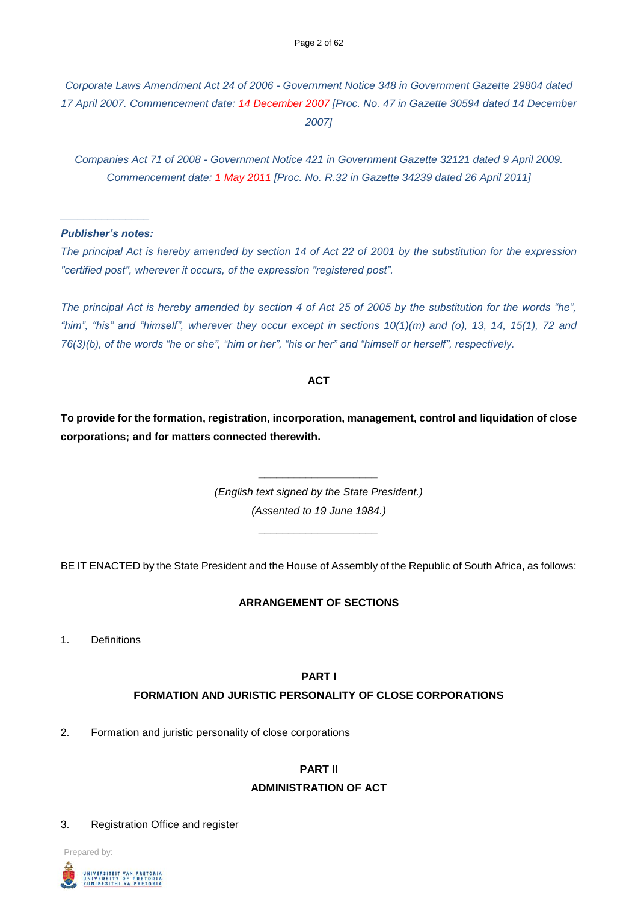*Corporate Laws Amendment Act 24 of 2006 - Government Notice 348 in Government Gazette 29804 dated 17 April 2007. Commencement date: 14 December 2007 [Proc. No. 47 in Gazette 30594 dated 14 December 2007]*

*Companies Act 71 of 2008 - Government Notice 421 in Government Gazette 32121 dated 9 April 2009. Commencement date: 1 May 2011 [Proc. No. R.32 in Gazette 34239 dated 26 April 2011]*

---

***Publisher's notes:***

*The principal Act is hereby amended by section 14 of Act 22 of 2001 by the substitution for the expression "certified post", wherever it occurs, of the expression "registered post".*

*The principal Act is hereby amended by section 4 of Act 25 of 2005 by the substitution for the words "he", "him", "his" and "himself", wherever they occur except in sections 10(1)(m) and (o), 13, 14, 15(1), 72 and 76(3)(b), of the words "he or she", "him or her", "his or her" and "himself or herself", respectively.*

**ACT**

**To provide for the formation, registration, incorporation, management, control and liquidation of close corporations; and for matters connected therewith.**

---

*(English text signed by the State President.)*
*(Assented to 19 June 1984.)*

---

BE IT ENACTED by the State President and the House of Assembly of the Republic of South Africa, as follows:

**ARRANGEMENT OF SECTIONS**

1. Definitions

**PART I**
**FORMATION AND JURISTIC PERSONALITY OF CLOSE CORPORATIONS**

2. Formation and juristic personality of close corporations

**PART II**
**ADMINISTRATION OF ACT**

3. Registration Office and register

Prepared by:
UNIVERSITEIT VAN PRETORIA
UNIVERSITY OF PRETORIA
YUNIBESITHI YA PRETORIA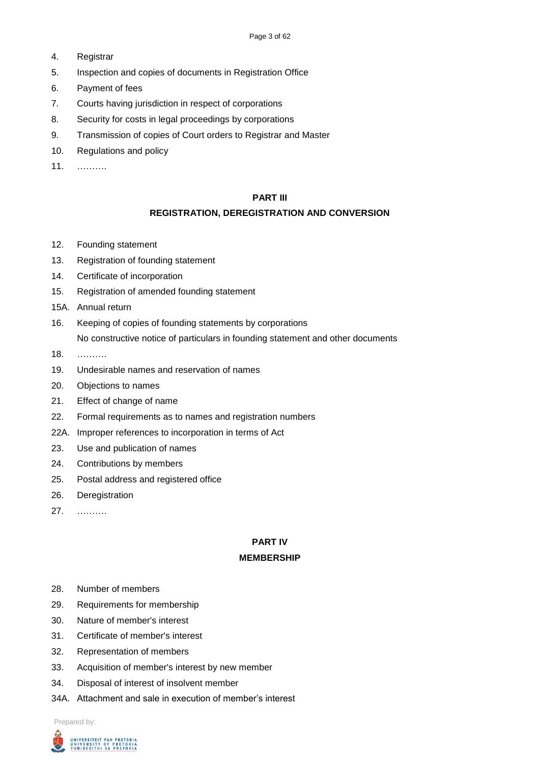4. Registrar
5. Inspection and copies of documents in Registration Office
6. Payment of fees
7. Courts having jurisdiction in respect of corporations
8. Security for costs in legal proceedings by corporations
9. Transmission of copies of Court orders to Registrar and Master
10. Regulations and policy
11. ……….

**PART III**

**REGISTRATION, DEREGISTRATION AND CONVERSION**

12. Founding statement
13. Registration of founding statement
14. Certificate of incorporation
15. Registration of amended founding statement

15A. Annual return

16. Keeping of copies of founding statements by corporations

    No constructive notice of particulars in founding statement and other documents

18. ……….
19. Undesirable names and reservation of names
20. Objections to names
21. Effect of change of name
22. Formal requirements as to names and registration numbers

22A. Improper references to incorporation in terms of Act

23. Use and publication of names
24. Contributions by members
25. Postal address and registered office
26. Deregistration
27. ……….

**PART IV**

**MEMBERSHIP**

28. Number of members
29. Requirements for membership
30. Nature of member's interest
31. Certificate of member's interest
32. Representation of members
33. Acquisition of member's interest by new member
34. Disposal of interest of insolvent member

34A. Attachment and sale in execution of member's interest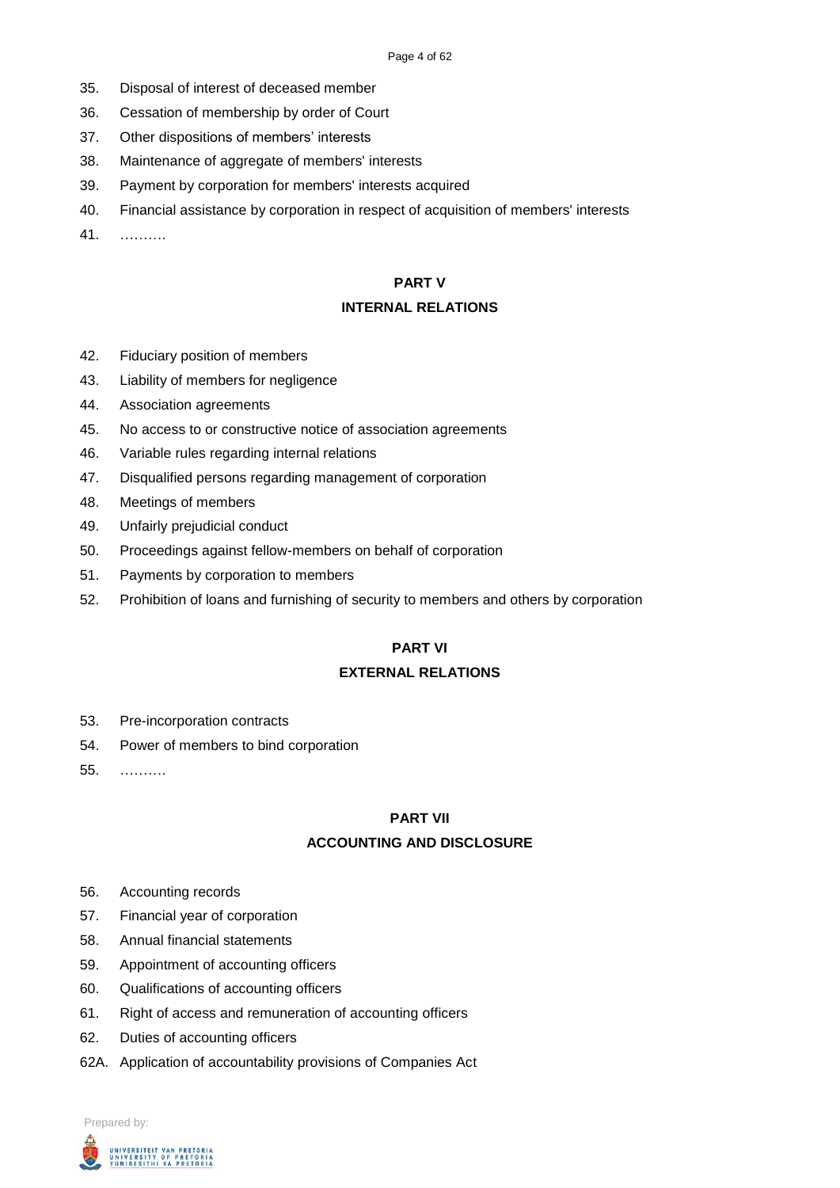35. Disposal of interest of deceased member
36. Cessation of membership by order of Court
37. Other dispositions of members' interests
38. Maintenance of aggregate of members' interests
39. Payment by corporation for members' interests acquired
40. Financial assistance by corporation in respect of acquisition of members' interests
41. ……….

**PART V**

**INTERNAL RELATIONS**

42. Fiduciary position of members
43. Liability of members for negligence
44. Association agreements
45. No access to or constructive notice of association agreements
46. Variable rules regarding internal relations
47. Disqualified persons regarding management of corporation
48. Meetings of members
49. Unfairly prejudicial conduct
50. Proceedings against fellow-members on behalf of corporation
51. Payments by corporation to members
52. Prohibition of loans and furnishing of security to members and others by corporation

**PART VI**

**EXTERNAL RELATIONS**

53. Pre-incorporation contracts
54. Power of members to bind corporation
55. ……….

**PART VII**

**ACCOUNTING AND DISCLOSURE**

56. Accounting records
57. Financial year of corporation
58. Annual financial statements
59. Appointment of accounting officers
60. Qualifications of accounting officers
61. Right of access and remuneration of accounting officers
62. Duties of accounting officers

62A. Application of accountability provisions of Companies Act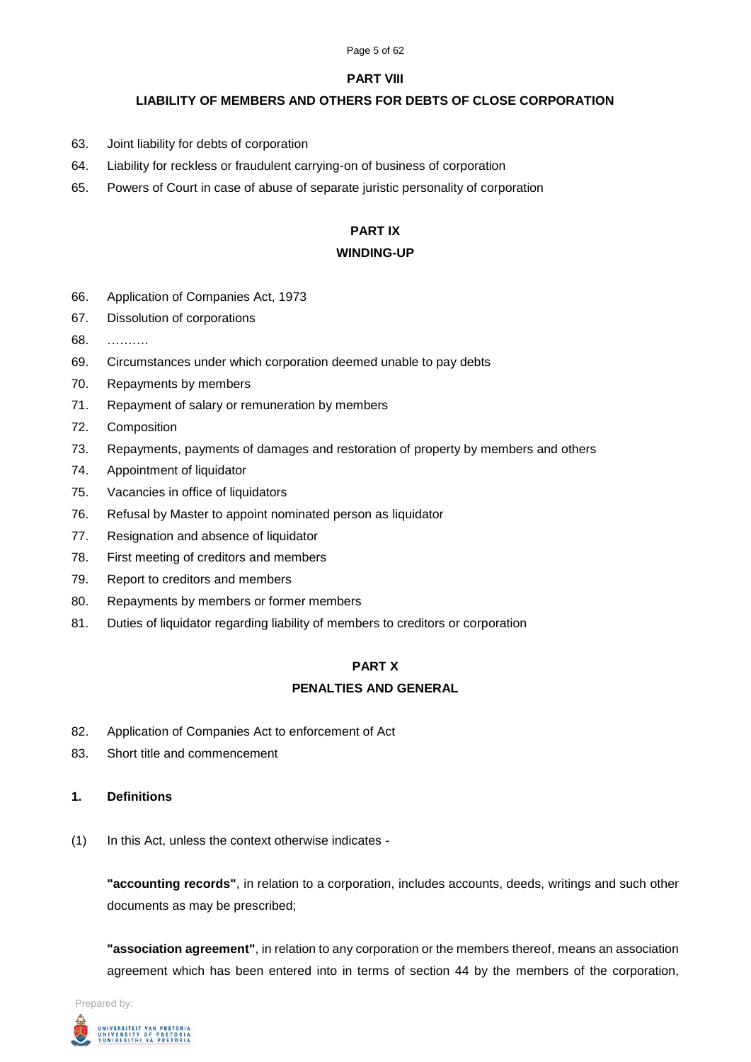**PART VIII**

**LIABILITY OF MEMBERS AND OTHERS FOR DEBTS OF CLOSE CORPORATION**

63. Joint liability for debts of corporation
64. Liability for reckless or fraudulent carrying-on of business of corporation
65. Powers of Court in case of abuse of separate juristic personality of corporation

**PART IX**

**WINDING-UP**

66. Application of Companies Act, 1973
67. Dissolution of corporations
68. ……….
69. Circumstances under which corporation deemed unable to pay debts
70. Repayments by members
71. Repayment of salary or remuneration by members
72. Composition
73. Repayments, payments of damages and restoration of property by members and others
74. Appointment of liquidator
75. Vacancies in office of liquidators
76. Refusal by Master to appoint nominated person as liquidator
77. Resignation and absence of liquidator
78. First meeting of creditors and members
79. Report to creditors and members
80. Repayments by members or former members
81. Duties of liquidator regarding liability of members to creditors or corporation

**PART X**

**PENALTIES AND GENERAL**

82. Application of Companies Act to enforcement of Act
83. Short title and commencement

**1. Definitions**

(1) In this Act, unless the context otherwise indicates -

**"accounting records"**, in relation to a corporation, includes accounts, deeds, writings and such other documents as may be prescribed;

**"association agreement"**, in relation to any corporation or the members thereof, means an association agreement which has been entered into in terms of section 44 by the members of the corporation,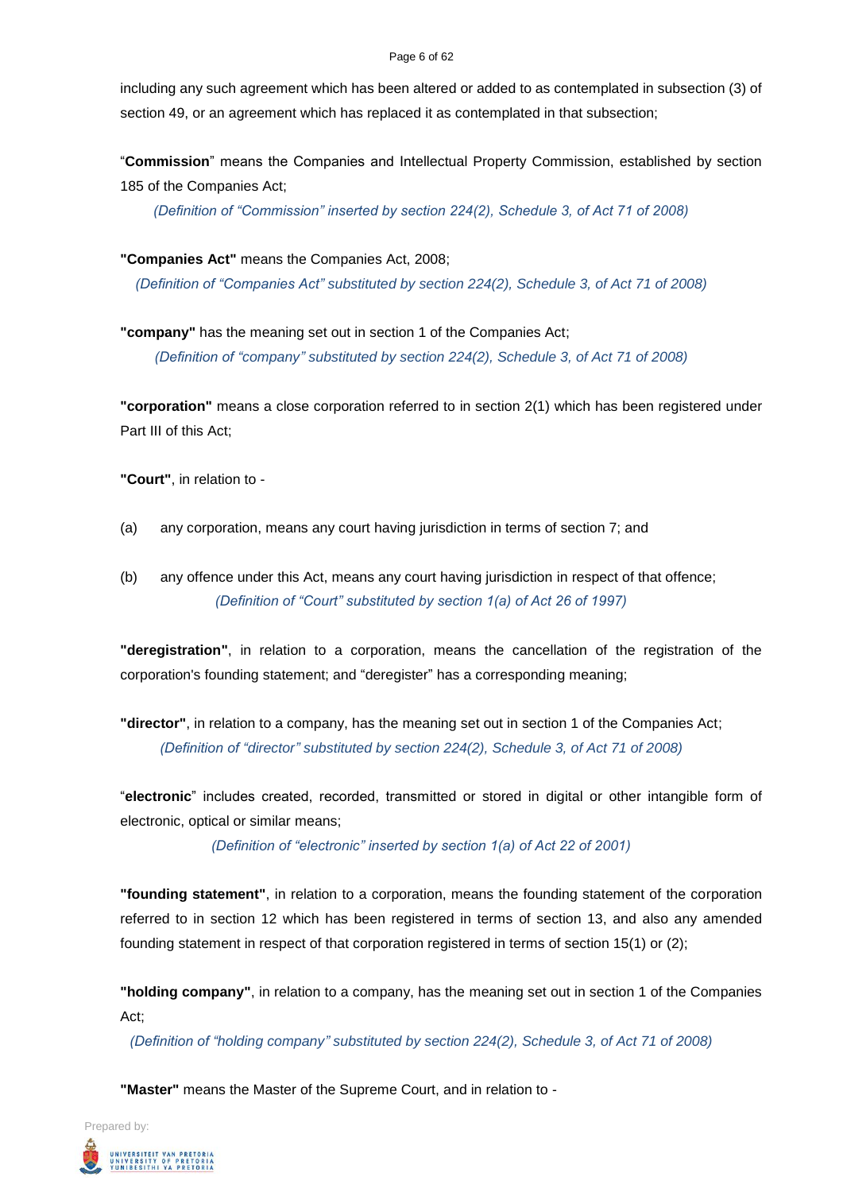including any such agreement which has been altered or added to as contemplated in subsection (3) of section 49, or an agreement which has replaced it as contemplated in that subsection;

“**Commission**” means the Companies and Intellectual Property Commission, established by section 185 of the Companies Act;

*(Definition of “Commission” inserted by section 224(2), Schedule 3, of Act 71 of 2008)*

**"Companies Act"** means the Companies Act, 2008;

*(Definition of “Companies Act” substituted by section 224(2), Schedule 3, of Act 71 of 2008)*

**"company"** has the meaning set out in section 1 of the Companies Act;

*(Definition of “company” substituted by section 224(2), Schedule 3, of Act 71 of 2008)*

**"corporation"** means a close corporation referred to in section 2(1) which has been registered under Part III of this Act;

**"Court"**, in relation to -

(a) any corporation, means any court having jurisdiction in terms of section 7; and

(b) any offence under this Act, means any court having jurisdiction in respect of that offence;

*(Definition of “Court” substituted by section 1(a) of Act 26 of 1997)*

**"deregistration"**, in relation to a corporation, means the cancellation of the registration of the corporation's founding statement; and “deregister” has a corresponding meaning;

**"director"**, in relation to a company, has the meaning set out in section 1 of the Companies Act;

*(Definition of “director” substituted by section 224(2), Schedule 3, of Act 71 of 2008)*

“**electronic**” includes created, recorded, transmitted or stored in digital or other intangible form of electronic, optical or similar means;

*(Definition of “electronic” inserted by section 1(a) of Act 22 of 2001)*

**"founding statement"**, in relation to a corporation, means the founding statement of the corporation referred to in section 12 which has been registered in terms of section 13, and also any amended founding statement in respect of that corporation registered in terms of section 15(1) or (2);

**"holding company"**, in relation to a company, has the meaning set out in section 1 of the Companies Act;

*(Definition of “holding company” substituted by section 224(2), Schedule 3, of Act 71 of 2008)*

**"Master"** means the Master of the Supreme Court, and in relation to -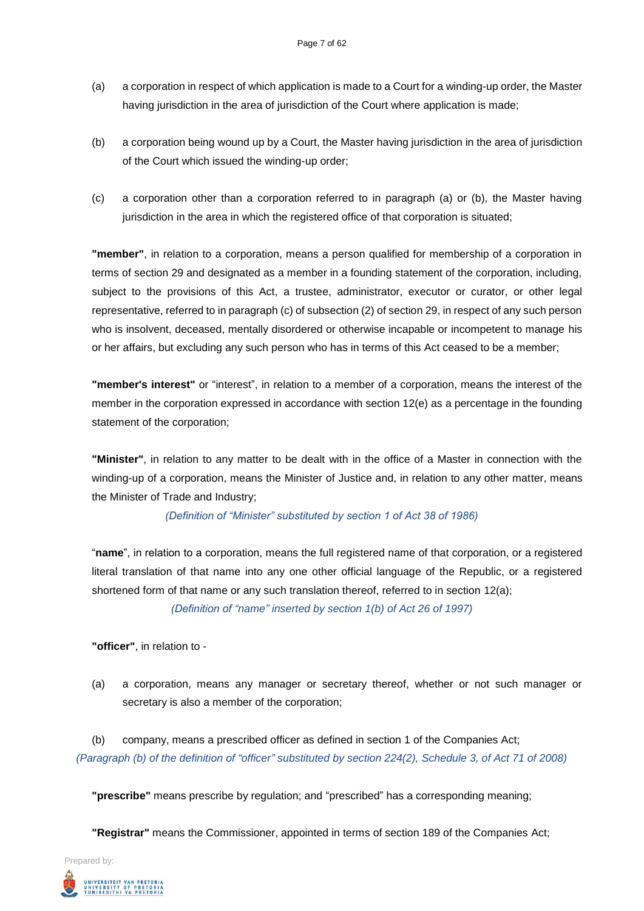(a) a corporation in respect of which application is made to a Court for a winding-up order, the Master having jurisdiction in the area of jurisdiction of the Court where application is made;

(b) a corporation being wound up by a Court, the Master having jurisdiction in the area of jurisdiction of the Court which issued the winding-up order;

(c) a corporation other than a corporation referred to in paragraph (a) or (b), the Master having jurisdiction in the area in which the registered office of that corporation is situated;

**"member"**, in relation to a corporation, means a person qualified for membership of a corporation in terms of section 29 and designated as a member in a founding statement of the corporation, including, subject to the provisions of this Act, a trustee, administrator, executor or curator, or other legal representative, referred to in paragraph (c) of subsection (2) of section 29, in respect of any such person who is insolvent, deceased, mentally disordered or otherwise incapable or incompetent to manage his or her affairs, but excluding any such person who has in terms of this Act ceased to be a member;

**"member's interest"** or "interest", in relation to a member of a corporation, means the interest of the member in the corporation expressed in accordance with section 12(e) as a percentage in the founding statement of the corporation;

**"Minister"**, in relation to any matter to be dealt with in the office of a Master in connection with the winding-up of a corporation, means the Minister of Justice and, in relation to any other matter, means the Minister of Trade and Industry;

*(Definition of "Minister" substituted by section 1 of Act 38 of 1986)*

"**name**", in relation to a corporation, means the full registered name of that corporation, or a registered literal translation of that name into any one other official language of the Republic, or a registered shortened form of that name or any such translation thereof, referred to in section 12(a);

*(Definition of "name" inserted by section 1(b) of Act 26 of 1997)*

**"officer"**, in relation to -

(a) a corporation, means any manager or secretary thereof, whether or not such manager or secretary is also a member of the corporation;

(b) company, means a prescribed officer as defined in section 1 of the Companies Act;

*(Paragraph (b) of the definition of "officer" substituted by section 224(2), Schedule 3, of Act 71 of 2008)*

**"prescribe"** means prescribe by regulation; and "prescribed" has a corresponding meaning;

**"Registrar"** means the Commissioner, appointed in terms of section 189 of the Companies Act;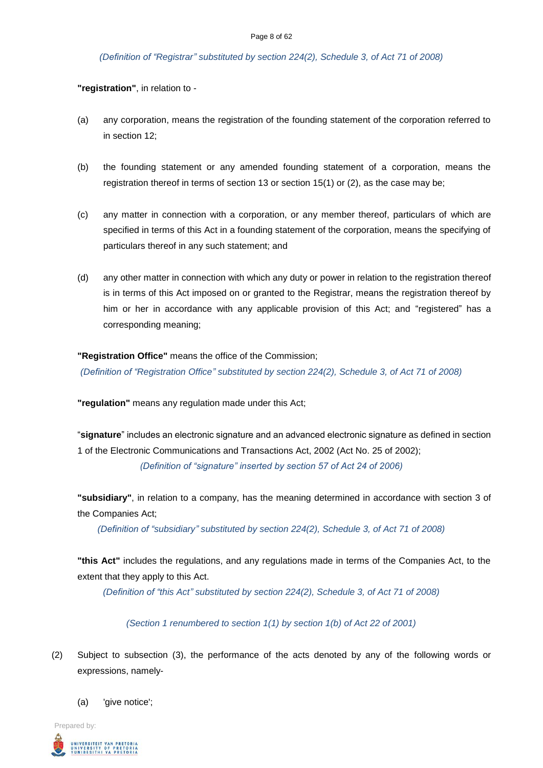*(Definition of "Registrar" substituted by section 224(2), Schedule 3, of Act 71 of 2008)*

**"registration"**, in relation to -

(a) any corporation, means the registration of the founding statement of the corporation referred to in section 12;

(b) the founding statement or any amended founding statement of a corporation, means the registration thereof in terms of section 13 or section 15(1) or (2), as the case may be;

(c) any matter in connection with a corporation, or any member thereof, particulars of which are specified in terms of this Act in a founding statement of the corporation, means the specifying of particulars thereof in any such statement; and

(d) any other matter in connection with which any duty or power in relation to the registration thereof is in terms of this Act imposed on or granted to the Registrar, means the registration thereof by him or her in accordance with any applicable provision of this Act; and "registered" has a corresponding meaning;

**"Registration Office"** means the office of the Commission;

*(Definition of "Registration Office" substituted by section 224(2), Schedule 3, of Act 71 of 2008)*

**"regulation"** means any regulation made under this Act;

"**signature**" includes an electronic signature and an advanced electronic signature as defined in section 1 of the Electronic Communications and Transactions Act, 2002 (Act No. 25 of 2002);

*(Definition of "signature" inserted by section 57 of Act 24 of 2006)*

**"subsidiary"**, in relation to a company, has the meaning determined in accordance with section 3 of the Companies Act;

*(Definition of "subsidiary" substituted by section 224(2), Schedule 3, of Act 71 of 2008)*

**"this Act"** includes the regulations, and any regulations made in terms of the Companies Act, to the extent that they apply to this Act.

*(Definition of "this Act" substituted by section 224(2), Schedule 3, of Act 71 of 2008)*

*(Section 1 renumbered to section 1(1) by section 1(b) of Act 22 of 2001)*

(2) Subject to subsection (3), the performance of the acts denoted by any of the following words or expressions, namely-

(a) 'give notice';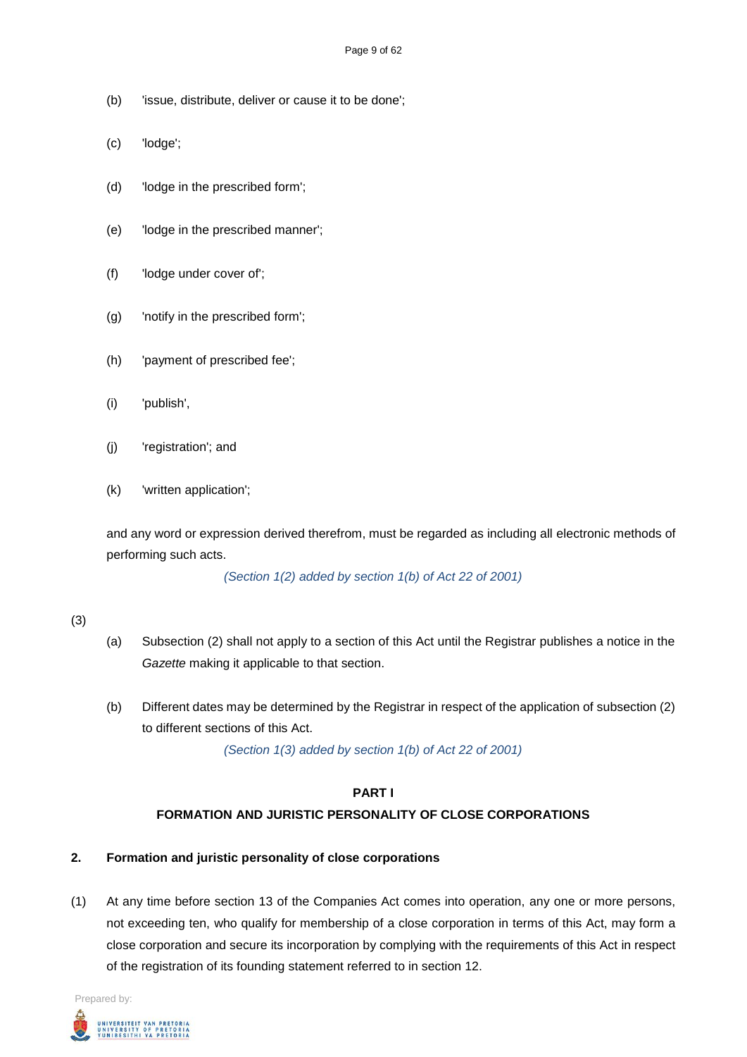(b) 'issue, distribute, deliver or cause it to be done';

(c) 'lodge';

(d) 'lodge in the prescribed form';

(e) 'lodge in the prescribed manner';

(f) 'lodge under cover of';

(g) 'notify in the prescribed form';

(h) 'payment of prescribed fee';

(i) 'publish',

(j) 'registration'; and

(k) 'written application';

and any word or expression derived therefrom, must be regarded as including all electronic methods of performing such acts.

*(Section 1(2) added by section 1(b) of Act 22 of 2001)*

(3)

(a) Subsection (2) shall not apply to a section of this Act until the Registrar publishes a notice in the *Gazette* making it applicable to that section.

(b) Different dates may be determined by the Registrar in respect of the application of subsection (2) to different sections of this Act.

*(Section 1(3) added by section 1(b) of Act 22 of 2001)*

## PART I
## FORMATION AND JURISTIC PERSONALITY OF CLOSE CORPORATIONS

### 2. Formation and juristic personality of close corporations

(1) At any time before section 13 of the Companies Act comes into operation, any one or more persons, not exceeding ten, who qualify for membership of a close corporation in terms of this Act, may form a close corporation and secure its incorporation by complying with the requirements of this Act in respect of the registration of its founding statement referred to in section 12.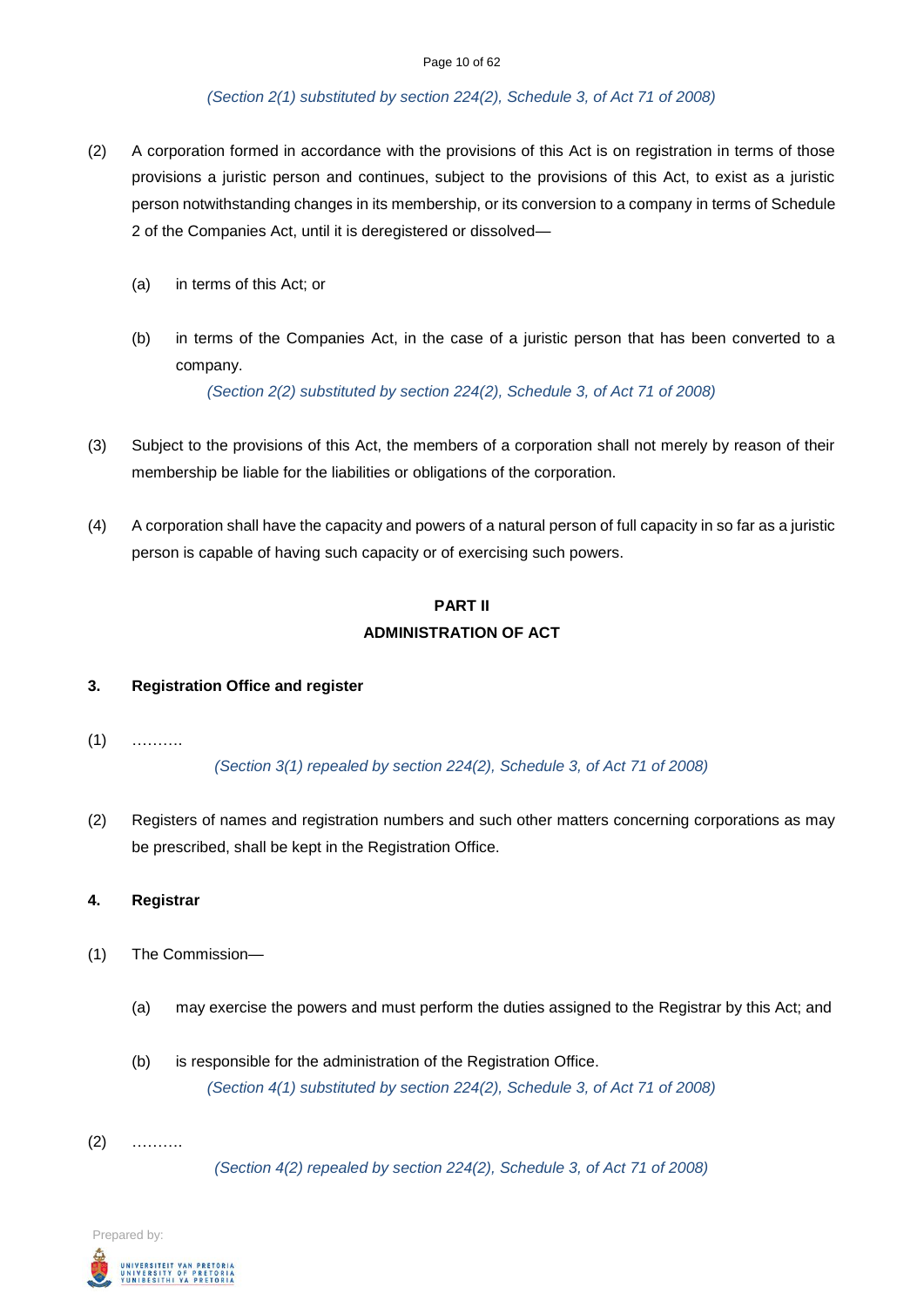*(Section 2(1) substituted by section 224(2), Schedule 3, of Act 71 of 2008)*

(2) A corporation formed in accordance with the provisions of this Act is on registration in terms of those provisions a juristic person and continues, subject to the provisions of this Act, to exist as a juristic person notwithstanding changes in its membership, or its conversion to a company in terms of Schedule 2 of the Companies Act, until it is deregistered or dissolved—

(a) in terms of this Act; or

(b) in terms of the Companies Act, in the case of a juristic person that has been converted to a company.

*(Section 2(2) substituted by section 224(2), Schedule 3, of Act 71 of 2008)*

(3) Subject to the provisions of this Act, the members of a corporation shall not merely by reason of their membership be liable for the liabilities or obligations of the corporation.

(4) A corporation shall have the capacity and powers of a natural person of full capacity in so far as a juristic person is capable of having such capacity or of exercising such powers.

## PART II
## ADMINISTRATION OF ACT

### 3. Registration Office and register

(1) ……….

*(Section 3(1) repealed by section 224(2), Schedule 3, of Act 71 of 2008)*

(2) Registers of names and registration numbers and such other matters concerning corporations as may be prescribed, shall be kept in the Registration Office.

### 4. Registrar

(1) The Commission—

(a) may exercise the powers and must perform the duties assigned to the Registrar by this Act; and

(b) is responsible for the administration of the Registration Office.

*(Section 4(1) substituted by section 224(2), Schedule 3, of Act 71 of 2008)*

(2) ……….

*(Section 4(2) repealed by section 224(2), Schedule 3, of Act 71 of 2008)*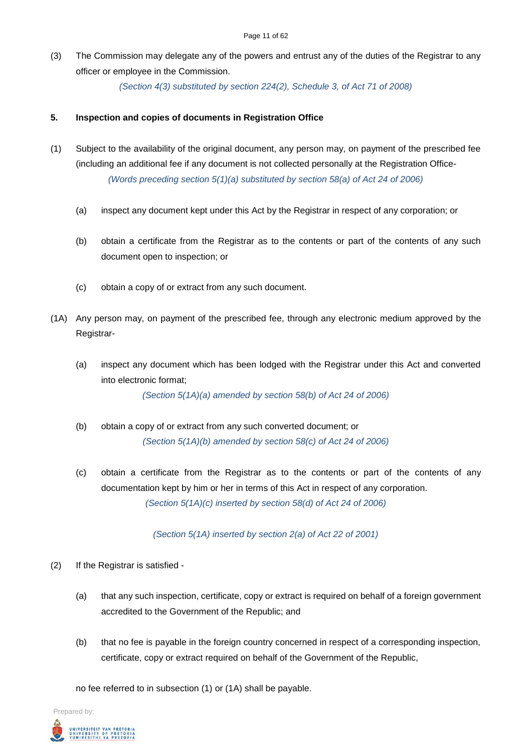(3) The Commission may delegate any of the powers and entrust any of the duties of the Registrar to any officer or employee in the Commission.

*(Section 4(3) substituted by section 224(2), Schedule 3, of Act 71 of 2008)*

**5. Inspection and copies of documents in Registration Office**

(1) Subject to the availability of the original document, any person may, on payment of the prescribed fee (including an additional fee if any document is not collected personally at the Registration Office-

*(Words preceding section 5(1)(a) substituted by section 58(a) of Act 24 of 2006)*

(a) inspect any document kept under this Act by the Registrar in respect of any corporation; or

(b) obtain a certificate from the Registrar as to the contents or part of the contents of any such document open to inspection; or

(c) obtain a copy of or extract from any such document.

(1A) Any person may, on payment of the prescribed fee, through any electronic medium approved by the Registrar-

(a) inspect any document which has been lodged with the Registrar under this Act and converted into electronic format;

*(Section 5(1A)(a) amended by section 58(b) of Act 24 of 2006)*

(b) obtain a copy of or extract from any such converted document; or

*(Section 5(1A)(b) amended by section 58(c) of Act 24 of 2006)*

(c) obtain a certificate from the Registrar as to the contents or part of the contents of any documentation kept by him or her in terms of this Act in respect of any corporation.

*(Section 5(1A)(c) inserted by section 58(d) of Act 24 of 2006)*

*(Section 5(1A) inserted by section 2(a) of Act 22 of 2001)*

(2) If the Registrar is satisfied -

(a) that any such inspection, certificate, copy or extract is required on behalf of a foreign government accredited to the Government of the Republic; and

(b) that no fee is payable in the foreign country concerned in respect of a corresponding inspection, certificate, copy or extract required on behalf of the Government of the Republic,

no fee referred to in subsection (1) or (1A) shall be payable.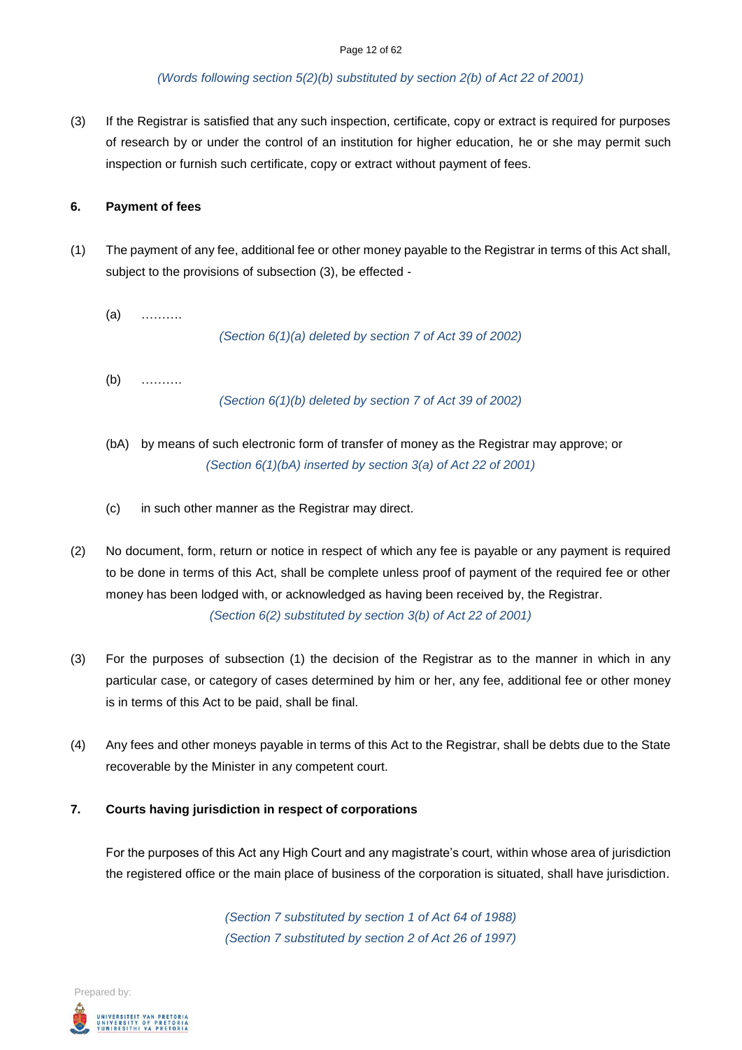*(Words following section 5(2)(b) substituted by section 2(b) of Act 22 of 2001)*

(3) If the Registrar is satisfied that any such inspection, certificate, copy or extract is required for purposes of research by or under the control of an institution for higher education, he or she may permit such inspection or furnish such certificate, copy or extract without payment of fees.

**6. Payment of fees**

(1) The payment of any fee, additional fee or other money payable to the Registrar in terms of this Act shall, subject to the provisions of subsection (3), be effected -

(a) ……….

*(Section 6(1)(a) deleted by section 7 of Act 39 of 2002)*

(b) ……….

*(Section 6(1)(b) deleted by section 7 of Act 39 of 2002)*

(bA) by means of such electronic form of transfer of money as the Registrar may approve; or

*(Section 6(1)(bA) inserted by section 3(a) of Act 22 of 2001)*

(c) in such other manner as the Registrar may direct.

(2) No document, form, return or notice in respect of which any fee is payable or any payment is required to be done in terms of this Act, shall be complete unless proof of payment of the required fee or other money has been lodged with, or acknowledged as having been received by, the Registrar.

*(Section 6(2) substituted by section 3(b) of Act 22 of 2001)*

(3) For the purposes of subsection (1) the decision of the Registrar as to the manner in which in any particular case, or category of cases determined by him or her, any fee, additional fee or other money is in terms of this Act to be paid, shall be final.

(4) Any fees and other moneys payable in terms of this Act to the Registrar, shall be debts due to the State recoverable by the Minister in any competent court.

**7. Courts having jurisdiction in respect of corporations**

For the purposes of this Act any High Court and any magistrate's court, within whose area of jurisdiction the registered office or the main place of business of the corporation is situated, shall have jurisdiction.

*(Section 7 substituted by section 1 of Act 64 of 1988)*
*(Section 7 substituted by section 2 of Act 26 of 1997)*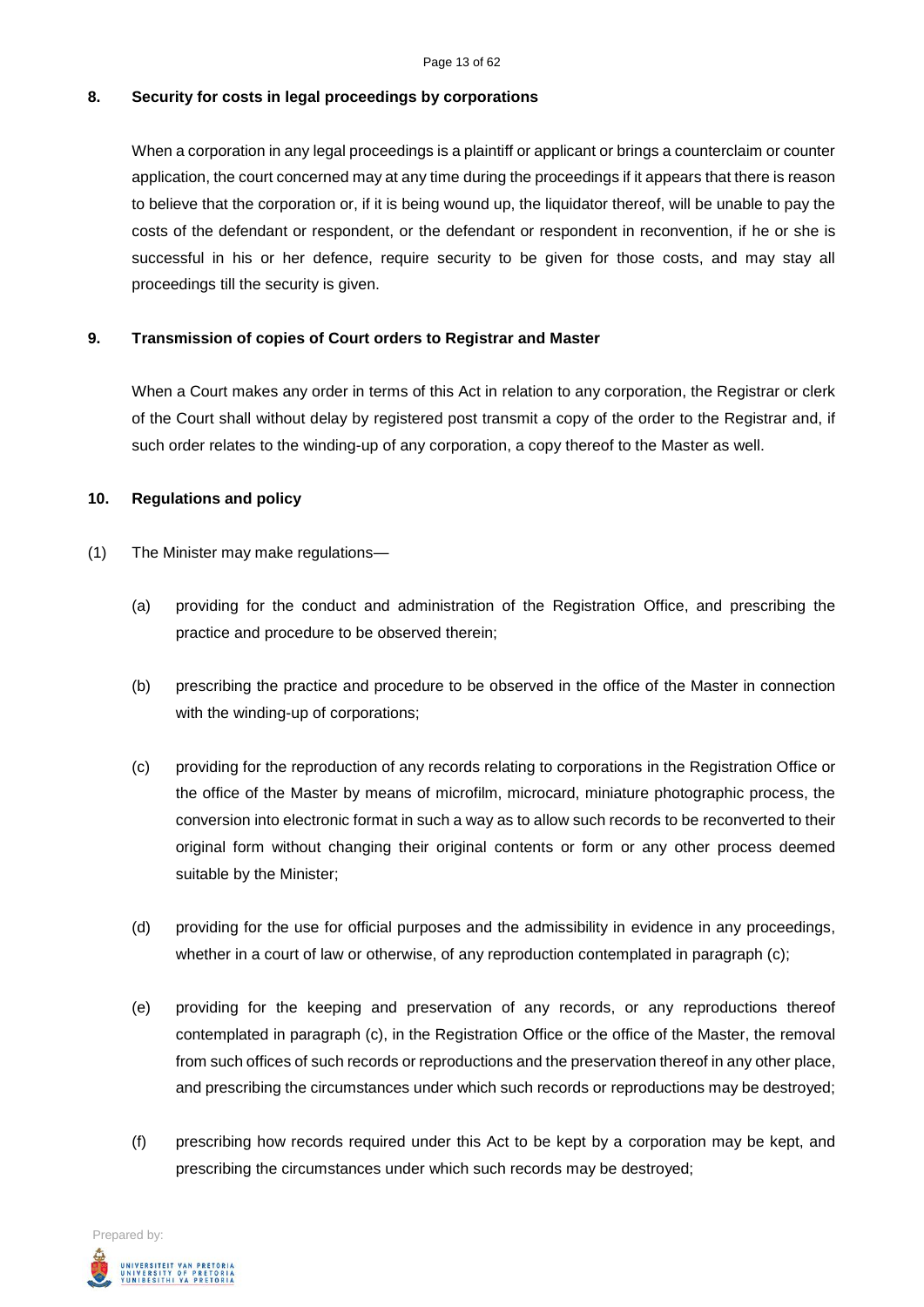## 8. Security for costs in legal proceedings by corporations

When a corporation in any legal proceedings is a plaintiff or applicant or brings a counterclaim or counter application, the court concerned may at any time during the proceedings if it appears that there is reason to believe that the corporation or, if it is being wound up, the liquidator thereof, will be unable to pay the costs of the defendant or respondent, or the defendant or respondent in reconvention, if he or she is successful in his or her defence, require security to be given for those costs, and may stay all proceedings till the security is given.

## 9. Transmission of copies of Court orders to Registrar and Master

When a Court makes any order in terms of this Act in relation to any corporation, the Registrar or clerk of the Court shall without delay by registered post transmit a copy of the order to the Registrar and, if such order relates to the winding-up of any corporation, a copy thereof to the Master as well.

## 10. Regulations and policy

(1) The Minister may make regulations—

(a) providing for the conduct and administration of the Registration Office, and prescribing the practice and procedure to be observed therein;

(b) prescribing the practice and procedure to be observed in the office of the Master in connection with the winding-up of corporations;

(c) providing for the reproduction of any records relating to corporations in the Registration Office or the office of the Master by means of microfilm, microcard, miniature photographic process, the conversion into electronic format in such a way as to allow such records to be reconverted to their original form without changing their original contents or form or any other process deemed suitable by the Minister;

(d) providing for the use for official purposes and the admissibility in evidence in any proceedings, whether in a court of law or otherwise, of any reproduction contemplated in paragraph (c);

(e) providing for the keeping and preservation of any records, or any reproductions thereof contemplated in paragraph (c), in the Registration Office or the office of the Master, the removal from such offices of such records or reproductions and the preservation thereof in any other place, and prescribing the circumstances under which such records or reproductions may be destroyed;

(f) prescribing how records required under this Act to be kept by a corporation may be kept, and prescribing the circumstances under which such records may be destroyed;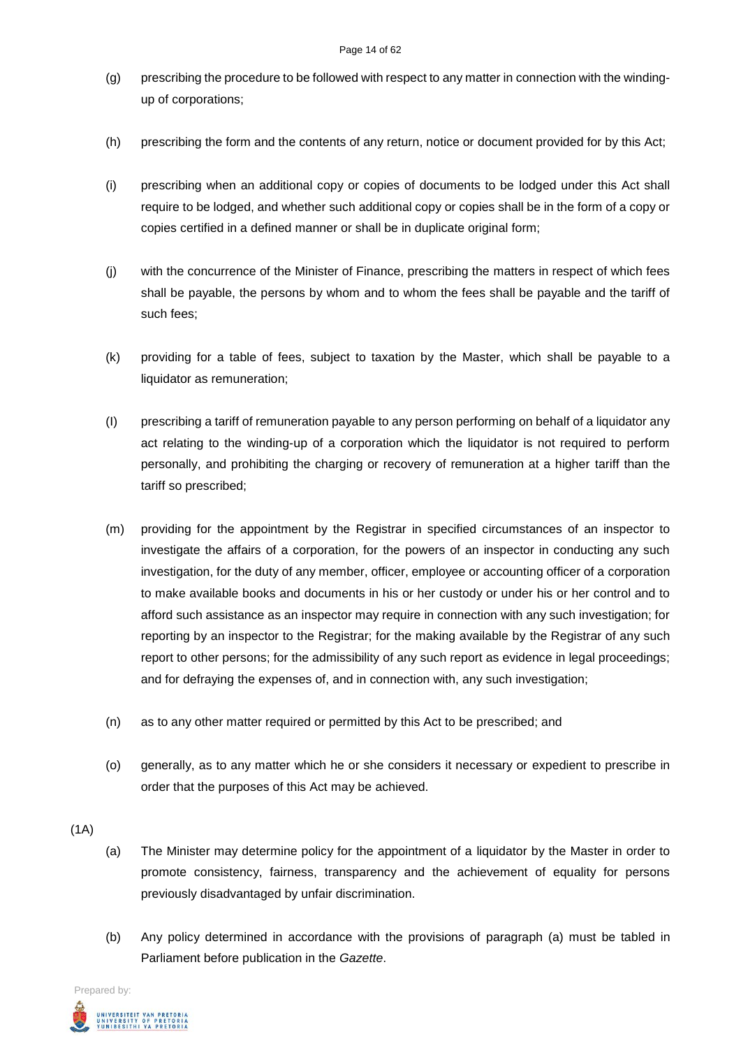(g) prescribing the procedure to be followed with respect to any matter in connection with the winding-up of corporations;

(h) prescribing the form and the contents of any return, notice or document provided for by this Act;

(i) prescribing when an additional copy or copies of documents to be lodged under this Act shall require to be lodged, and whether such additional copy or copies shall be in the form of a copy or copies certified in a defined manner or shall be in duplicate original form;

(j) with the concurrence of the Minister of Finance, prescribing the matters in respect of which fees shall be payable, the persons by whom and to whom the fees shall be payable and the tariff of such fees;

(k) providing for a table of fees, subject to taxation by the Master, which shall be payable to a liquidator as remuneration;

(l) prescribing a tariff of remuneration payable to any person performing on behalf of a liquidator any act relating to the winding-up of a corporation which the liquidator is not required to perform personally, and prohibiting the charging or recovery of remuneration at a higher tariff than the tariff so prescribed;

(m) providing for the appointment by the Registrar in specified circumstances of an inspector to investigate the affairs of a corporation, for the powers of an inspector in conducting any such investigation, for the duty of any member, officer, employee or accounting officer of a corporation to make available books and documents in his or her custody or under his or her control and to afford such assistance as an inspector may require in connection with any such investigation; for reporting by an inspector to the Registrar; for the making available by the Registrar of any such report to other persons; for the admissibility of any such report as evidence in legal proceedings; and for defraying the expenses of, and in connection with, any such investigation;

(n) as to any other matter required or permitted by this Act to be prescribed; and

(o) generally, as to any matter which he or she considers it necessary or expedient to prescribe in order that the purposes of this Act may be achieved.

(1A)

(a) The Minister may determine policy for the appointment of a liquidator by the Master in order to promote consistency, fairness, transparency and the achievement of equality for persons previously disadvantaged by unfair discrimination.

(b) Any policy determined in accordance with the provisions of paragraph (a) must be tabled in Parliament before publication in the *Gazette*.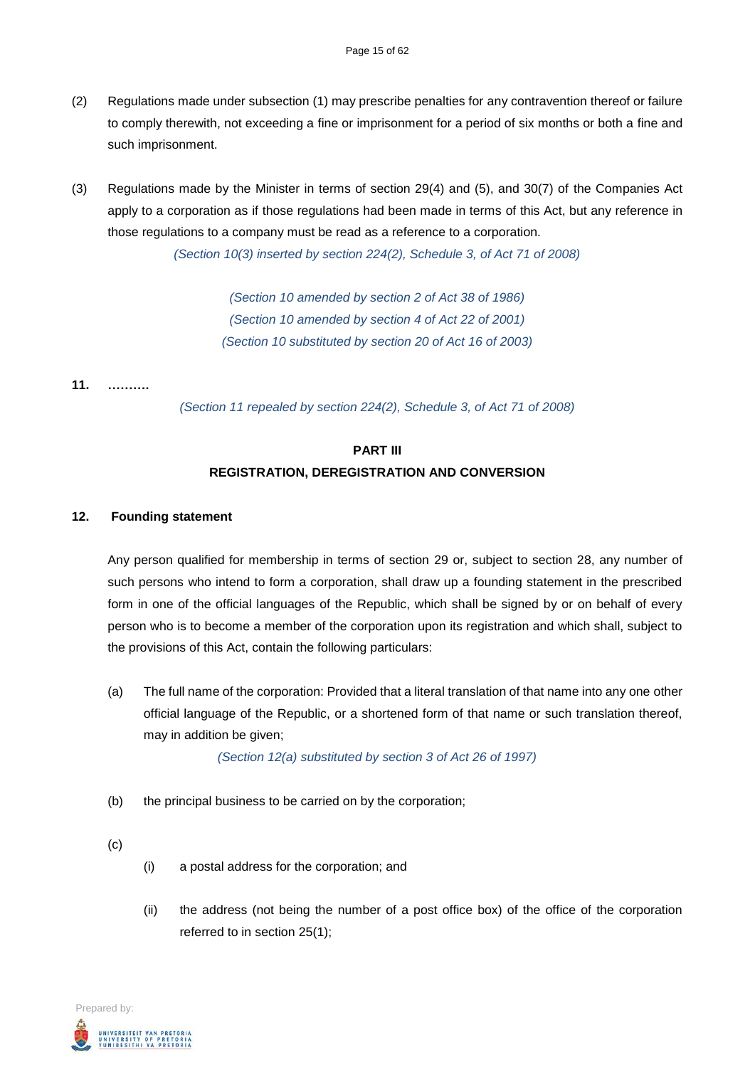(2) Regulations made under subsection (1) may prescribe penalties for any contravention thereof or failure to comply therewith, not exceeding a fine or imprisonment for a period of six months or both a fine and such imprisonment.

(3) Regulations made by the Minister in terms of section 29(4) and (5), and 30(7) of the Companies Act apply to a corporation as if those regulations had been made in terms of this Act, but any reference in those regulations to a company must be read as a reference to a corporation.

*(Section 10(3) inserted by section 224(2), Schedule 3, of Act 71 of 2008)*

*(Section 10 amended by section 2 of Act 38 of 1986)*
*(Section 10 amended by section 4 of Act 22 of 2001)*
*(Section 10 substituted by section 20 of Act 16 of 2003)*

**11. ……….**

*(Section 11 repealed by section 224(2), Schedule 3, of Act 71 of 2008)*

## PART III
## REGISTRATION, DEREGISTRATION AND CONVERSION

### 12. Founding statement

Any person qualified for membership in terms of section 29 or, subject to section 28, any number of such persons who intend to form a corporation, shall draw up a founding statement in the prescribed form in one of the official languages of the Republic, which shall be signed by or on behalf of every person who is to become a member of the corporation upon its registration and which shall, subject to the provisions of this Act, contain the following particulars:

(a) The full name of the corporation: Provided that a literal translation of that name into any one other official language of the Republic, or a shortened form of that name or such translation thereof, may in addition be given;

*(Section 12(a) substituted by section 3 of Act 26 of 1997)*

(b) the principal business to be carried on by the corporation;

(c)

(i) a postal address for the corporation; and

(ii) the address (not being the number of a post office box) of the office of the corporation referred to in section 25(1);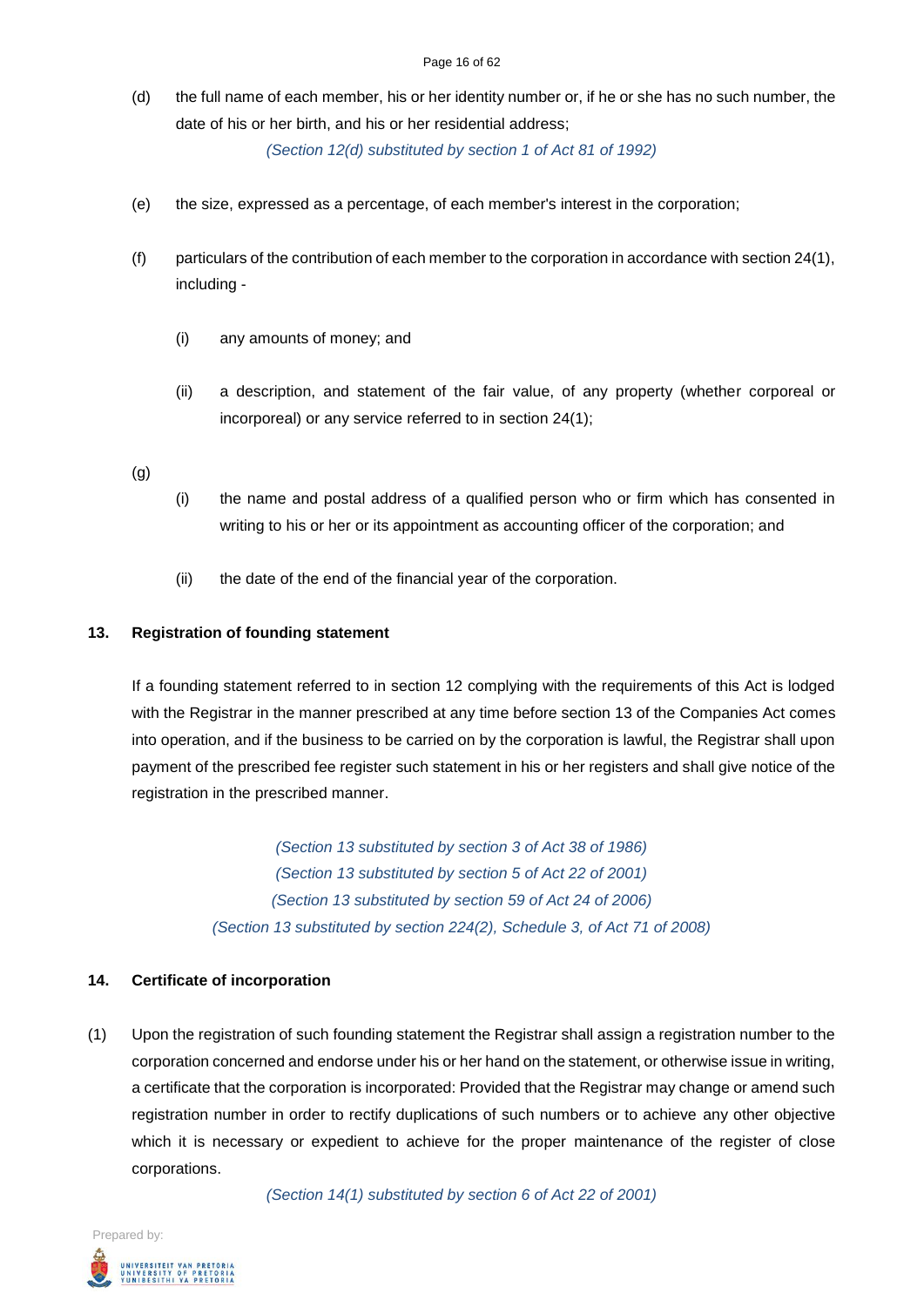(d) the full name of each member, his or her identity number or, if he or she has no such number, the date of his or her birth, and his or her residential address;

*(Section 12(d) substituted by section 1 of Act 81 of 1992)*

(e) the size, expressed as a percentage, of each member's interest in the corporation;

(f) particulars of the contribution of each member to the corporation in accordance with section 24(1), including -

(i) any amounts of money; and

(ii) a description, and statement of the fair value, of any property (whether corporeal or incorporeal) or any service referred to in section 24(1);

(g)

(i) the name and postal address of a qualified person who or firm which has consented in writing to his or her or its appointment as accounting officer of the corporation; and

(ii) the date of the end of the financial year of the corporation.

**13. Registration of founding statement**

If a founding statement referred to in section 12 complying with the requirements of this Act is lodged with the Registrar in the manner prescribed at any time before section 13 of the Companies Act comes into operation, and if the business to be carried on by the corporation is lawful, the Registrar shall upon payment of the prescribed fee register such statement in his or her registers and shall give notice of the registration in the prescribed manner.

*(Section 13 substituted by section 3 of Act 38 of 1986)*
*(Section 13 substituted by section 5 of Act 22 of 2001)*
*(Section 13 substituted by section 59 of Act 24 of 2006)*
*(Section 13 substituted by section 224(2), Schedule 3, of Act 71 of 2008)*

**14. Certificate of incorporation**

(1) Upon the registration of such founding statement the Registrar shall assign a registration number to the corporation concerned and endorse under his or her hand on the statement, or otherwise issue in writing, a certificate that the corporation is incorporated: Provided that the Registrar may change or amend such registration number in order to rectify duplications of such numbers or to achieve any other objective which it is necessary or expedient to achieve for the proper maintenance of the register of close corporations.

*(Section 14(1) substituted by section 6 of Act 22 of 2001)*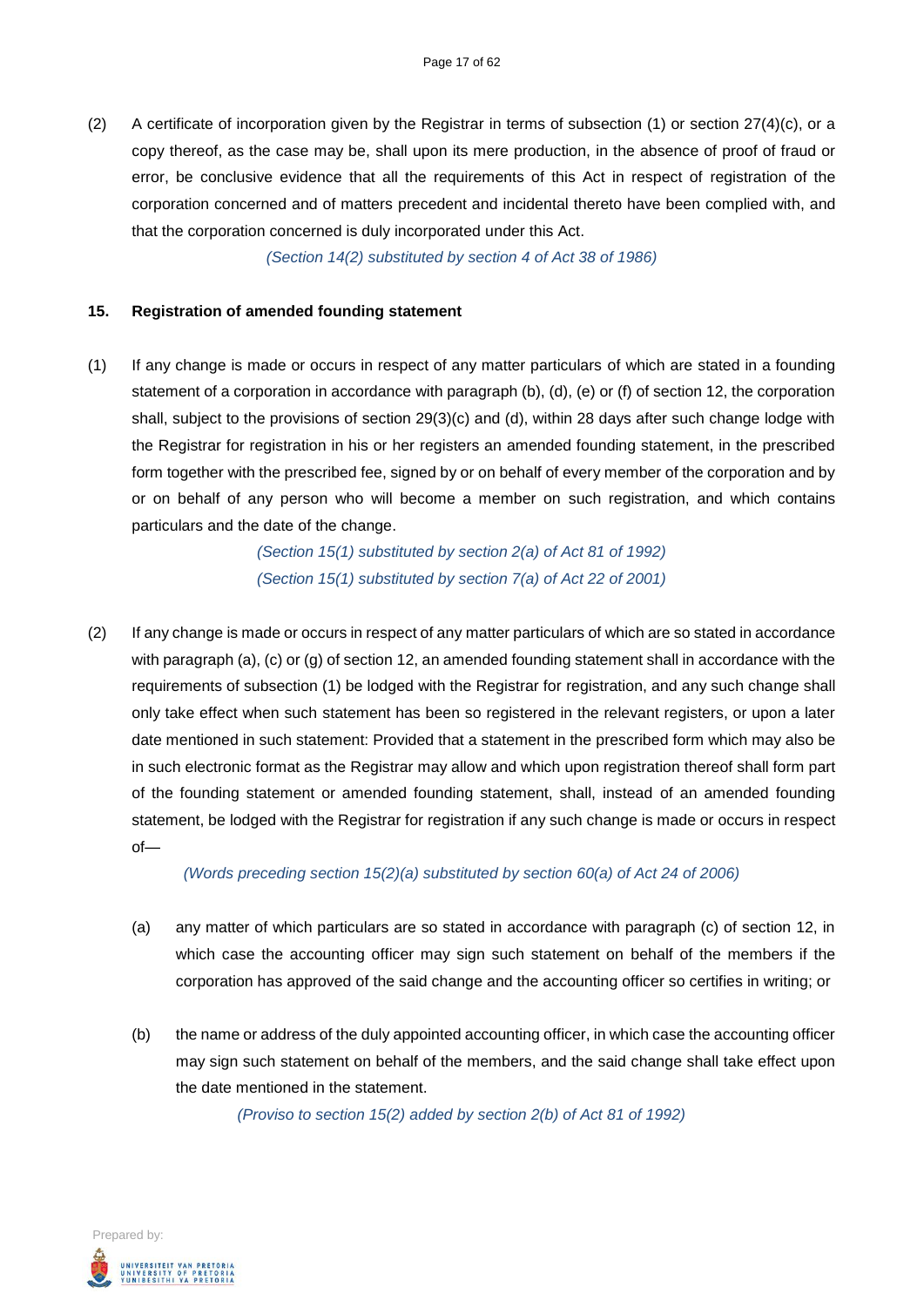(2) A certificate of incorporation given by the Registrar in terms of subsection (1) or section 27(4)(c), or a copy thereof, as the case may be, shall upon its mere production, in the absence of proof of fraud or error, be conclusive evidence that all the requirements of this Act in respect of registration of the corporation concerned and of matters precedent and incidental thereto have been complied with, and that the corporation concerned is duly incorporated under this Act.

*(Section 14(2) substituted by section 4 of Act 38 of 1986)*

**15. Registration of amended founding statement**

(1) If any change is made or occurs in respect of any matter particulars of which are stated in a founding statement of a corporation in accordance with paragraph (b), (d), (e) or (f) of section 12, the corporation shall, subject to the provisions of section 29(3)(c) and (d), within 28 days after such change lodge with the Registrar for registration in his or her registers an amended founding statement, in the prescribed form together with the prescribed fee, signed by or on behalf of every member of the corporation and by or on behalf of any person who will become a member on such registration, and which contains particulars and the date of the change.

*(Section 15(1) substituted by section 2(a) of Act 81 of 1992)*
*(Section 15(1) substituted by section 7(a) of Act 22 of 2001)*

(2) If any change is made or occurs in respect of any matter particulars of which are so stated in accordance with paragraph (a), (c) or (g) of section 12, an amended founding statement shall in accordance with the requirements of subsection (1) be lodged with the Registrar for registration, and any such change shall only take effect when such statement has been so registered in the relevant registers, or upon a later date mentioned in such statement: Provided that a statement in the prescribed form which may also be in such electronic format as the Registrar may allow and which upon registration thereof shall form part of the founding statement or amended founding statement, shall, instead of an amended founding statement, be lodged with the Registrar for registration if any such change is made or occurs in respect of—

*(Words preceding section 15(2)(a) substituted by section 60(a) of Act 24 of 2006)*

(a) any matter of which particulars are so stated in accordance with paragraph (c) of section 12, in which case the accounting officer may sign such statement on behalf of the members if the corporation has approved of the said change and the accounting officer so certifies in writing; or

(b) the name or address of the duly appointed accounting officer, in which case the accounting officer may sign such statement on behalf of the members, and the said change shall take effect upon the date mentioned in the statement.

*(Proviso to section 15(2) added by section 2(b) of Act 81 of 1992)*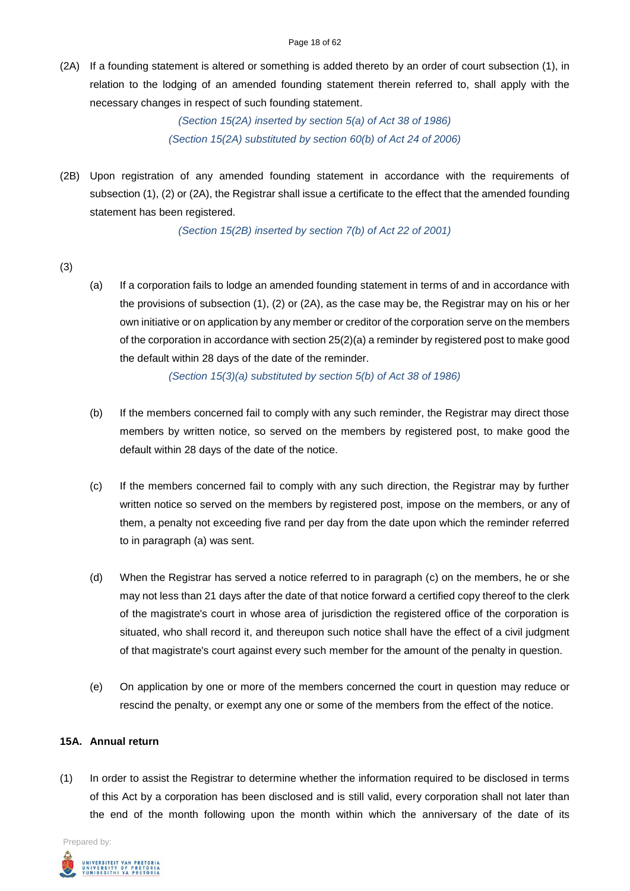(2A) If a founding statement is altered or something is added thereto by an order of court subsection (1), in relation to the lodging of an amended founding statement therein referred to, shall apply with the necessary changes in respect of such founding statement.

*(Section 15(2A) inserted by section 5(a) of Act 38 of 1986)*
*(Section 15(2A) substituted by section 60(b) of Act 24 of 2006)*

(2B) Upon registration of any amended founding statement in accordance with the requirements of subsection (1), (2) or (2A), the Registrar shall issue a certificate to the effect that the amended founding statement has been registered.

*(Section 15(2B) inserted by section 7(b) of Act 22 of 2001)*

(3)

(a) If a corporation fails to lodge an amended founding statement in terms of and in accordance with the provisions of subsection (1), (2) or (2A), as the case may be, the Registrar may on his or her own initiative or on application by any member or creditor of the corporation serve on the members of the corporation in accordance with section 25(2)(a) a reminder by registered post to make good the default within 28 days of the date of the reminder.

*(Section 15(3)(a) substituted by section 5(b) of Act 38 of 1986)*

(b) If the members concerned fail to comply with any such reminder, the Registrar may direct those members by written notice, so served on the members by registered post, to make good the default within 28 days of the date of the notice.

(c) If the members concerned fail to comply with any such direction, the Registrar may by further written notice so served on the members by registered post, impose on the members, or any of them, a penalty not exceeding five rand per day from the date upon which the reminder referred to in paragraph (a) was sent.

(d) When the Registrar has served a notice referred to in paragraph (c) on the members, he or she may not less than 21 days after the date of that notice forward a certified copy thereof to the clerk of the magistrate's court in whose area of jurisdiction the registered office of the corporation is situated, who shall record it, and thereupon such notice shall have the effect of a civil judgment of that magistrate's court against every such member for the amount of the penalty in question.

(e) On application by one or more of the members concerned the court in question may reduce or rescind the penalty, or exempt any one or some of the members from the effect of the notice.

**15A. Annual return**

(1) In order to assist the Registrar to determine whether the information required to be disclosed in terms of this Act by a corporation has been disclosed and is still valid, every corporation shall not later than the end of the month following upon the month within which the anniversary of the date of its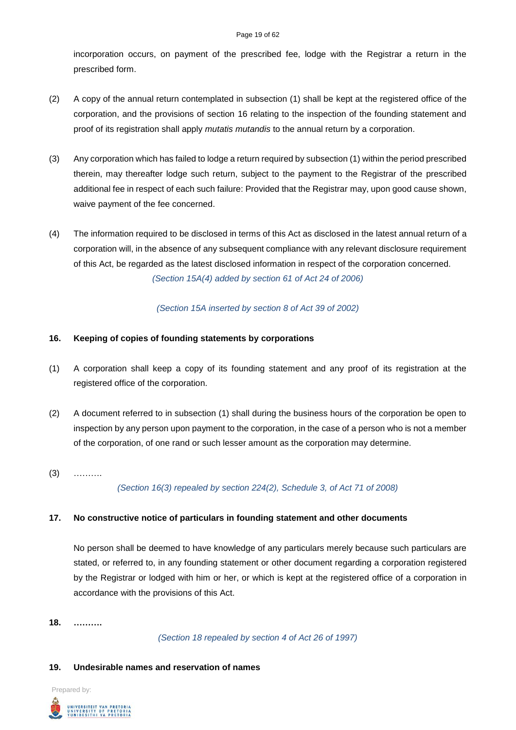incorporation occurs, on payment of the prescribed fee, lodge with the Registrar a return in the prescribed form.

(2) A copy of the annual return contemplated in subsection (1) shall be kept at the registered office of the corporation, and the provisions of section 16 relating to the inspection of the founding statement and proof of its registration shall apply *mutatis mutandis* to the annual return by a corporation.

(3) Any corporation which has failed to lodge a return required by subsection (1) within the period prescribed therein, may thereafter lodge such return, subject to the payment to the Registrar of the prescribed additional fee in respect of each such failure: Provided that the Registrar may, upon good cause shown, waive payment of the fee concerned.

(4) The information required to be disclosed in terms of this Act as disclosed in the latest annual return of a corporation will, in the absence of any subsequent compliance with any relevant disclosure requirement of this Act, be regarded as the latest disclosed information in respect of the corporation concerned.

*(Section 15A(4) added by section 61 of Act 24 of 2006)*

*(Section 15A inserted by section 8 of Act 39 of 2002)*

**16. Keeping of copies of founding statements by corporations**

(1) A corporation shall keep a copy of its founding statement and any proof of its registration at the registered office of the corporation.

(2) A document referred to in subsection (1) shall during the business hours of the corporation be open to inspection by any person upon payment to the corporation, in the case of a person who is not a member of the corporation, of one rand or such lesser amount as the corporation may determine.

(3) ……….

*(Section 16(3) repealed by section 224(2), Schedule 3, of Act 71 of 2008)*

**17. No constructive notice of particulars in founding statement and other documents**

No person shall be deemed to have knowledge of any particulars merely because such particulars are stated, or referred to, in any founding statement or other document regarding a corporation registered by the Registrar or lodged with him or her, or which is kept at the registered office of a corporation in accordance with the provisions of this Act.

**18. ……….**

*(Section 18 repealed by section 4 of Act 26 of 1997)*

**19. Undesirable names and reservation of names**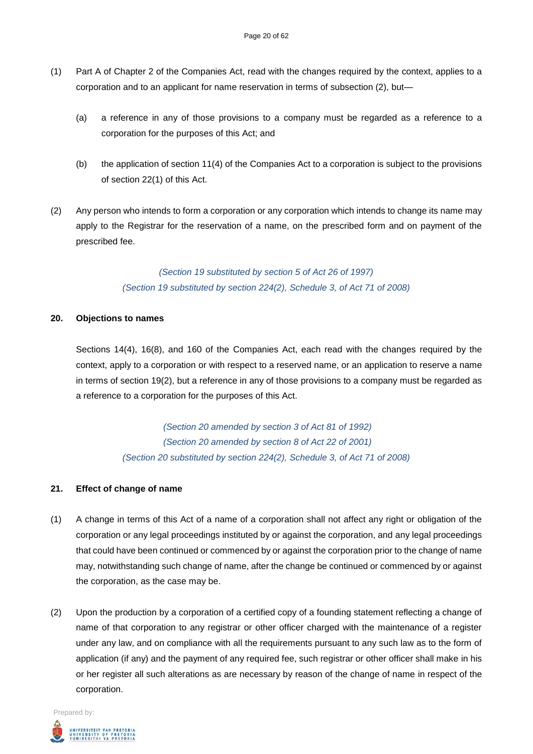(1) Part A of Chapter 2 of the Companies Act, read with the changes required by the context, applies to a corporation and to an applicant for name reservation in terms of subsection (2), but—

(a) a reference in any of those provisions to a company must be regarded as a reference to a corporation for the purposes of this Act; and

(b) the application of section 11(4) of the Companies Act to a corporation is subject to the provisions of section 22(1) of this Act.

(2) Any person who intends to form a corporation or any corporation which intends to change its name may apply to the Registrar for the reservation of a name, on the prescribed form and on payment of the prescribed fee.

*(Section 19 substituted by section 5 of Act 26 of 1997)*
*(Section 19 substituted by section 224(2), Schedule 3, of Act 71 of 2008)*

**20. Objections to names**

Sections 14(4), 16(8), and 160 of the Companies Act, each read with the changes required by the context, apply to a corporation or with respect to a reserved name, or an application to reserve a name in terms of section 19(2), but a reference in any of those provisions to a company must be regarded as a reference to a corporation for the purposes of this Act.

*(Section 20 amended by section 3 of Act 81 of 1992)*
*(Section 20 amended by section 8 of Act 22 of 2001)*
*(Section 20 substituted by section 224(2), Schedule 3, of Act 71 of 2008)*

**21. Effect of change of name**

(1) A change in terms of this Act of a name of a corporation shall not affect any right or obligation of the corporation or any legal proceedings instituted by or against the corporation, and any legal proceedings that could have been continued or commenced by or against the corporation prior to the change of name may, notwithstanding such change of name, after the change be continued or commenced by or against the corporation, as the case may be.

(2) Upon the production by a corporation of a certified copy of a founding statement reflecting a change of name of that corporation to any registrar or other officer charged with the maintenance of a register under any law, and on compliance with all the requirements pursuant to any such law as to the form of application (if any) and the payment of any required fee, such registrar or other officer shall make in his or her register all such alterations as are necessary by reason of the change of name in respect of the corporation.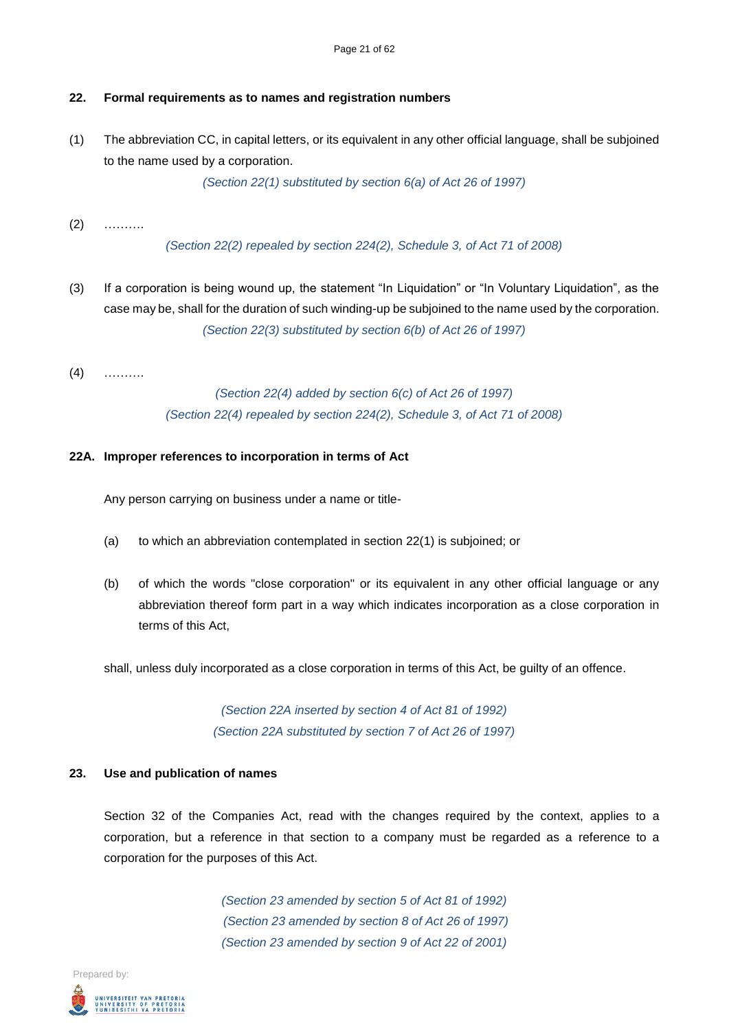### 22. Formal requirements as to names and registration numbers

(1) The abbreviation CC, in capital letters, or its equivalent in any other official language, shall be subjoined to the name used by a corporation.

*(Section 22(1) substituted by section 6(a) of Act 26 of 1997)*

(2) ……….

*(Section 22(2) repealed by section 224(2), Schedule 3, of Act 71 of 2008)*

(3) If a corporation is being wound up, the statement “In Liquidation” or “In Voluntary Liquidation”, as the case may be, shall for the duration of such winding-up be subjoined to the name used by the corporation.

*(Section 22(3) substituted by section 6(b) of Act 26 of 1997)*

(4) ……….

*(Section 22(4) added by section 6(c) of Act 26 of 1997)*
*(Section 22(4) repealed by section 224(2), Schedule 3, of Act 71 of 2008)*

### 22A. Improper references to incorporation in terms of Act

Any person carrying on business under a name or title-

(a) to which an abbreviation contemplated in section 22(1) is subjoined; or

(b) of which the words "close corporation" or its equivalent in any other official language or any abbreviation thereof form part in a way which indicates incorporation as a close corporation in terms of this Act,

shall, unless duly incorporated as a close corporation in terms of this Act, be guilty of an offence.

*(Section 22A inserted by section 4 of Act 81 of 1992)*
*(Section 22A substituted by section 7 of Act 26 of 1997)*

### 23. Use and publication of names

Section 32 of the Companies Act, read with the changes required by the context, applies to a corporation, but a reference in that section to a company must be regarded as a reference to a corporation for the purposes of this Act.

*(Section 23 amended by section 5 of Act 81 of 1992)*
*(Section 23 amended by section 8 of Act 26 of 1997)*
*(Section 23 amended by section 9 of Act 22 of 2001)*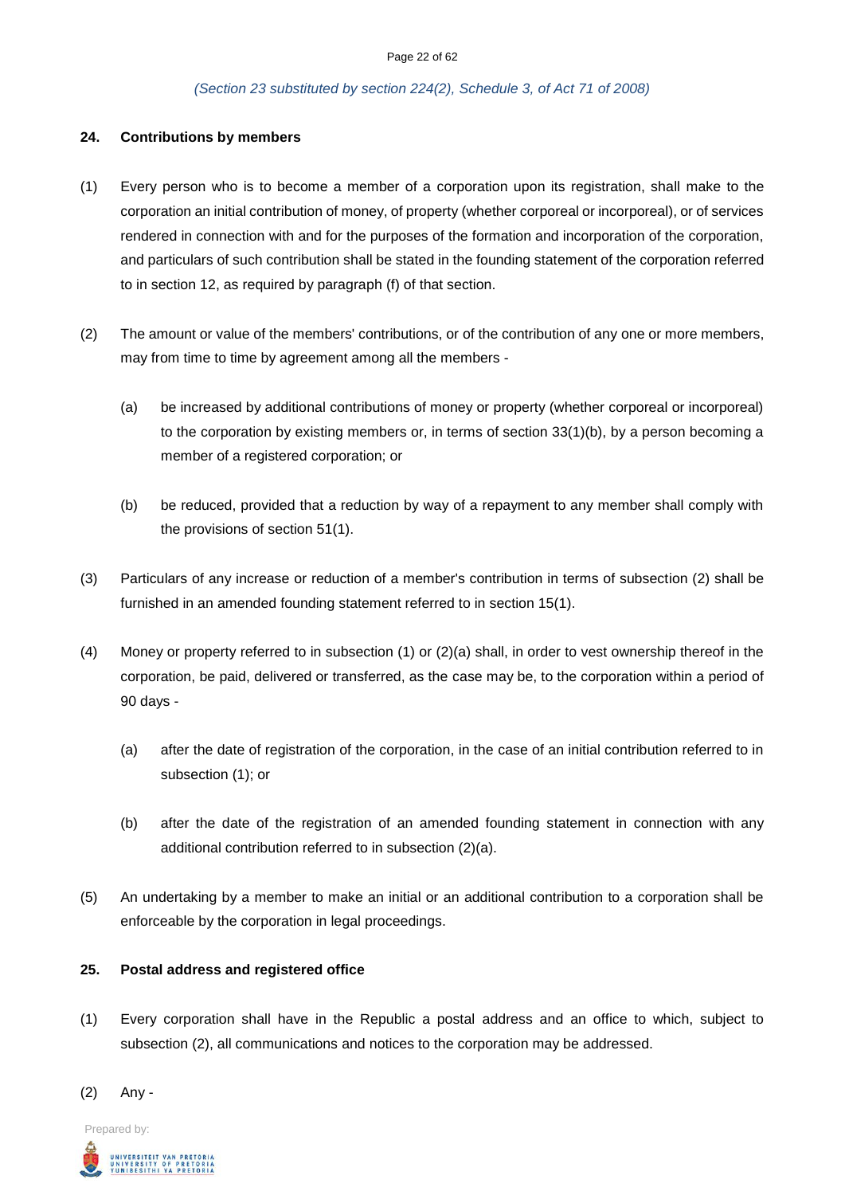*(Section 23 substituted by section 224(2), Schedule 3, of Act 71 of 2008)*

**24. Contributions by members**

(1) Every person who is to become a member of a corporation upon its registration, shall make to the corporation an initial contribution of money, of property (whether corporeal or incorporeal), or of services rendered in connection with and for the purposes of the formation and incorporation of the corporation, and particulars of such contribution shall be stated in the founding statement of the corporation referred to in section 12, as required by paragraph (f) of that section.

(2) The amount or value of the members' contributions, or of the contribution of any one or more members, may from time to time by agreement among all the members -

(a) be increased by additional contributions of money or property (whether corporeal or incorporeal) to the corporation by existing members or, in terms of section 33(1)(b), by a person becoming a member of a registered corporation; or

(b) be reduced, provided that a reduction by way of a repayment to any member shall comply with the provisions of section 51(1).

(3) Particulars of any increase or reduction of a member's contribution in terms of subsection (2) shall be furnished in an amended founding statement referred to in section 15(1).

(4) Money or property referred to in subsection (1) or (2)(a) shall, in order to vest ownership thereof in the corporation, be paid, delivered or transferred, as the case may be, to the corporation within a period of 90 days -

(a) after the date of registration of the corporation, in the case of an initial contribution referred to in subsection (1); or

(b) after the date of the registration of an amended founding statement in connection with any additional contribution referred to in subsection (2)(a).

(5) An undertaking by a member to make an initial or an additional contribution to a corporation shall be enforceable by the corporation in legal proceedings.

**25. Postal address and registered office**

(1) Every corporation shall have in the Republic a postal address and an office to which, subject to subsection (2), all communications and notices to the corporation may be addressed.

(2) Any -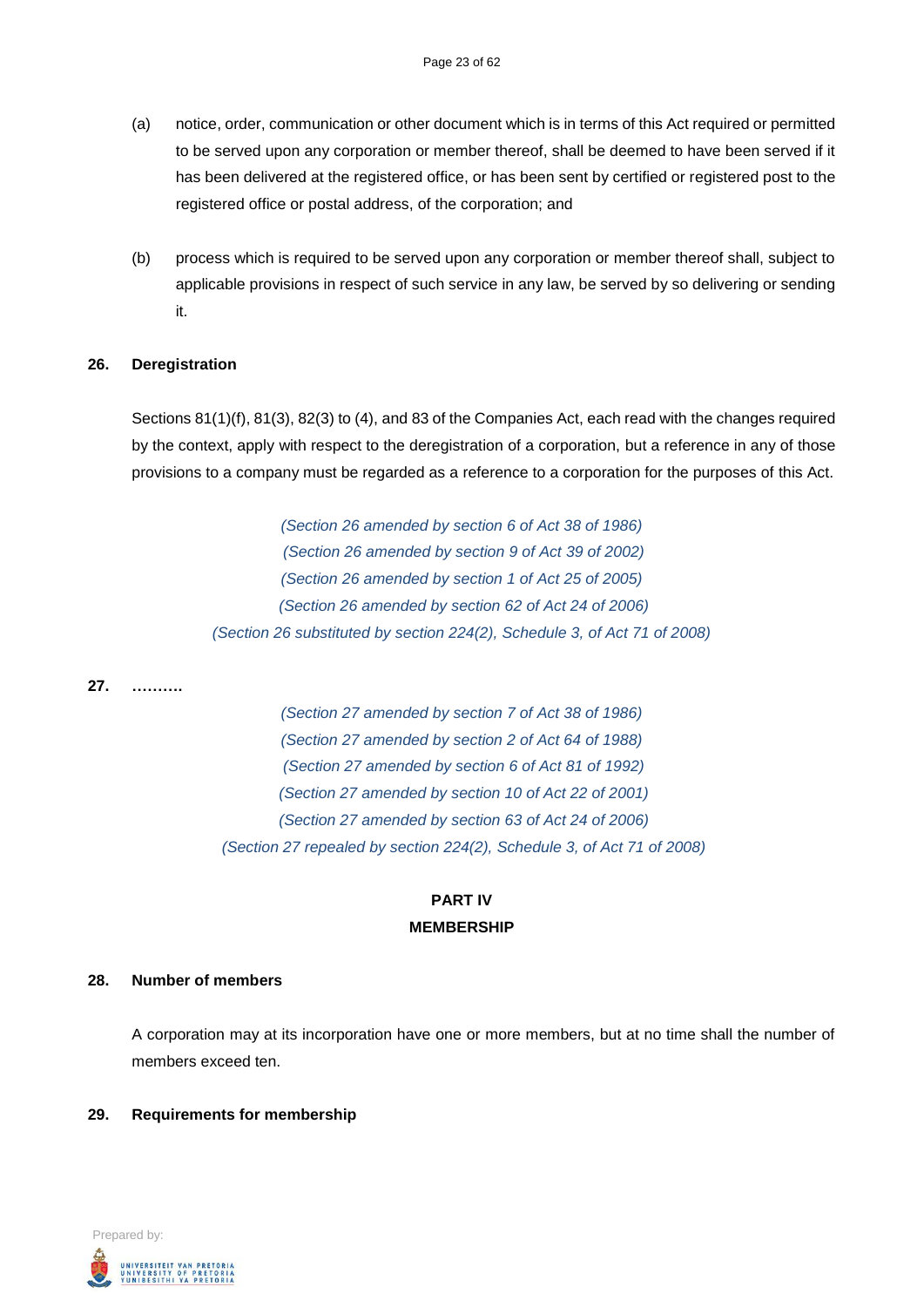(a) notice, order, communication or other document which is in terms of this Act required or permitted to be served upon any corporation or member thereof, shall be deemed to have been served if it has been delivered at the registered office, or has been sent by certified or registered post to the registered office or postal address, of the corporation; and

(b) process which is required to be served upon any corporation or member thereof shall, subject to applicable provisions in respect of such service in any law, be served by so delivering or sending it.

**26. Deregistration**

Sections 81(1)(f), 81(3), 82(3) to (4), and 83 of the Companies Act, each read with the changes required by the context, apply with respect to the deregistration of a corporation, but a reference in any of those provisions to a company must be regarded as a reference to a corporation for the purposes of this Act.

*(Section 26 amended by section 6 of Act 38 of 1986)*
*(Section 26 amended by section 9 of Act 39 of 2002)*
*(Section 26 amended by section 1 of Act 25 of 2005)*
*(Section 26 amended by section 62 of Act 24 of 2006)*
*(Section 26 substituted by section 224(2), Schedule 3, of Act 71 of 2008)*

**27. ……….**

*(Section 27 amended by section 7 of Act 38 of 1986)*
*(Section 27 amended by section 2 of Act 64 of 1988)*
*(Section 27 amended by section 6 of Act 81 of 1992)*
*(Section 27 amended by section 10 of Act 22 of 2001)*
*(Section 27 amended by section 63 of Act 24 of 2006)*
*(Section 27 repealed by section 224(2), Schedule 3, of Act 71 of 2008)*

## PART IV
## MEMBERSHIP

**28. Number of members**

A corporation may at its incorporation have one or more members, but at no time shall the number of members exceed ten.

**29. Requirements for membership**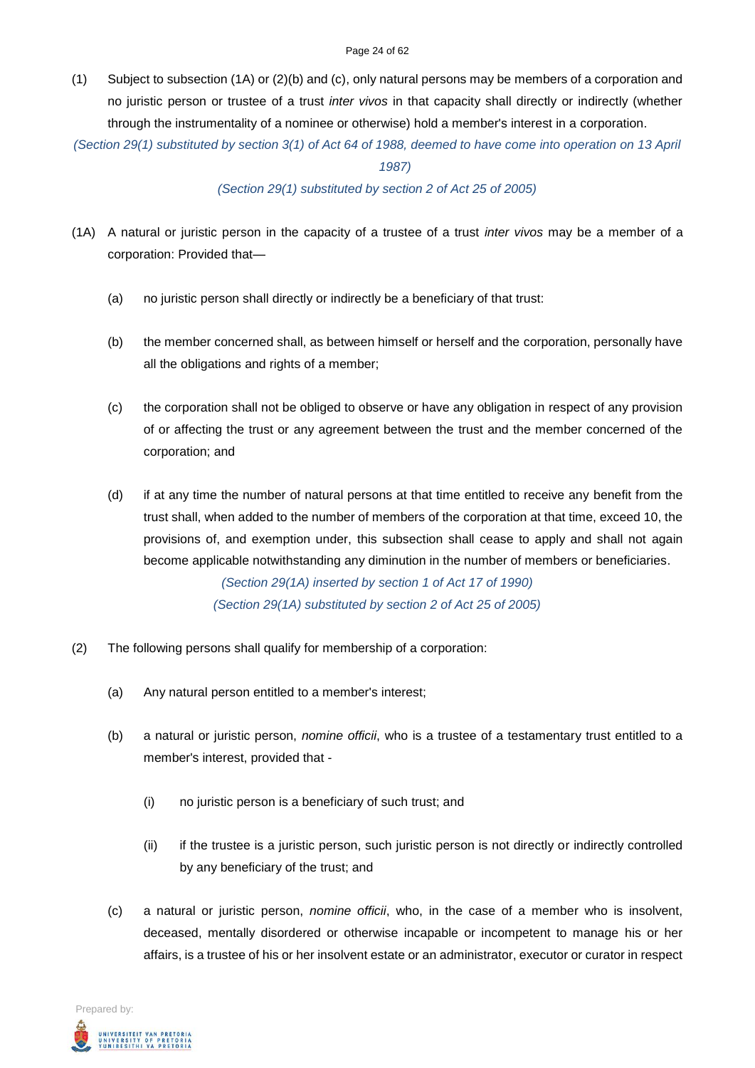(1) Subject to subsection (1A) or (2)(b) and (c), only natural persons may be members of a corporation and no juristic person or trustee of a trust *inter vivos* in that capacity shall directly or indirectly (whether through the instrumentality of a nominee or otherwise) hold a member's interest in a corporation.

*(Section 29(1) substituted by section 3(1) of Act 64 of 1988, deemed to have come into operation on 13 April 1987)*

*(Section 29(1) substituted by section 2 of Act 25 of 2005)*

(1A) A natural or juristic person in the capacity of a trustee of a trust *inter vivos* may be a member of a corporation: Provided that—

(a) no juristic person shall directly or indirectly be a beneficiary of that trust:

(b) the member concerned shall, as between himself or herself and the corporation, personally have all the obligations and rights of a member;

(c) the corporation shall not be obliged to observe or have any obligation in respect of any provision of or affecting the trust or any agreement between the trust and the member concerned of the corporation; and

(d) if at any time the number of natural persons at that time entitled to receive any benefit from the trust shall, when added to the number of members of the corporation at that time, exceed 10, the provisions of, and exemption under, this subsection shall cease to apply and shall not again become applicable notwithstanding any diminution in the number of members or beneficiaries.

*(Section 29(1A) inserted by section 1 of Act 17 of 1990)*

*(Section 29(1A) substituted by section 2 of Act 25 of 2005)*

(2) The following persons shall qualify for membership of a corporation:

(a) Any natural person entitled to a member's interest;

(b) a natural or juristic person, *nomine officii*, who is a trustee of a testamentary trust entitled to a member's interest, provided that -

(i) no juristic person is a beneficiary of such trust; and

(ii) if the trustee is a juristic person, such juristic person is not directly or indirectly controlled by any beneficiary of the trust; and

(c) a natural or juristic person, *nomine officii*, who, in the case of a member who is insolvent, deceased, mentally disordered or otherwise incapable or incompetent to manage his or her affairs, is a trustee of his or her insolvent estate or an administrator, executor or curator in respect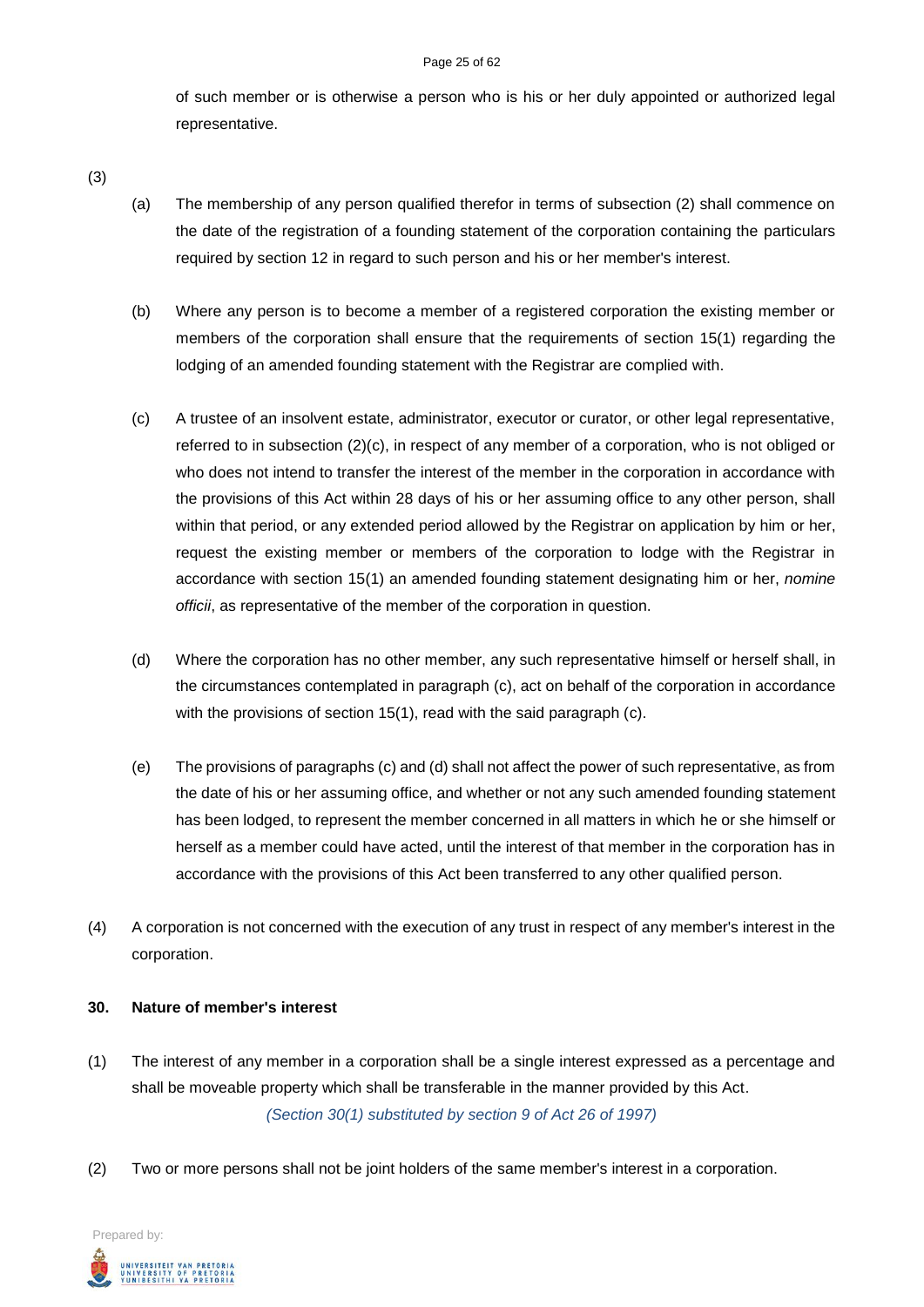of such member or is otherwise a person who is his or her duly appointed or authorized legal representative.

(3)

(a) The membership of any person qualified therefor in terms of subsection (2) shall commence on the date of the registration of a founding statement of the corporation containing the particulars required by section 12 in regard to such person and his or her member's interest.

(b) Where any person is to become a member of a registered corporation the existing member or members of the corporation shall ensure that the requirements of section 15(1) regarding the lodging of an amended founding statement with the Registrar are complied with.

(c) A trustee of an insolvent estate, administrator, executor or curator, or other legal representative, referred to in subsection (2)(c), in respect of any member of a corporation, who is not obliged or who does not intend to transfer the interest of the member in the corporation in accordance with the provisions of this Act within 28 days of his or her assuming office to any other person, shall within that period, or any extended period allowed by the Registrar on application by him or her, request the existing member or members of the corporation to lodge with the Registrar in accordance with section 15(1) an amended founding statement designating him or her, *nomine officii*, as representative of the member of the corporation in question.

(d) Where the corporation has no other member, any such representative himself or herself shall, in the circumstances contemplated in paragraph (c), act on behalf of the corporation in accordance with the provisions of section 15(1), read with the said paragraph (c).

(e) The provisions of paragraphs (c) and (d) shall not affect the power of such representative, as from the date of his or her assuming office, and whether or not any such amended founding statement has been lodged, to represent the member concerned in all matters in which he or she himself or herself as a member could have acted, until the interest of that member in the corporation has in accordance with the provisions of this Act been transferred to any other qualified person.

(4) A corporation is not concerned with the execution of any trust in respect of any member's interest in the corporation.

**30. Nature of member's interest**

(1) The interest of any member in a corporation shall be a single interest expressed as a percentage and shall be moveable property which shall be transferable in the manner provided by this Act.

*(Section 30(1) substituted by section 9 of Act 26 of 1997)*

(2) Two or more persons shall not be joint holders of the same member's interest in a corporation.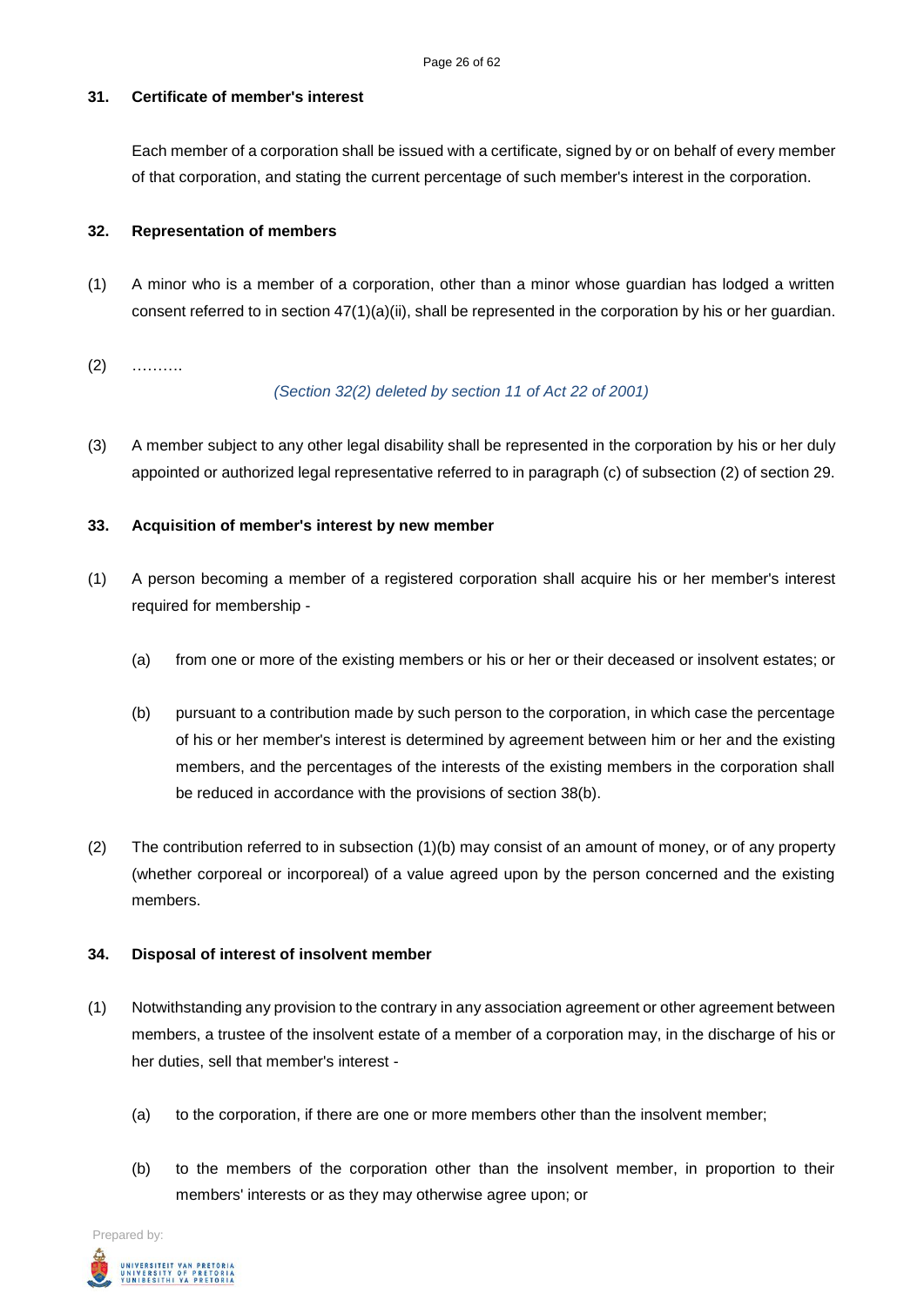### 31. Certificate of member's interest

Each member of a corporation shall be issued with a certificate, signed by or on behalf of every member of that corporation, and stating the current percentage of such member's interest in the corporation.

### 32. Representation of members

(1) A minor who is a member of a corporation, other than a minor whose guardian has lodged a written consent referred to in section 47(1)(a)(ii), shall be represented in the corporation by his or her guardian.

(2) ……….

*(Section 32(2) deleted by section 11 of Act 22 of 2001)*

(3) A member subject to any other legal disability shall be represented in the corporation by his or her duly appointed or authorized legal representative referred to in paragraph (c) of subsection (2) of section 29.

### 33. Acquisition of member's interest by new member

(1) A person becoming a member of a registered corporation shall acquire his or her member's interest required for membership -

(a) from one or more of the existing members or his or her or their deceased or insolvent estates; or

(b) pursuant to a contribution made by such person to the corporation, in which case the percentage of his or her member's interest is determined by agreement between him or her and the existing members, and the percentages of the interests of the existing members in the corporation shall be reduced in accordance with the provisions of section 38(b).

(2) The contribution referred to in subsection (1)(b) may consist of an amount of money, or of any property (whether corporeal or incorporeal) of a value agreed upon by the person concerned and the existing members.

### 34. Disposal of interest of insolvent member

(1) Notwithstanding any provision to the contrary in any association agreement or other agreement between members, a trustee of the insolvent estate of a member of a corporation may, in the discharge of his or her duties, sell that member's interest -

(a) to the corporation, if there are one or more members other than the insolvent member;

(b) to the members of the corporation other than the insolvent member, in proportion to their members' interests or as they may otherwise agree upon; or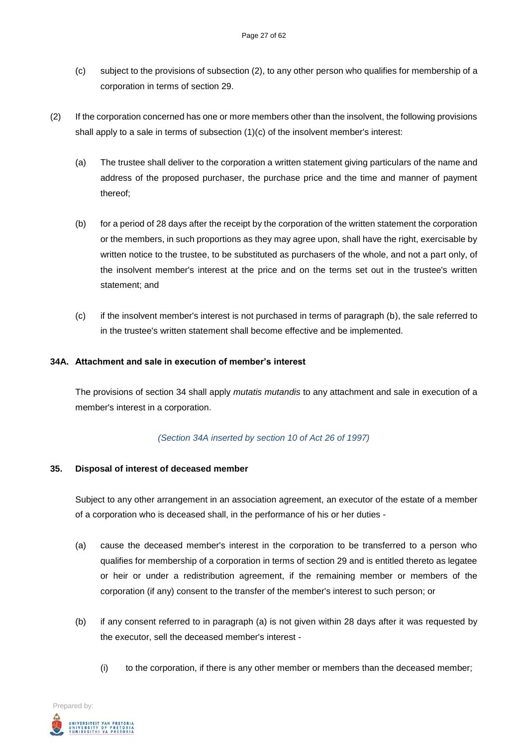(c) subject to the provisions of subsection (2), to any other person who qualifies for membership of a corporation in terms of section 29.

(2) If the corporation concerned has one or more members other than the insolvent, the following provisions shall apply to a sale in terms of subsection (1)(c) of the insolvent member's interest:

(a) The trustee shall deliver to the corporation a written statement giving particulars of the name and address of the proposed purchaser, the purchase price and the time and manner of payment thereof;

(b) for a period of 28 days after the receipt by the corporation of the written statement the corporation or the members, in such proportions as they may agree upon, shall have the right, exercisable by written notice to the trustee, to be substituted as purchasers of the whole, and not a part only, of the insolvent member's interest at the price and on the terms set out in the trustee's written statement; and

(c) if the insolvent member's interest is not purchased in terms of paragraph (b), the sale referred to in the trustee's written statement shall become effective and be implemented.

**34A. Attachment and sale in execution of member's interest**

The provisions of section 34 shall apply *mutatis mutandis* to any attachment and sale in execution of a member's interest in a corporation.

*(Section 34A inserted by section 10 of Act 26 of 1997)*

**35. Disposal of interest of deceased member**

Subject to any other arrangement in an association agreement, an executor of the estate of a member of a corporation who is deceased shall, in the performance of his or her duties -

(a) cause the deceased member's interest in the corporation to be transferred to a person who qualifies for membership of a corporation in terms of section 29 and is entitled thereto as legatee or heir or under a redistribution agreement, if the remaining member or members of the corporation (if any) consent to the transfer of the member's interest to such person; or

(b) if any consent referred to in paragraph (a) is not given within 28 days after it was requested by the executor, sell the deceased member's interest -

(i) to the corporation, if there is any other member or members than the deceased member;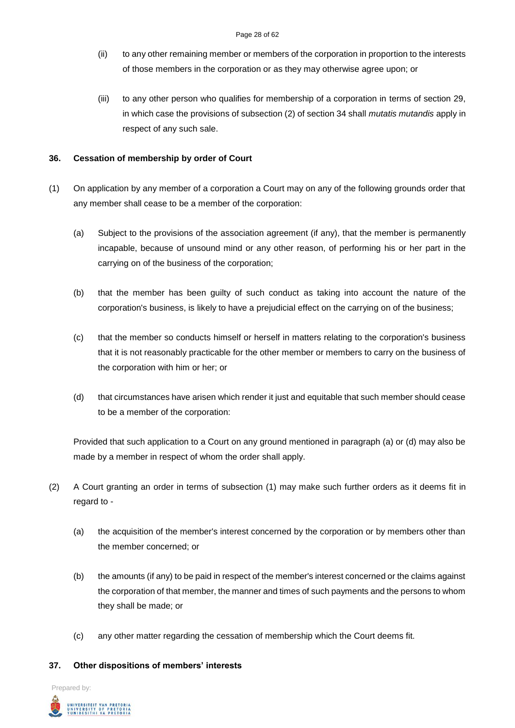(ii) to any other remaining member or members of the corporation in proportion to the interests of those members in the corporation or as they may otherwise agree upon; or

(iii) to any other person who qualifies for membership of a corporation in terms of section 29, in which case the provisions of subsection (2) of section 34 shall *mutatis mutandis* apply in respect of any such sale.

**36. Cessation of membership by order of Court**

(1) On application by any member of a corporation a Court may on any of the following grounds order that any member shall cease to be a member of the corporation:

(a) Subject to the provisions of the association agreement (if any), that the member is permanently incapable, because of unsound mind or any other reason, of performing his or her part in the carrying on of the business of the corporation;

(b) that the member has been guilty of such conduct as taking into account the nature of the corporation's business, is likely to have a prejudicial effect on the carrying on of the business;

(c) that the member so conducts himself or herself in matters relating to the corporation's business that it is not reasonably practicable for the other member or members to carry on the business of the corporation with him or her; or

(d) that circumstances have arisen which render it just and equitable that such member should cease to be a member of the corporation:

Provided that such application to a Court on any ground mentioned in paragraph (a) or (d) may also be made by a member in respect of whom the order shall apply.

(2) A Court granting an order in terms of subsection (1) may make such further orders as it deems fit in regard to -

(a) the acquisition of the member's interest concerned by the corporation or by members other than the member concerned; or

(b) the amounts (if any) to be paid in respect of the member's interest concerned or the claims against the corporation of that member, the manner and times of such payments and the persons to whom they shall be made; or

(c) any other matter regarding the cessation of membership which the Court deems fit.

**37. Other dispositions of members' interests**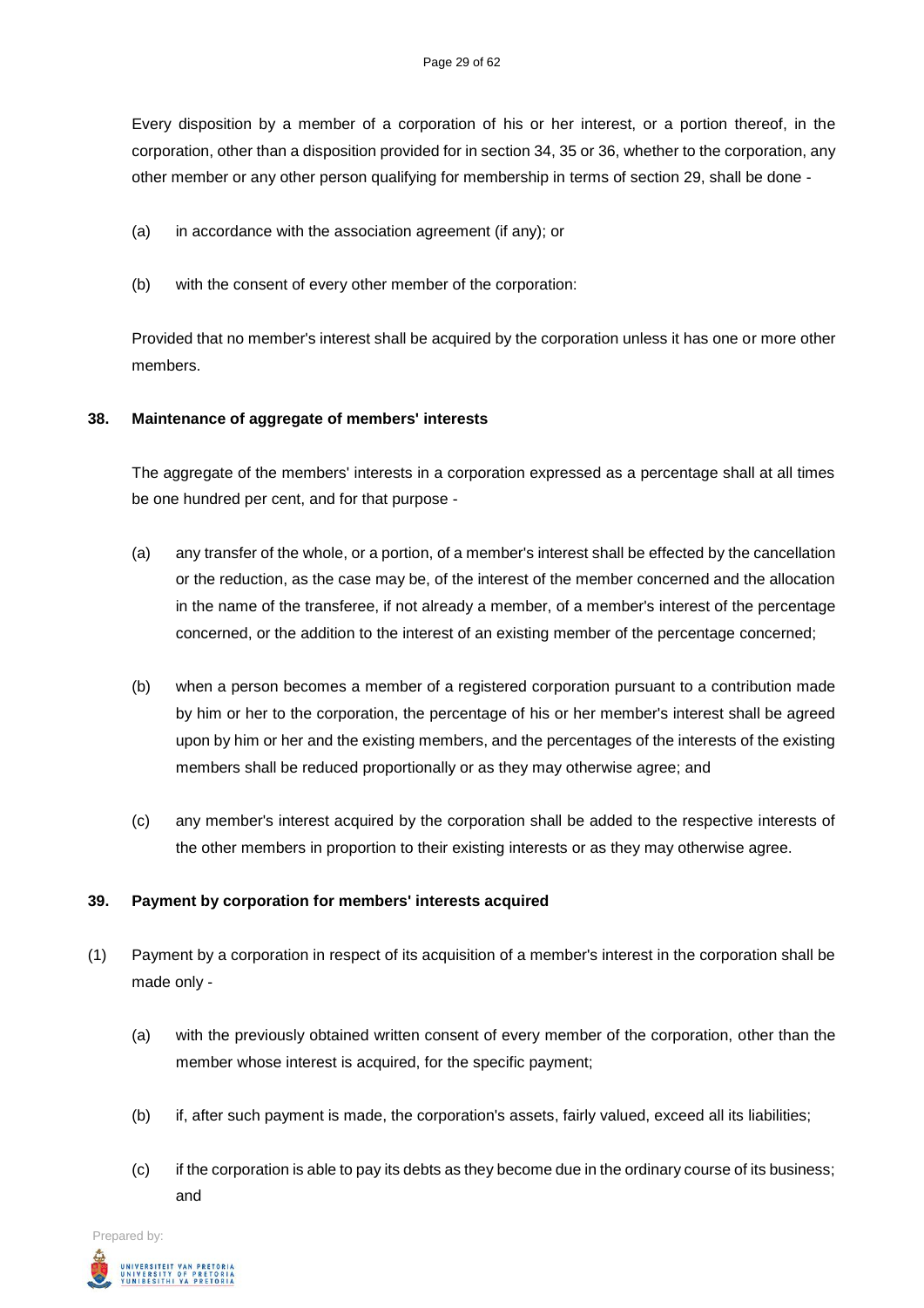Every disposition by a member of a corporation of his or her interest, or a portion thereof, in the corporation, other than a disposition provided for in section 34, 35 or 36, whether to the corporation, any other member or any other person qualifying for membership in terms of section 29, shall be done -

(a) in accordance with the association agreement (if any); or

(b) with the consent of every other member of the corporation:

Provided that no member's interest shall be acquired by the corporation unless it has one or more other members.

**38. Maintenance of aggregate of members' interests**

The aggregate of the members' interests in a corporation expressed as a percentage shall at all times be one hundred per cent, and for that purpose -

(a) any transfer of the whole, or a portion, of a member's interest shall be effected by the cancellation or the reduction, as the case may be, of the interest of the member concerned and the allocation in the name of the transferee, if not already a member, of a member's interest of the percentage concerned, or the addition to the interest of an existing member of the percentage concerned;

(b) when a person becomes a member of a registered corporation pursuant to a contribution made by him or her to the corporation, the percentage of his or her member's interest shall be agreed upon by him or her and the existing members, and the percentages of the interests of the existing members shall be reduced proportionally or as they may otherwise agree; and

(c) any member's interest acquired by the corporation shall be added to the respective interests of the other members in proportion to their existing interests or as they may otherwise agree.

**39. Payment by corporation for members' interests acquired**

(1) Payment by a corporation in respect of its acquisition of a member's interest in the corporation shall be made only -

(a) with the previously obtained written consent of every member of the corporation, other than the member whose interest is acquired, for the specific payment;

(b) if, after such payment is made, the corporation's assets, fairly valued, exceed all its liabilities;

(c) if the corporation is able to pay its debts as they become due in the ordinary course of its business; and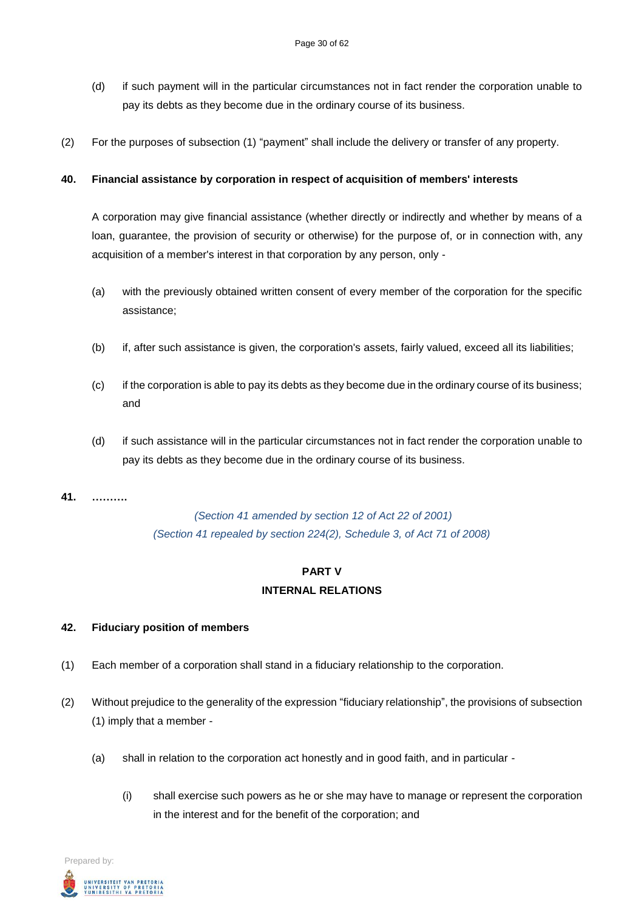(d) if such payment will in the particular circumstances not in fact render the corporation unable to pay its debts as they become due in the ordinary course of its business.

(2) For the purposes of subsection (1) "payment" shall include the delivery or transfer of any property.

**40. Financial assistance by corporation in respect of acquisition of members' interests**

A corporation may give financial assistance (whether directly or indirectly and whether by means of a loan, guarantee, the provision of security or otherwise) for the purpose of, or in connection with, any acquisition of a member's interest in that corporation by any person, only -

(a) with the previously obtained written consent of every member of the corporation for the specific assistance;

(b) if, after such assistance is given, the corporation's assets, fairly valued, exceed all its liabilities;

(c) if the corporation is able to pay its debts as they become due in the ordinary course of its business; and

(d) if such assistance will in the particular circumstances not in fact render the corporation unable to pay its debts as they become due in the ordinary course of its business.

**41. ……….**

*(Section 41 amended by section 12 of Act 22 of 2001)*
*(Section 41 repealed by section 224(2), Schedule 3, of Act 71 of 2008)*

## PART V
## INTERNAL RELATIONS

**42. Fiduciary position of members**

(1) Each member of a corporation shall stand in a fiduciary relationship to the corporation.

(2) Without prejudice to the generality of the expression "fiduciary relationship", the provisions of subsection (1) imply that a member -

(a) shall in relation to the corporation act honestly and in good faith, and in particular -

(i) shall exercise such powers as he or she may have to manage or represent the corporation in the interest and for the benefit of the corporation; and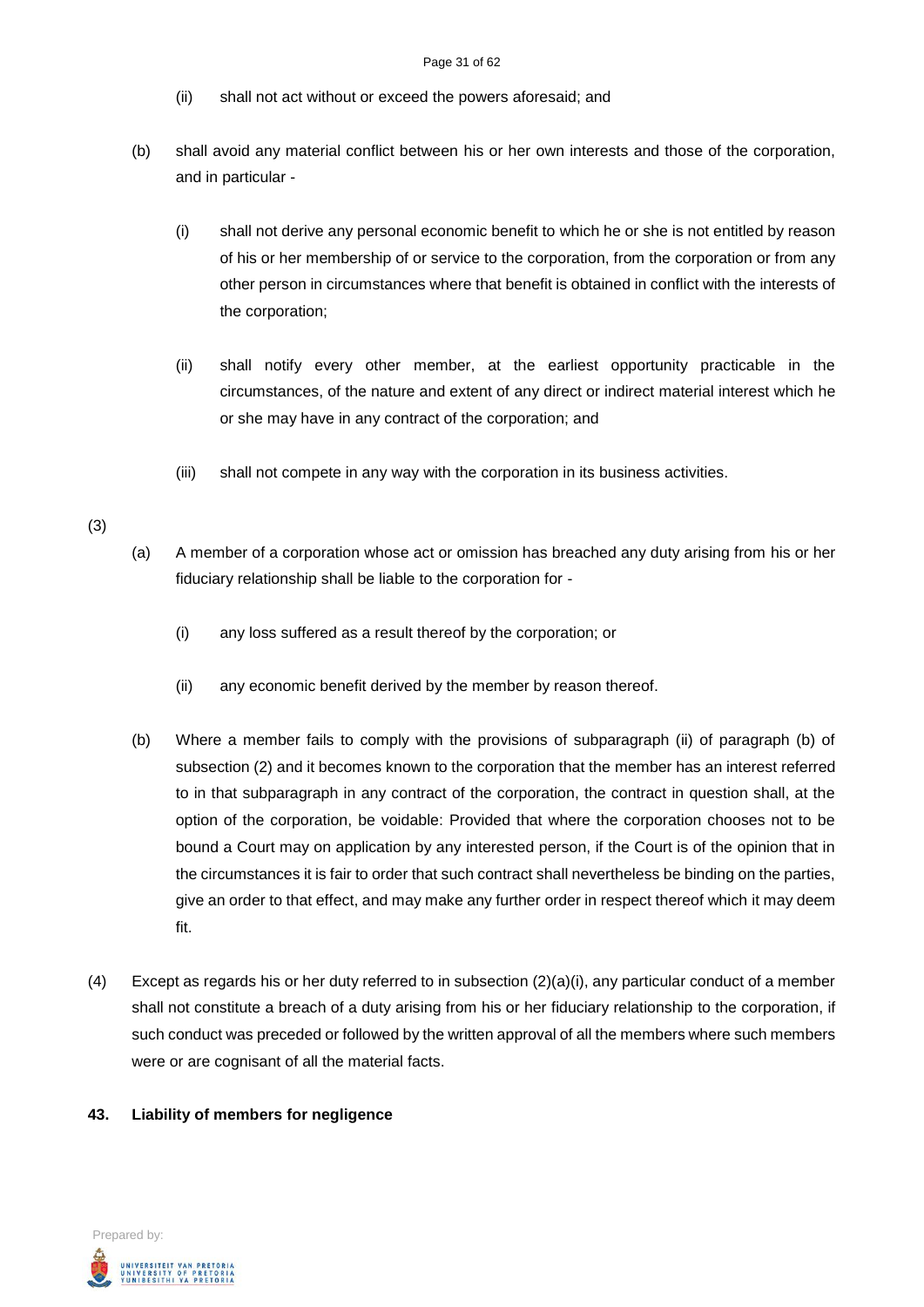(ii) shall not act without or exceed the powers aforesaid; and

(b) shall avoid any material conflict between his or her own interests and those of the corporation, and in particular -

(i) shall not derive any personal economic benefit to which he or she is not entitled by reason of his or her membership of or service to the corporation, from the corporation or from any other person in circumstances where that benefit is obtained in conflict with the interests of the corporation;

(ii) shall notify every other member, at the earliest opportunity practicable in the circumstances, of the nature and extent of any direct or indirect material interest which he or she may have in any contract of the corporation; and

(iii) shall not compete in any way with the corporation in its business activities.

(3)

(a) A member of a corporation whose act or omission has breached any duty arising from his or her fiduciary relationship shall be liable to the corporation for -

(i) any loss suffered as a result thereof by the corporation; or

(ii) any economic benefit derived by the member by reason thereof.

(b) Where a member fails to comply with the provisions of subparagraph (ii) of paragraph (b) of subsection (2) and it becomes known to the corporation that the member has an interest referred to in that subparagraph in any contract of the corporation, the contract in question shall, at the option of the corporation, be voidable: Provided that where the corporation chooses not to be bound a Court may on application by any interested person, if the Court is of the opinion that in the circumstances it is fair to order that such contract shall nevertheless be binding on the parties, give an order to that effect, and may make any further order in respect thereof which it may deem fit.

(4) Except as regards his or her duty referred to in subsection (2)(a)(i), any particular conduct of a member shall not constitute a breach of a duty arising from his or her fiduciary relationship to the corporation, if such conduct was preceded or followed by the written approval of all the members where such members were or are cognisant of all the material facts.

**43. Liability of members for negligence**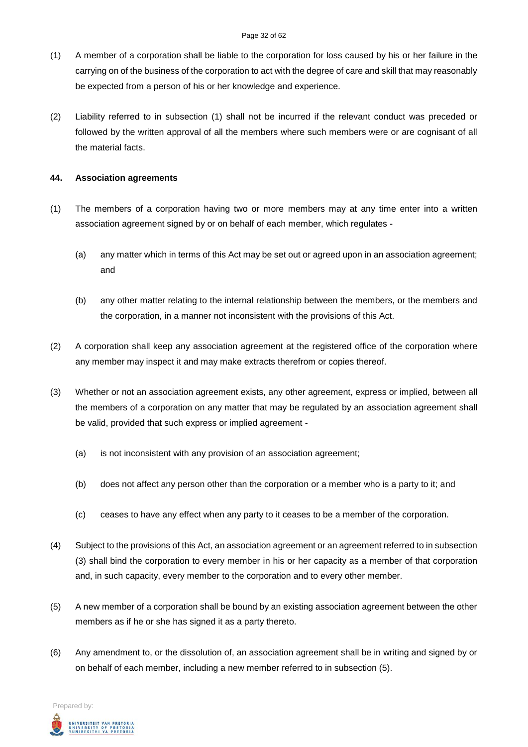(1) A member of a corporation shall be liable to the corporation for loss caused by his or her failure in the carrying on of the business of the corporation to act with the degree of care and skill that may reasonably be expected from a person of his or her knowledge and experience.

(2) Liability referred to in subsection (1) shall not be incurred if the relevant conduct was preceded or followed by the written approval of all the members where such members were or are cognisant of all the material facts.

**44. Association agreements**

(1) The members of a corporation having two or more members may at any time enter into a written association agreement signed by or on behalf of each member, which regulates -

(a) any matter which in terms of this Act may be set out or agreed upon in an association agreement; and

(b) any other matter relating to the internal relationship between the members, or the members and the corporation, in a manner not inconsistent with the provisions of this Act.

(2) A corporation shall keep any association agreement at the registered office of the corporation where any member may inspect it and may make extracts therefrom or copies thereof.

(3) Whether or not an association agreement exists, any other agreement, express or implied, between all the members of a corporation on any matter that may be regulated by an association agreement shall be valid, provided that such express or implied agreement -

(a) is not inconsistent with any provision of an association agreement;

(b) does not affect any person other than the corporation or a member who is a party to it; and

(c) ceases to have any effect when any party to it ceases to be a member of the corporation.

(4) Subject to the provisions of this Act, an association agreement or an agreement referred to in subsection (3) shall bind the corporation to every member in his or her capacity as a member of that corporation and, in such capacity, every member to the corporation and to every other member.

(5) A new member of a corporation shall be bound by an existing association agreement between the other members as if he or she has signed it as a party thereto.

(6) Any amendment to, or the dissolution of, an association agreement shall be in writing and signed by or on behalf of each member, including a new member referred to in subsection (5).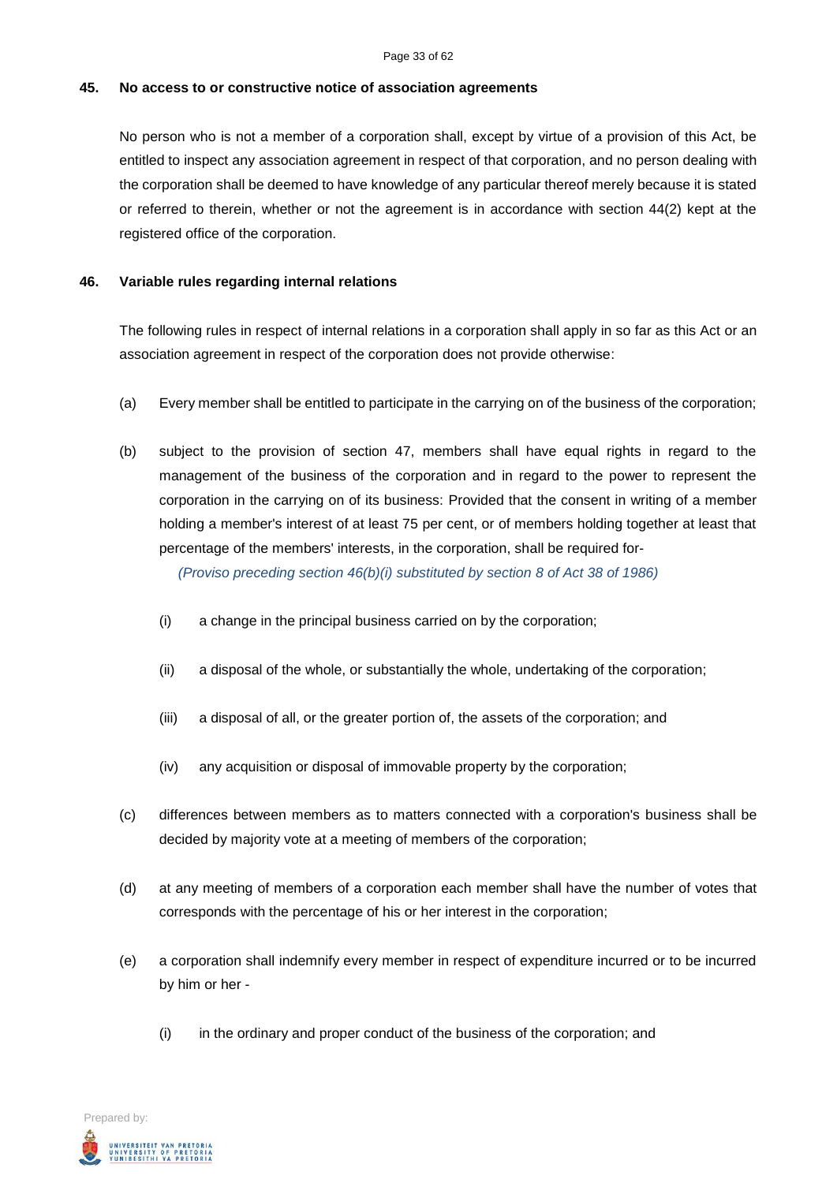### 45. No access to or constructive notice of association agreements

No person who is not a member of a corporation shall, except by virtue of a provision of this Act, be entitled to inspect any association agreement in respect of that corporation, and no person dealing with the corporation shall be deemed to have knowledge of any particular thereof merely because it is stated or referred to therein, whether or not the agreement is in accordance with section 44(2) kept at the registered office of the corporation.

### 46. Variable rules regarding internal relations

The following rules in respect of internal relations in a corporation shall apply in so far as this Act or an association agreement in respect of the corporation does not provide otherwise:

(a) Every member shall be entitled to participate in the carrying on of the business of the corporation;

(b) subject to the provision of section 47, members shall have equal rights in regard to the management of the business of the corporation and in regard to the power to represent the corporation in the carrying on of its business: Provided that the consent in writing of a member holding a member's interest of at least 75 per cent, or of members holding together at least that percentage of the members' interests, in the corporation, shall be required for-

*(Proviso preceding section 46(b)(i) substituted by section 8 of Act 38 of 1986)*

  (i) a change in the principal business carried on by the corporation;

  (ii) a disposal of the whole, or substantially the whole, undertaking of the corporation;

  (iii) a disposal of all, or the greater portion of, the assets of the corporation; and

  (iv) any acquisition or disposal of immovable property by the corporation;

(c) differences between members as to matters connected with a corporation's business shall be decided by majority vote at a meeting of members of the corporation;

(d) at any meeting of members of a corporation each member shall have the number of votes that corresponds with the percentage of his or her interest in the corporation;

(e) a corporation shall indemnify every member in respect of expenditure incurred or to be incurred by him or her -

  (i) in the ordinary and proper conduct of the business of the corporation; and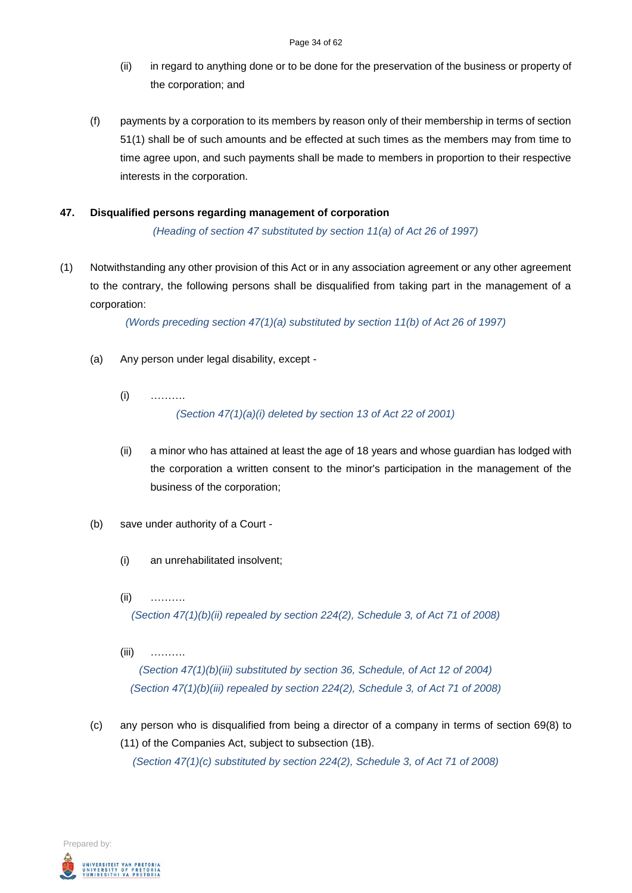(ii) in regard to anything done or to be done for the preservation of the business or property of the corporation; and

(f) payments by a corporation to its members by reason only of their membership in terms of section 51(1) shall be of such amounts and be effected at such times as the members may from time to time agree upon, and such payments shall be made to members in proportion to their respective interests in the corporation.

**47. Disqualified persons regarding management of corporation**

*(Heading of section 47 substituted by section 11(a) of Act 26 of 1997)*

(1) Notwithstanding any other provision of this Act or in any association agreement or any other agreement to the contrary, the following persons shall be disqualified from taking part in the management of a corporation:

*(Words preceding section 47(1)(a) substituted by section 11(b) of Act 26 of 1997)*

(a) Any person under legal disability, except -

(i) ……….

*(Section 47(1)(a)(i) deleted by section 13 of Act 22 of 2001)*

(ii) a minor who has attained at least the age of 18 years and whose guardian has lodged with the corporation a written consent to the minor's participation in the management of the business of the corporation;

(b) save under authority of a Court -

(i) an unrehabilitated insolvent;

(ii) ……….

*(Section 47(1)(b)(ii) repealed by section 224(2), Schedule 3, of Act 71 of 2008)*

(iii) ……….

*(Section 47(1)(b)(iii) substituted by section 36, Schedule, of Act 12 of 2004)*
*(Section 47(1)(b)(iii) repealed by section 224(2), Schedule 3, of Act 71 of 2008)*

(c) any person who is disqualified from being a director of a company in terms of section 69(8) to (11) of the Companies Act, subject to subsection (1B).

*(Section 47(1)(c) substituted by section 224(2), Schedule 3, of Act 71 of 2008)*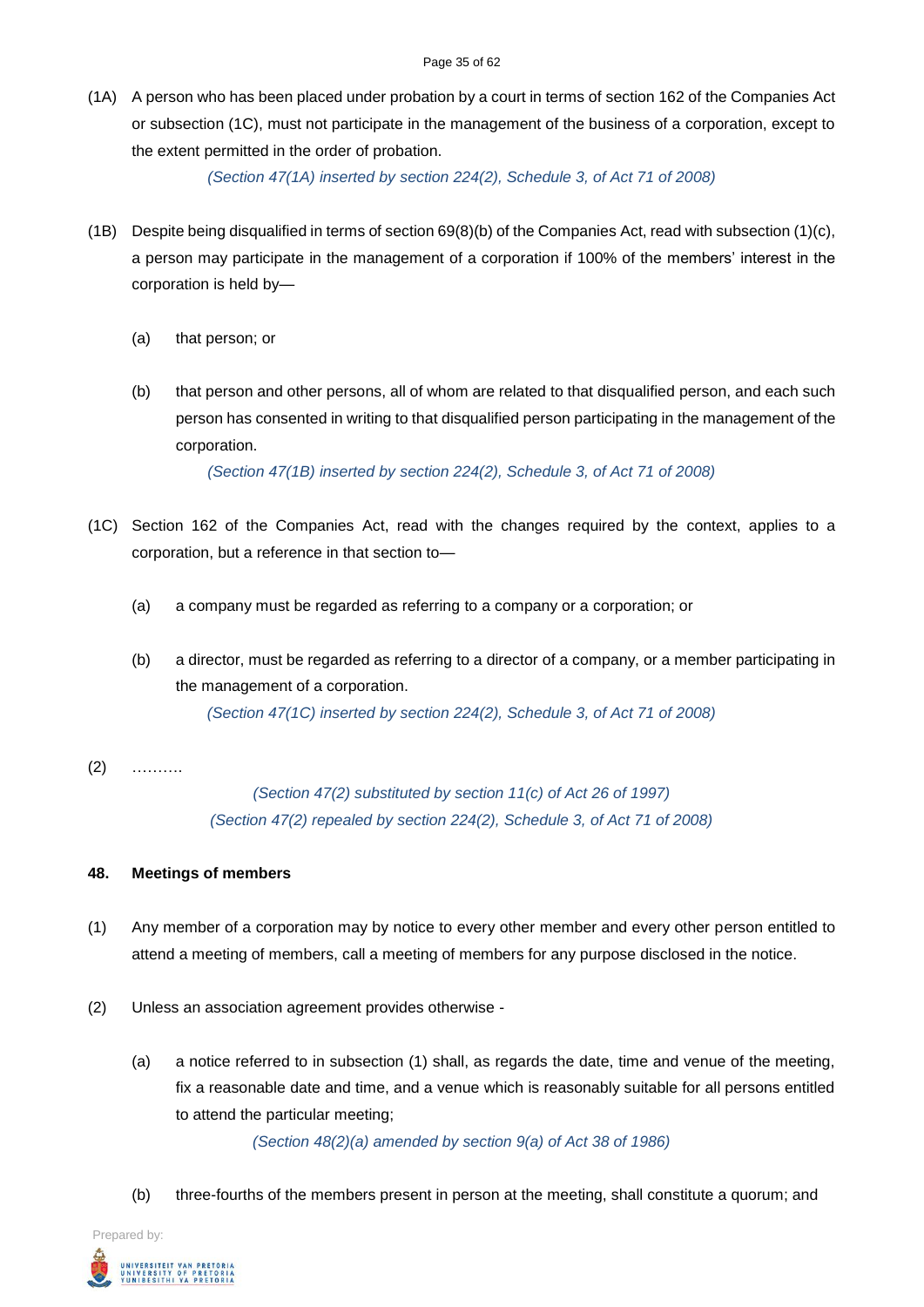(1A) A person who has been placed under probation by a court in terms of section 162 of the Companies Act or subsection (1C), must not participate in the management of the business of a corporation, except to the extent permitted in the order of probation.

*(Section 47(1A) inserted by section 224(2), Schedule 3, of Act 71 of 2008)*

(1B) Despite being disqualified in terms of section 69(8)(b) of the Companies Act, read with subsection (1)(c), a person may participate in the management of a corporation if 100% of the members' interest in the corporation is held by—

(a) that person; or

(b) that person and other persons, all of whom are related to that disqualified person, and each such person has consented in writing to that disqualified person participating in the management of the corporation.

*(Section 47(1B) inserted by section 224(2), Schedule 3, of Act 71 of 2008)*

(1C) Section 162 of the Companies Act, read with the changes required by the context, applies to a corporation, but a reference in that section to—

(a) a company must be regarded as referring to a company or a corporation; or

(b) a director, must be regarded as referring to a director of a company, or a member participating in the management of a corporation.

*(Section 47(1C) inserted by section 224(2), Schedule 3, of Act 71 of 2008)*

(2) ……….

*(Section 47(2) substituted by section 11(c) of Act 26 of 1997)*
*(Section 47(2) repealed by section 224(2), Schedule 3, of Act 71 of 2008)*

**48. Meetings of members**

(1) Any member of a corporation may by notice to every other member and every other person entitled to attend a meeting of members, call a meeting of members for any purpose disclosed in the notice.

(2) Unless an association agreement provides otherwise -

(a) a notice referred to in subsection (1) shall, as regards the date, time and venue of the meeting, fix a reasonable date and time, and a venue which is reasonably suitable for all persons entitled to attend the particular meeting;

*(Section 48(2)(a) amended by section 9(a) of Act 38 of 1986)*

(b) three-fourths of the members present in person at the meeting, shall constitute a quorum; and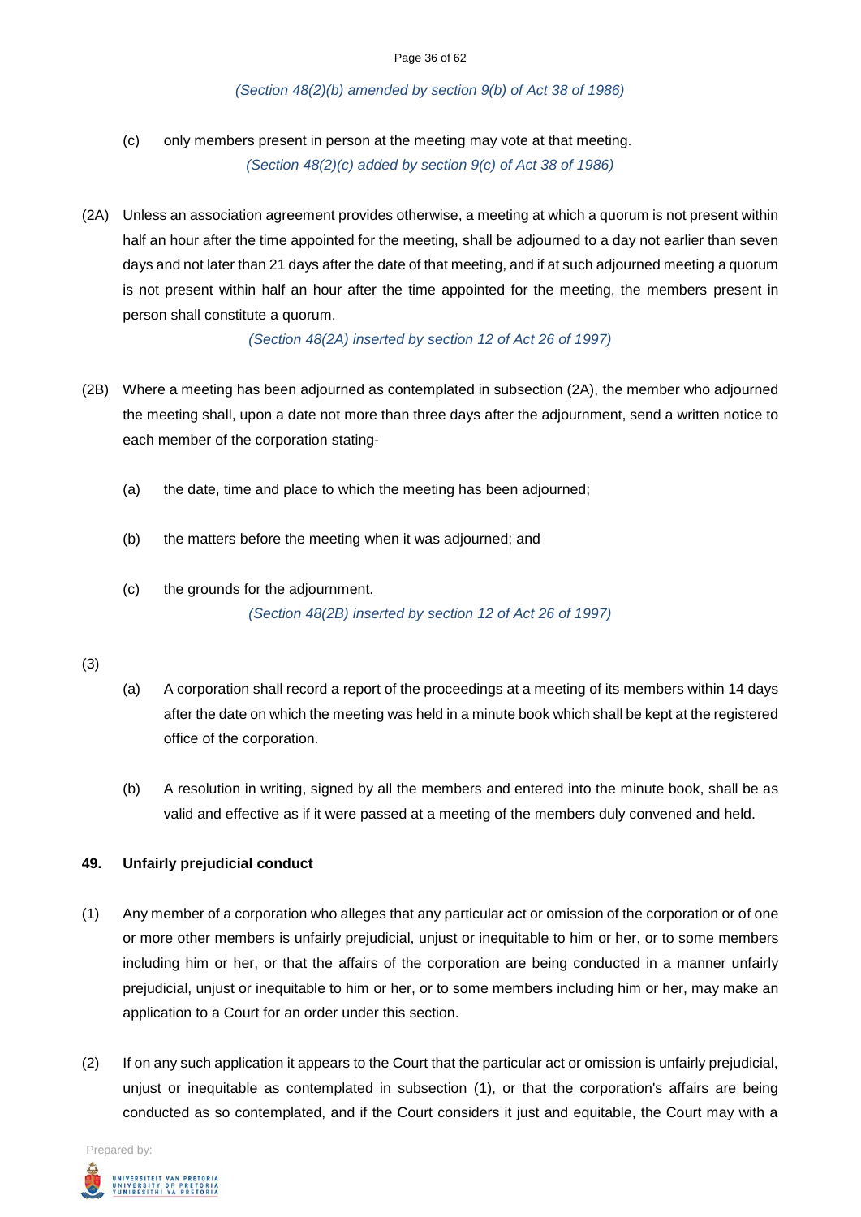*(Section 48(2)(b) amended by section 9(b) of Act 38 of 1986)*

(c) only members present in person at the meeting may vote at that meeting.

*(Section 48(2)(c) added by section 9(c) of Act 38 of 1986)*

(2A) Unless an association agreement provides otherwise, a meeting at which a quorum is not present within half an hour after the time appointed for the meeting, shall be adjourned to a day not earlier than seven days and not later than 21 days after the date of that meeting, and if at such adjourned meeting a quorum is not present within half an hour after the time appointed for the meeting, the members present in person shall constitute a quorum.

*(Section 48(2A) inserted by section 12 of Act 26 of 1997)*

(2B) Where a meeting has been adjourned as contemplated in subsection (2A), the member who adjourned the meeting shall, upon a date not more than three days after the adjournment, send a written notice to each member of the corporation stating-

(a) the date, time and place to which the meeting has been adjourned;

(b) the matters before the meeting when it was adjourned; and

(c) the grounds for the adjournment.

*(Section 48(2B) inserted by section 12 of Act 26 of 1997)*

(3)

(a) A corporation shall record a report of the proceedings at a meeting of its members within 14 days after the date on which the meeting was held in a minute book which shall be kept at the registered office of the corporation.

(b) A resolution in writing, signed by all the members and entered into the minute book, shall be as valid and effective as if it were passed at a meeting of the members duly convened and held.

**49. Unfairly prejudicial conduct**

(1) Any member of a corporation who alleges that any particular act or omission of the corporation or of one or more other members is unfairly prejudicial, unjust or inequitable to him or her, or to some members including him or her, or that the affairs of the corporation are being conducted in a manner unfairly prejudicial, unjust or inequitable to him or her, or to some members including him or her, may make an application to a Court for an order under this section.

(2) If on any such application it appears to the Court that the particular act or omission is unfairly prejudicial, unjust or inequitable as contemplated in subsection (1), or that the corporation's affairs are being conducted as so contemplated, and if the Court considers it just and equitable, the Court may with a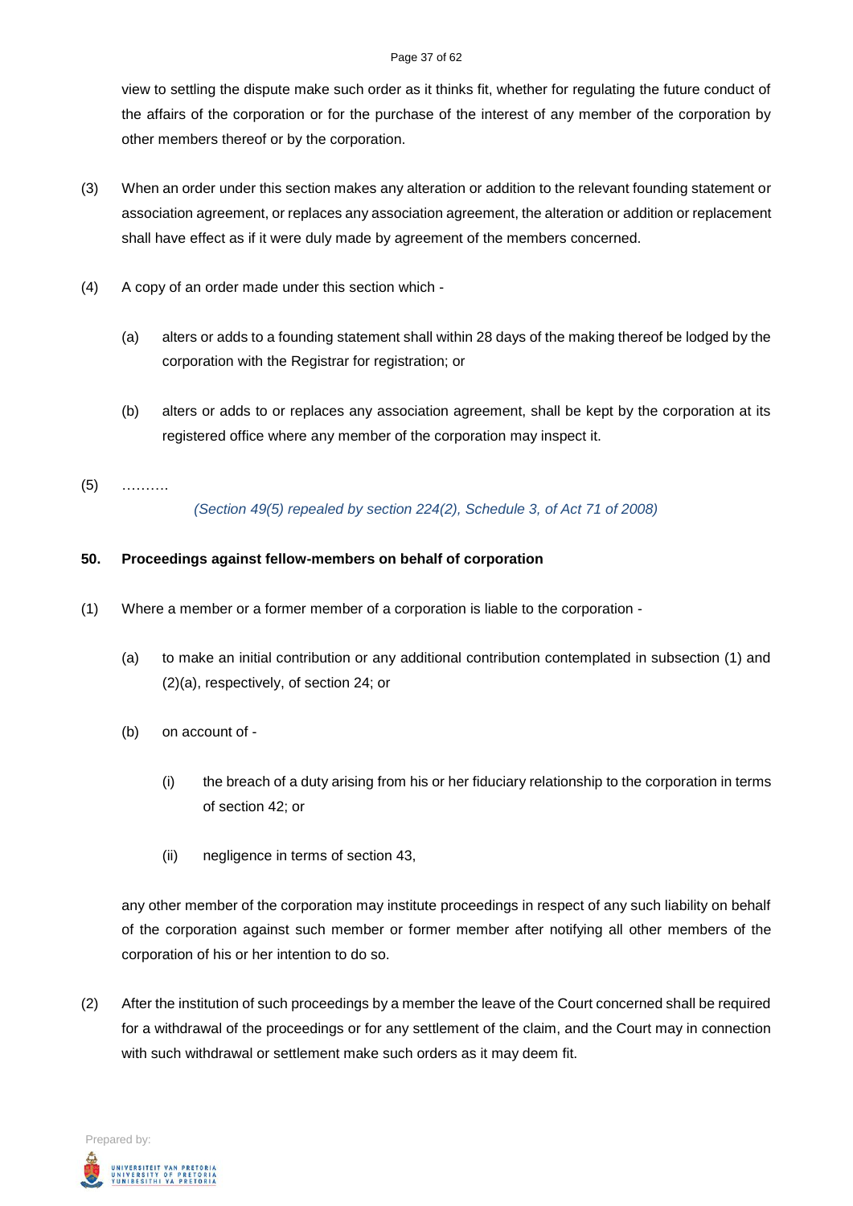view to settling the dispute make such order as it thinks fit, whether for regulating the future conduct of the affairs of the corporation or for the purchase of the interest of any member of the corporation by other members thereof or by the corporation.

(3) When an order under this section makes any alteration or addition to the relevant founding statement or association agreement, or replaces any association agreement, the alteration or addition or replacement shall have effect as if it were duly made by agreement of the members concerned.

(4) A copy of an order made under this section which -

(a) alters or adds to a founding statement shall within 28 days of the making thereof be lodged by the corporation with the Registrar for registration; or

(b) alters or adds to or replaces any association agreement, shall be kept by the corporation at its registered office where any member of the corporation may inspect it.

(5) ……….

*(Section 49(5) repealed by section 224(2), Schedule 3, of Act 71 of 2008)*

**50. Proceedings against fellow-members on behalf of corporation**

(1) Where a member or a former member of a corporation is liable to the corporation -

(a) to make an initial contribution or any additional contribution contemplated in subsection (1) and (2)(a), respectively, of section 24; or

(b) on account of -

(i) the breach of a duty arising from his or her fiduciary relationship to the corporation in terms of section 42; or

(ii) negligence in terms of section 43,

any other member of the corporation may institute proceedings in respect of any such liability on behalf of the corporation against such member or former member after notifying all other members of the corporation of his or her intention to do so.

(2) After the institution of such proceedings by a member the leave of the Court concerned shall be required for a withdrawal of the proceedings or for any settlement of the claim, and the Court may in connection with such withdrawal or settlement make such orders as it may deem fit.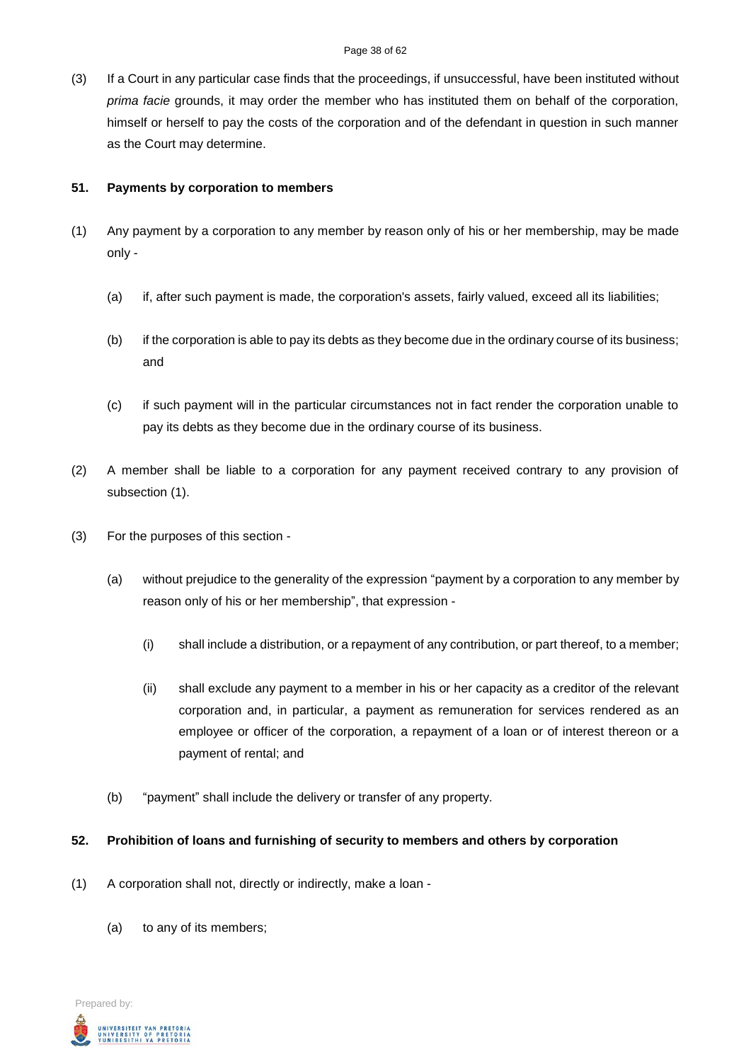(3) If a Court in any particular case finds that the proceedings, if unsuccessful, have been instituted without *prima facie* grounds, it may order the member who has instituted them on behalf of the corporation, himself or herself to pay the costs of the corporation and of the defendant in question in such manner as the Court may determine.

**51. Payments by corporation to members**

(1) Any payment by a corporation to any member by reason only of his or her membership, may be made only -

(a) if, after such payment is made, the corporation's assets, fairly valued, exceed all its liabilities;

(b) if the corporation is able to pay its debts as they become due in the ordinary course of its business; and

(c) if such payment will in the particular circumstances not in fact render the corporation unable to pay its debts as they become due in the ordinary course of its business.

(2) A member shall be liable to a corporation for any payment received contrary to any provision of subsection (1).

(3) For the purposes of this section -

(a) without prejudice to the generality of the expression "payment by a corporation to any member by reason only of his or her membership", that expression -

(i) shall include a distribution, or a repayment of any contribution, or part thereof, to a member;

(ii) shall exclude any payment to a member in his or her capacity as a creditor of the relevant corporation and, in particular, a payment as remuneration for services rendered as an employee or officer of the corporation, a repayment of a loan or of interest thereon or a payment of rental; and

(b) "payment" shall include the delivery or transfer of any property.

**52. Prohibition of loans and furnishing of security to members and others by corporation**

(1) A corporation shall not, directly or indirectly, make a loan -

(a) to any of its members;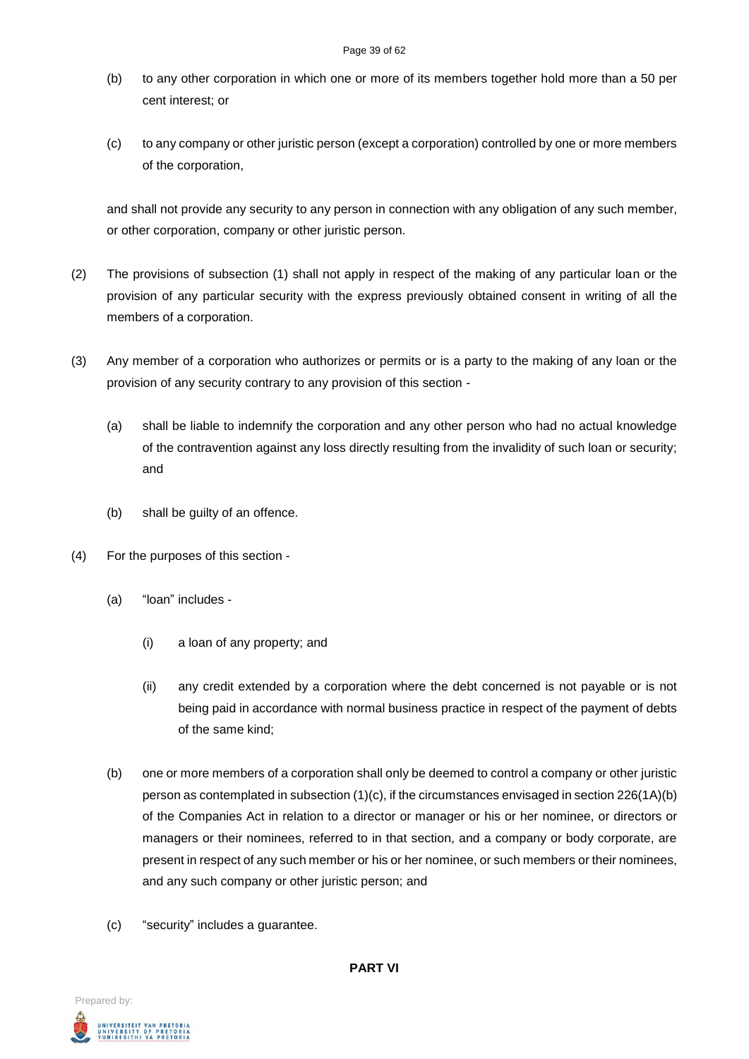(b) to any other corporation in which one or more of its members together hold more than a 50 per cent interest; or

(c) to any company or other juristic person (except a corporation) controlled by one or more members of the corporation,

and shall not provide any security to any person in connection with any obligation of any such member, or other corporation, company or other juristic person.

(2) The provisions of subsection (1) shall not apply in respect of the making of any particular loan or the provision of any particular security with the express previously obtained consent in writing of all the members of a corporation.

(3) Any member of a corporation who authorizes or permits or is a party to the making of any loan or the provision of any security contrary to any provision of this section -

(a) shall be liable to indemnify the corporation and any other person who had no actual knowledge of the contravention against any loss directly resulting from the invalidity of such loan or security; and

(b) shall be guilty of an offence.

(4) For the purposes of this section -

(a) "loan" includes -

(i) a loan of any property; and

(ii) any credit extended by a corporation where the debt concerned is not payable or is not being paid in accordance with normal business practice in respect of the payment of debts of the same kind;

(b) one or more members of a corporation shall only be deemed to control a company or other juristic person as contemplated in subsection (1)(c), if the circumstances envisaged in section 226(1A)(b) of the Companies Act in relation to a director or manager or his or her nominee, or directors or managers or their nominees, referred to in that section, and a company or body corporate, are present in respect of any such member or his or her nominee, or such members or their nominees, and any such company or other juristic person; and

(c) "security" includes a guarantee.

**PART VI**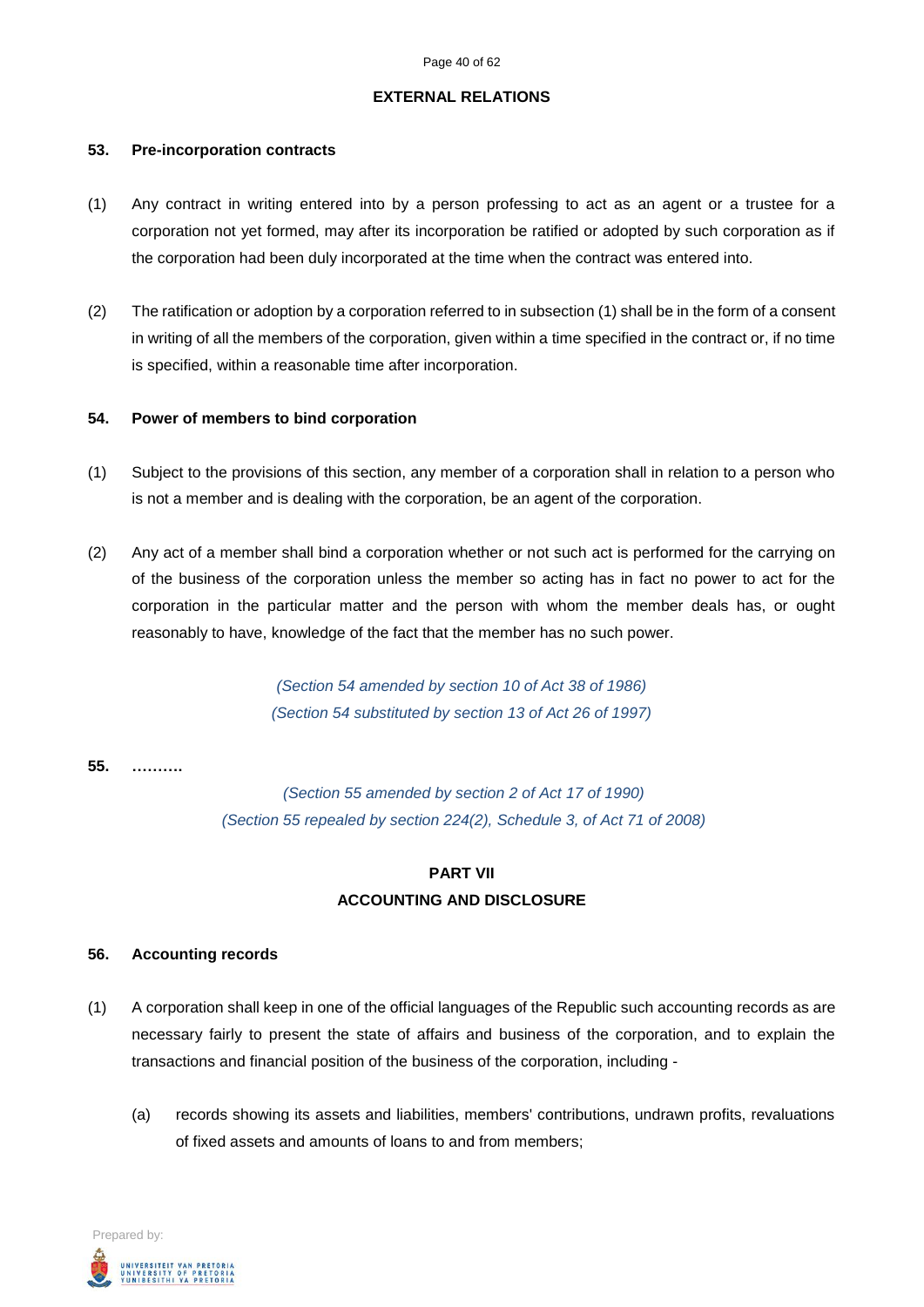## EXTERNAL RELATIONS

### 53. Pre-incorporation contracts

(1) Any contract in writing entered into by a person professing to act as an agent or a trustee for a corporation not yet formed, may after its incorporation be ratified or adopted by such corporation as if the corporation had been duly incorporated at the time when the contract was entered into.

(2) The ratification or adoption by a corporation referred to in subsection (1) shall be in the form of a consent in writing of all the members of the corporation, given within a time specified in the contract or, if no time is specified, within a reasonable time after incorporation.

### 54. Power of members to bind corporation

(1) Subject to the provisions of this section, any member of a corporation shall in relation to a person who is not a member and is dealing with the corporation, be an agent of the corporation.

(2) Any act of a member shall bind a corporation whether or not such act is performed for the carrying on of the business of the corporation unless the member so acting has in fact no power to act for the corporation in the particular matter and the person with whom the member deals has, or ought reasonably to have, knowledge of the fact that the member has no such power.

*(Section 54 amended by section 10 of Act 38 of 1986)*
*(Section 54 substituted by section 13 of Act 26 of 1997)*

### 55. ……….

*(Section 55 amended by section 2 of Act 17 of 1990)*
*(Section 55 repealed by section 224(2), Schedule 3, of Act 71 of 2008)*

## PART VII
## ACCOUNTING AND DISCLOSURE

### 56. Accounting records

(1) A corporation shall keep in one of the official languages of the Republic such accounting records as are necessary fairly to present the state of affairs and business of the corporation, and to explain the transactions and financial position of the business of the corporation, including -

(a) records showing its assets and liabilities, members' contributions, undrawn profits, revaluations of fixed assets and amounts of loans to and from members;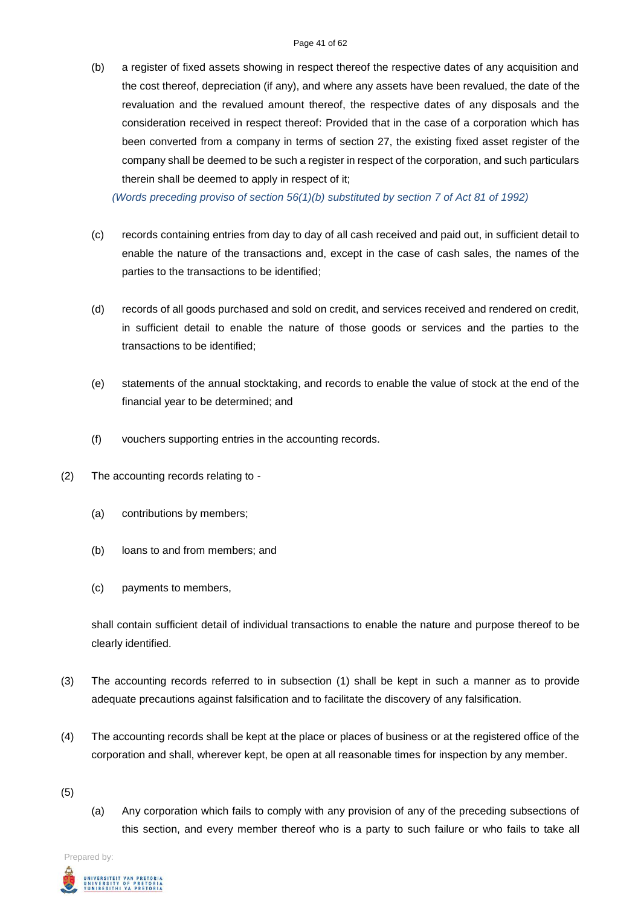(b) a register of fixed assets showing in respect thereof the respective dates of any acquisition and the cost thereof, depreciation (if any), and where any assets have been revalued, the date of the revaluation and the revalued amount thereof, the respective dates of any disposals and the consideration received in respect thereof: Provided that in the case of a corporation which has been converted from a company in terms of section 27, the existing fixed asset register of the company shall be deemed to be such a register in respect of the corporation, and such particulars therein shall be deemed to apply in respect of it;

*(Words preceding proviso of section 56(1)(b) substituted by section 7 of Act 81 of 1992)*

(c) records containing entries from day to day of all cash received and paid out, in sufficient detail to enable the nature of the transactions and, except in the case of cash sales, the names of the parties to the transactions to be identified;

(d) records of all goods purchased and sold on credit, and services received and rendered on credit, in sufficient detail to enable the nature of those goods or services and the parties to the transactions to be identified;

(e) statements of the annual stocktaking, and records to enable the value of stock at the end of the financial year to be determined; and

(f) vouchers supporting entries in the accounting records.

(2) The accounting records relating to -

(a) contributions by members;

(b) loans to and from members; and

(c) payments to members,

shall contain sufficient detail of individual transactions to enable the nature and purpose thereof to be clearly identified.

(3) The accounting records referred to in subsection (1) shall be kept in such a manner as to provide adequate precautions against falsification and to facilitate the discovery of any falsification.

(4) The accounting records shall be kept at the place or places of business or at the registered office of the corporation and shall, wherever kept, be open at all reasonable times for inspection by any member.

(5)

(a) Any corporation which fails to comply with any provision of any of the preceding subsections of this section, and every member thereof who is a party to such failure or who fails to take all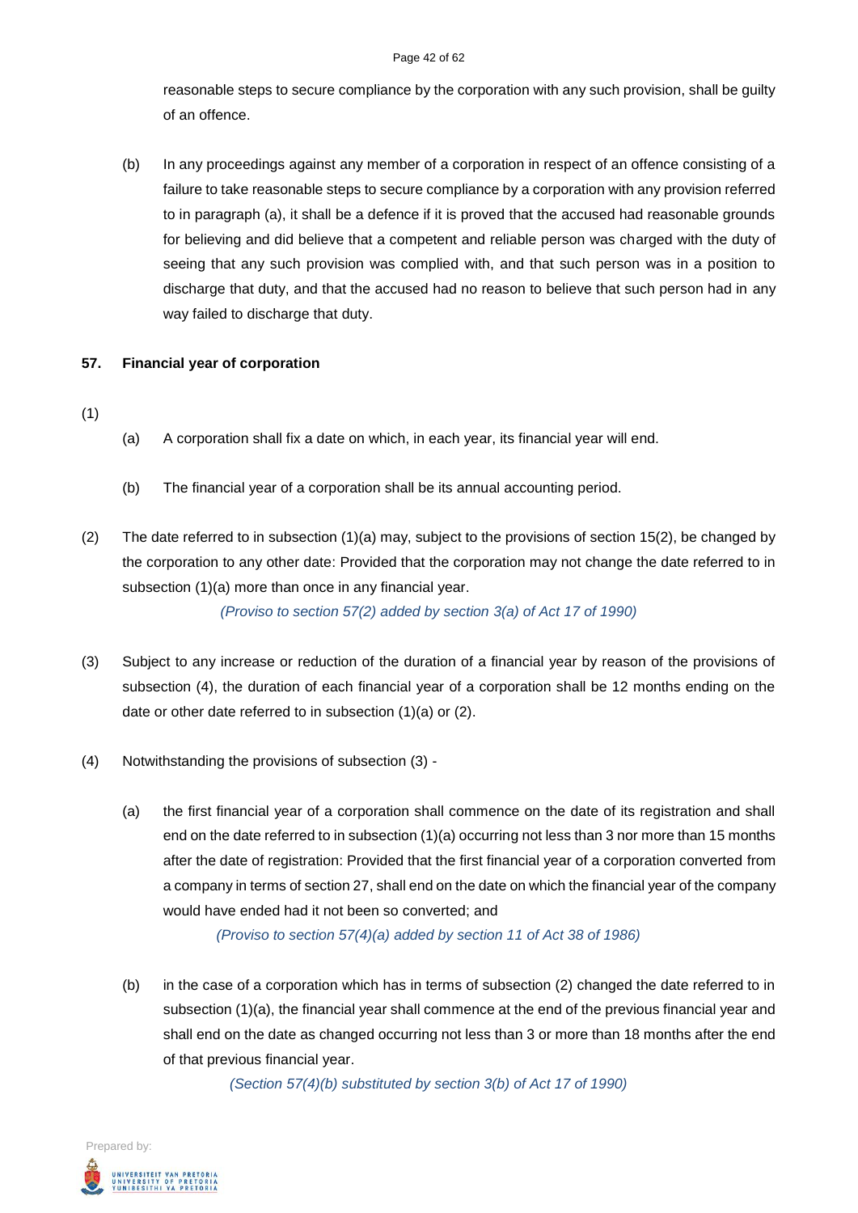reasonable steps to secure compliance by the corporation with any such provision, shall be guilty of an offence.

(b) In any proceedings against any member of a corporation in respect of an offence consisting of a failure to take reasonable steps to secure compliance by a corporation with any provision referred to in paragraph (a), it shall be a defence if it is proved that the accused had reasonable grounds for believing and did believe that a competent and reliable person was charged with the duty of seeing that any such provision was complied with, and that such person was in a position to discharge that duty, and that the accused had no reason to believe that such person had in any way failed to discharge that duty.

**57. Financial year of corporation**

(1)

(a) A corporation shall fix a date on which, in each year, its financial year will end.

(b) The financial year of a corporation shall be its annual accounting period.

(2) The date referred to in subsection (1)(a) may, subject to the provisions of section 15(2), be changed by the corporation to any other date: Provided that the corporation may not change the date referred to in subsection (1)(a) more than once in any financial year.

*(Proviso to section 57(2) added by section 3(a) of Act 17 of 1990)*

(3) Subject to any increase or reduction of the duration of a financial year by reason of the provisions of subsection (4), the duration of each financial year of a corporation shall be 12 months ending on the date or other date referred to in subsection (1)(a) or (2).

(4) Notwithstanding the provisions of subsection (3) -

(a) the first financial year of a corporation shall commence on the date of its registration and shall end on the date referred to in subsection (1)(a) occurring not less than 3 nor more than 15 months after the date of registration: Provided that the first financial year of a corporation converted from a company in terms of section 27, shall end on the date on which the financial year of the company would have ended had it not been so converted; and

*(Proviso to section 57(4)(a) added by section 11 of Act 38 of 1986)*

(b) in the case of a corporation which has in terms of subsection (2) changed the date referred to in subsection (1)(a), the financial year shall commence at the end of the previous financial year and shall end on the date as changed occurring not less than 3 or more than 18 months after the end of that previous financial year.

*(Section 57(4)(b) substituted by section 3(b) of Act 17 of 1990)*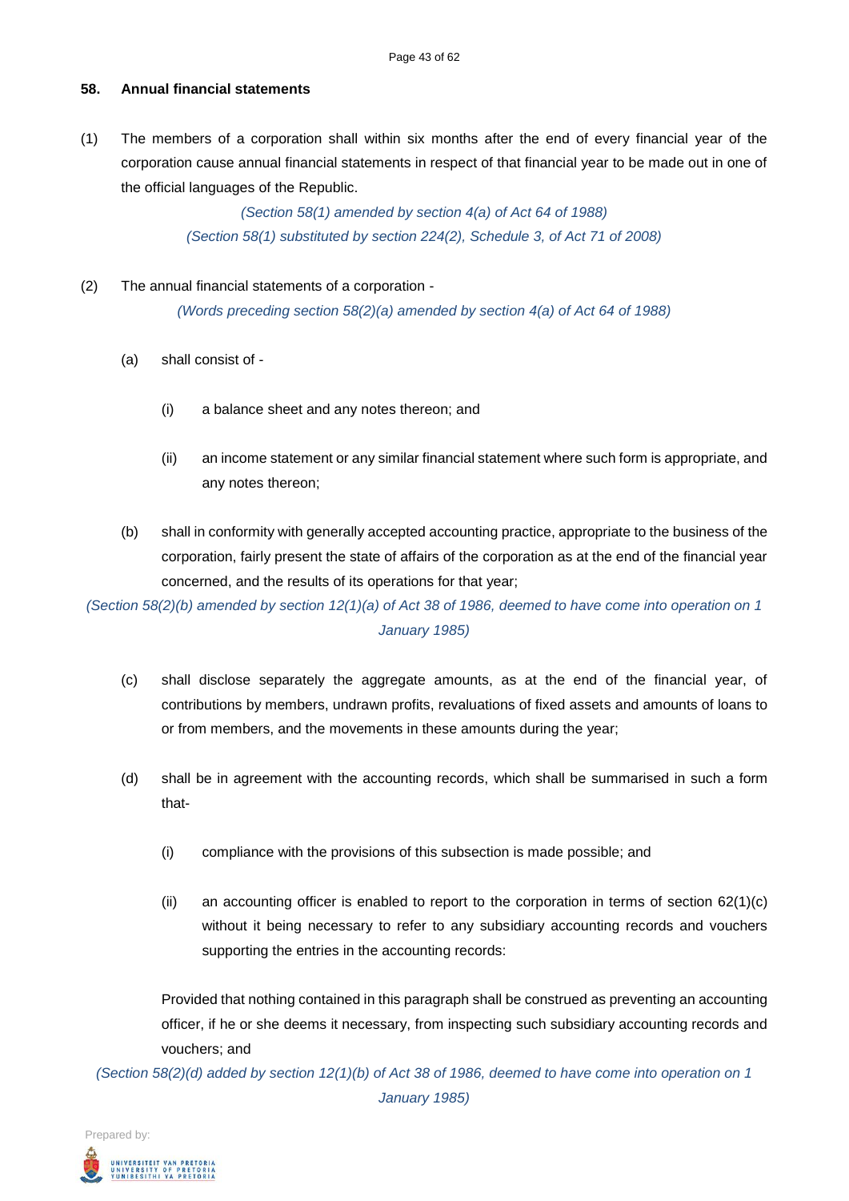### 58. Annual financial statements

(1) The members of a corporation shall within six months after the end of every financial year of the corporation cause annual financial statements in respect of that financial year to be made out in one of the official languages of the Republic.

*(Section 58(1) amended by section 4(a) of Act 64 of 1988)*
*(Section 58(1) substituted by section 224(2), Schedule 3, of Act 71 of 2008)*

(2) The annual financial statements of a corporation -

*(Words preceding section 58(2)(a) amended by section 4(a) of Act 64 of 1988)*

(a) shall consist of -

(i) a balance sheet and any notes thereon; and

(ii) an income statement or any similar financial statement where such form is appropriate, and any notes thereon;

(b) shall in conformity with generally accepted accounting practice, appropriate to the business of the corporation, fairly present the state of affairs of the corporation as at the end of the financial year concerned, and the results of its operations for that year;

*(Section 58(2)(b) amended by section 12(1)(a) of Act 38 of 1986, deemed to have come into operation on 1 January 1985)*

(c) shall disclose separately the aggregate amounts, as at the end of the financial year, of contributions by members, undrawn profits, revaluations of fixed assets and amounts of loans to or from members, and the movements in these amounts during the year;

(d) shall be in agreement with the accounting records, which shall be summarised in such a form that-

(i) compliance with the provisions of this subsection is made possible; and

(ii) an accounting officer is enabled to report to the corporation in terms of section 62(1)(c) without it being necessary to refer to any subsidiary accounting records and vouchers supporting the entries in the accounting records:

Provided that nothing contained in this paragraph shall be construed as preventing an accounting officer, if he or she deems it necessary, from inspecting such subsidiary accounting records and vouchers; and

*(Section 58(2)(d) added by section 12(1)(b) of Act 38 of 1986, deemed to have come into operation on 1 January 1985)*

Prepared by: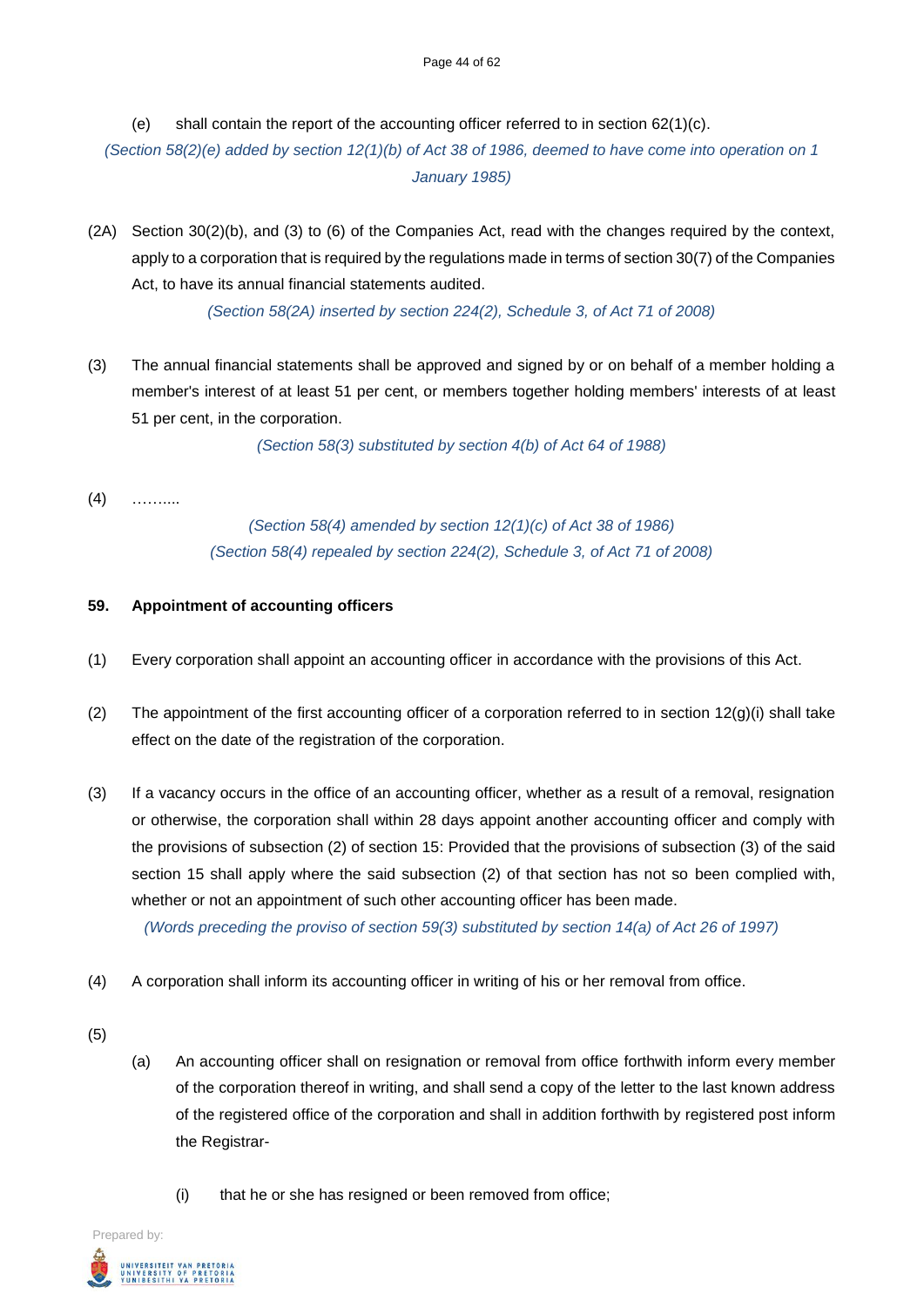(e) shall contain the report of the accounting officer referred to in section 62(1)(c).

*(Section 58(2)(e) added by section 12(1)(b) of Act 38 of 1986, deemed to have come into operation on 1 January 1985)*

(2A) Section 30(2)(b), and (3) to (6) of the Companies Act, read with the changes required by the context, apply to a corporation that is required by the regulations made in terms of section 30(7) of the Companies Act, to have its annual financial statements audited.

*(Section 58(2A) inserted by section 224(2), Schedule 3, of Act 71 of 2008)*

(3) The annual financial statements shall be approved and signed by or on behalf of a member holding a member's interest of at least 51 per cent, or members together holding members' interests of at least 51 per cent, in the corporation.

*(Section 58(3) substituted by section 4(b) of Act 64 of 1988)*

(4) ……....

*(Section 58(4) amended by section 12(1)(c) of Act 38 of 1986)*
*(Section 58(4) repealed by section 224(2), Schedule 3, of Act 71 of 2008)*

**59. Appointment of accounting officers**

(1) Every corporation shall appoint an accounting officer in accordance with the provisions of this Act.

(2) The appointment of the first accounting officer of a corporation referred to in section 12(g)(i) shall take effect on the date of the registration of the corporation.

(3) If a vacancy occurs in the office of an accounting officer, whether as a result of a removal, resignation or otherwise, the corporation shall within 28 days appoint another accounting officer and comply with the provisions of subsection (2) of section 15: Provided that the provisions of subsection (3) of the said section 15 shall apply where the said subsection (2) of that section has not so been complied with, whether or not an appointment of such other accounting officer has been made.

*(Words preceding the proviso of section 59(3) substituted by section 14(a) of Act 26 of 1997)*

(4) A corporation shall inform its accounting officer in writing of his or her removal from office.

(5)

(a) An accounting officer shall on resignation or removal from office forthwith inform every member of the corporation thereof in writing, and shall send a copy of the letter to the last known address of the registered office of the corporation and shall in addition forthwith by registered post inform the Registrar-

(i) that he or she has resigned or been removed from office;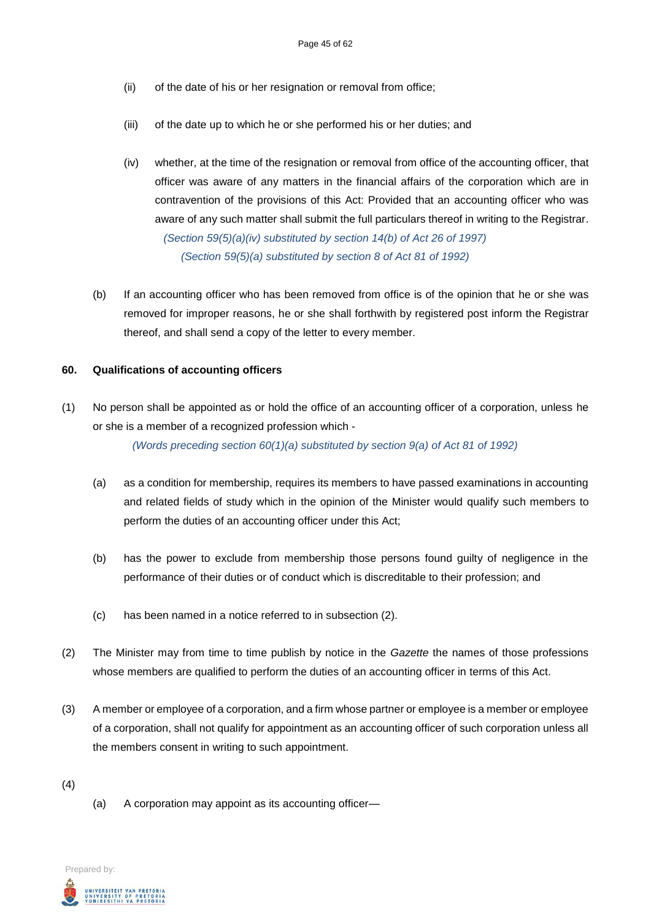(ii) of the date of his or her resignation or removal from office;

(iii) of the date up to which he or she performed his or her duties; and

(iv) whether, at the time of the resignation or removal from office of the accounting officer, that officer was aware of any matters in the financial affairs of the corporation which are in contravention of the provisions of this Act: Provided that an accounting officer who was aware of any such matter shall submit the full particulars thereof in writing to the Registrar.

*(Section 59(5)(a)(iv) substituted by section 14(b) of Act 26 of 1997)*

*(Section 59(5)(a) substituted by section 8 of Act 81 of 1992)*

(b) If an accounting officer who has been removed from office is of the opinion that he or she was removed for improper reasons, he or she shall forthwith by registered post inform the Registrar thereof, and shall send a copy of the letter to every member.

**60. Qualifications of accounting officers**

(1) No person shall be appointed as or hold the office of an accounting officer of a corporation, unless he or she is a member of a recognized profession which -

*(Words preceding section 60(1)(a) substituted by section 9(a) of Act 81 of 1992)*

(a) as a condition for membership, requires its members to have passed examinations in accounting and related fields of study which in the opinion of the Minister would qualify such members to perform the duties of an accounting officer under this Act;

(b) has the power to exclude from membership those persons found guilty of negligence in the performance of their duties or of conduct which is discreditable to their profession; and

(c) has been named in a notice referred to in subsection (2).

(2) The Minister may from time to time publish by notice in the *Gazette* the names of those professions whose members are qualified to perform the duties of an accounting officer in terms of this Act.

(3) A member or employee of a corporation, and a firm whose partner or employee is a member or employee of a corporation, shall not qualify for appointment as an accounting officer of such corporation unless all the members consent in writing to such appointment.

(4)

(a) A corporation may appoint as its accounting officer—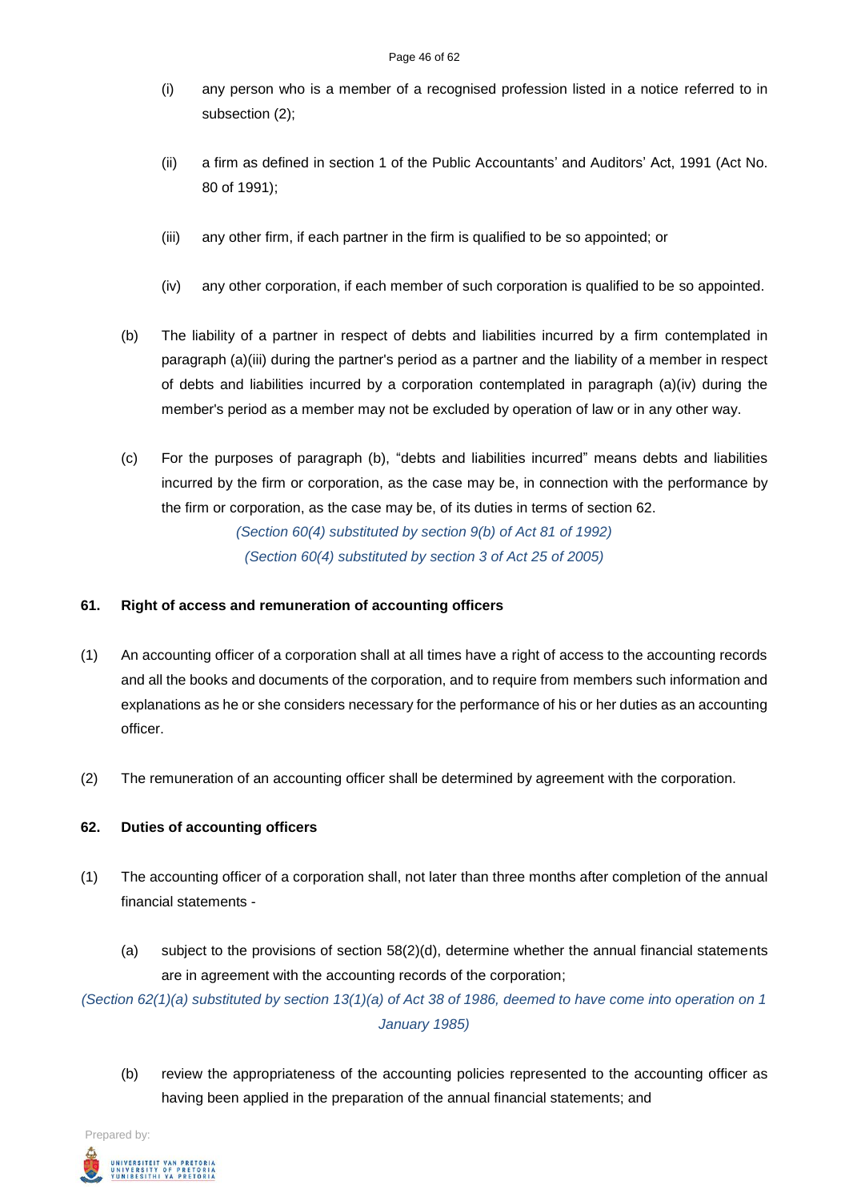(i) any person who is a member of a recognised profession listed in a notice referred to in subsection (2);

(ii) a firm as defined in section 1 of the Public Accountants' and Auditors' Act, 1991 (Act No. 80 of 1991);

(iii) any other firm, if each partner in the firm is qualified to be so appointed; or

(iv) any other corporation, if each member of such corporation is qualified to be so appointed.

(b) The liability of a partner in respect of debts and liabilities incurred by a firm contemplated in paragraph (a)(iii) during the partner's period as a partner and the liability of a member in respect of debts and liabilities incurred by a corporation contemplated in paragraph (a)(iv) during the member's period as a member may not be excluded by operation of law or in any other way.

(c) For the purposes of paragraph (b), "debts and liabilities incurred" means debts and liabilities incurred by the firm or corporation, as the case may be, in connection with the performance by the firm or corporation, as the case may be, of its duties in terms of section 62.

*(Section 60(4) substituted by section 9(b) of Act 81 of 1992)*

*(Section 60(4) substituted by section 3 of Act 25 of 2005)*

**61. Right of access and remuneration of accounting officers**

(1) An accounting officer of a corporation shall at all times have a right of access to the accounting records and all the books and documents of the corporation, and to require from members such information and explanations as he or she considers necessary for the performance of his or her duties as an accounting officer.

(2) The remuneration of an accounting officer shall be determined by agreement with the corporation.

**62. Duties of accounting officers**

(1) The accounting officer of a corporation shall, not later than three months after completion of the annual financial statements -

(a) subject to the provisions of section 58(2)(d), determine whether the annual financial statements are in agreement with the accounting records of the corporation;

*(Section 62(1)(a) substituted by section 13(1)(a) of Act 38 of 1986, deemed to have come into operation on 1 January 1985)*

(b) review the appropriateness of the accounting policies represented to the accounting officer as having been applied in the preparation of the annual financial statements; and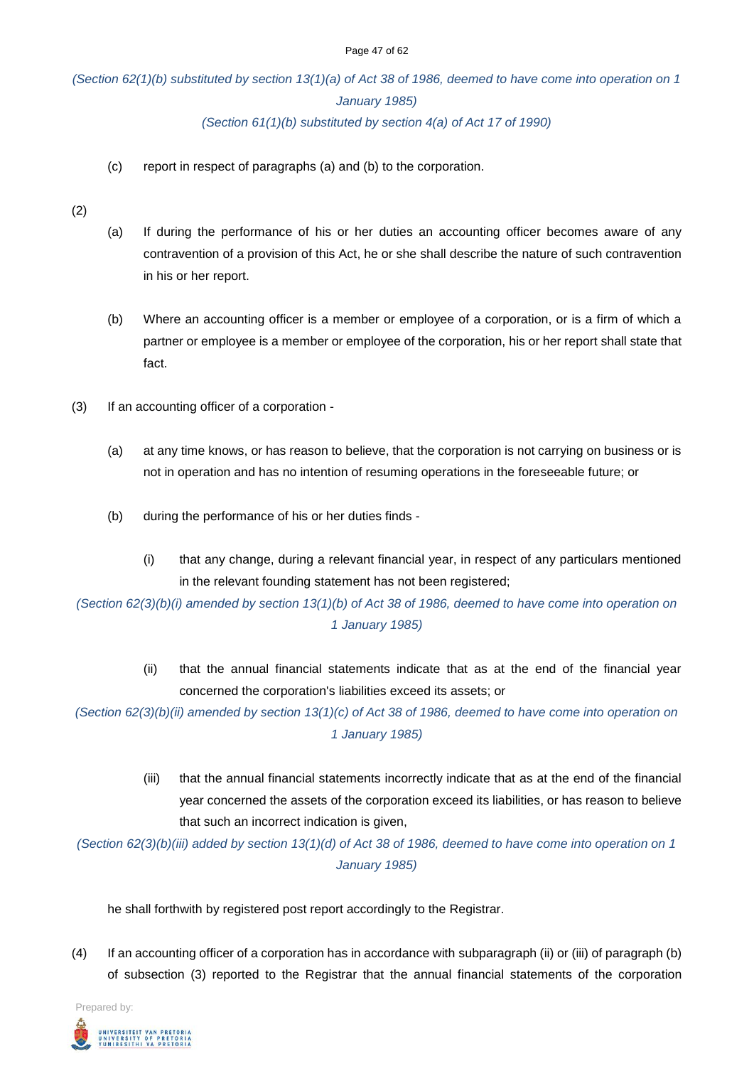*(Section 62(1)(b) substituted by section 13(1)(a) of Act 38 of 1986, deemed to have come into operation on 1 January 1985)*

*(Section 61(1)(b) substituted by section 4(a) of Act 17 of 1990)*

(c) report in respect of paragraphs (a) and (b) to the corporation.

(2)

(a) If during the performance of his or her duties an accounting officer becomes aware of any contravention of a provision of this Act, he or she shall describe the nature of such contravention in his or her report.

(b) Where an accounting officer is a member or employee of a corporation, or is a firm of which a partner or employee is a member or employee of the corporation, his or her report shall state that fact.

(3) If an accounting officer of a corporation -

(a) at any time knows, or has reason to believe, that the corporation is not carrying on business or is not in operation and has no intention of resuming operations in the foreseeable future; or

(b) during the performance of his or her duties finds -

(i) that any change, during a relevant financial year, in respect of any particulars mentioned in the relevant founding statement has not been registered;

*(Section 62(3)(b)(i) amended by section 13(1)(b) of Act 38 of 1986, deemed to have come into operation on 1 January 1985)*

(ii) that the annual financial statements indicate that as at the end of the financial year concerned the corporation's liabilities exceed its assets; or

*(Section 62(3)(b)(ii) amended by section 13(1)(c) of Act 38 of 1986, deemed to have come into operation on 1 January 1985)*

(iii) that the annual financial statements incorrectly indicate that as at the end of the financial year concerned the assets of the corporation exceed its liabilities, or has reason to believe that such an incorrect indication is given,

*(Section 62(3)(b)(iii) added by section 13(1)(d) of Act 38 of 1986, deemed to have come into operation on 1 January 1985)*

he shall forthwith by registered post report accordingly to the Registrar.

(4) If an accounting officer of a corporation has in accordance with subparagraph (ii) or (iii) of paragraph (b) of subsection (3) reported to the Registrar that the annual financial statements of the corporation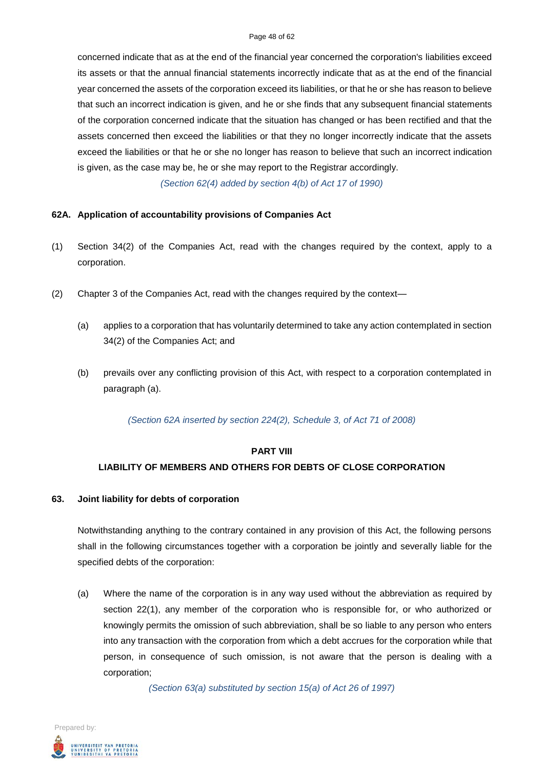concerned indicate that as at the end of the financial year concerned the corporation's liabilities exceed its assets or that the annual financial statements incorrectly indicate that as at the end of the financial year concerned the assets of the corporation exceed its liabilities, or that he or she has reason to believe that such an incorrect indication is given, and he or she finds that any subsequent financial statements of the corporation concerned indicate that the situation has changed or has been rectified and that the assets concerned then exceed the liabilities or that they no longer incorrectly indicate that the assets exceed the liabilities or that he or she no longer has reason to believe that such an incorrect indication is given, as the case may be, he or she may report to the Registrar accordingly.

*(Section 62(4) added by section 4(b) of Act 17 of 1990)*

**62A. Application of accountability provisions of Companies Act**

(1) Section 34(2) of the Companies Act, read with the changes required by the context, apply to a corporation.

(2) Chapter 3 of the Companies Act, read with the changes required by the context—

(a) applies to a corporation that has voluntarily determined to take any action contemplated in section 34(2) of the Companies Act; and

(b) prevails over any conflicting provision of this Act, with respect to a corporation contemplated in paragraph (a).

*(Section 62A inserted by section 224(2), Schedule 3, of Act 71 of 2008)*

## PART VIII

## LIABILITY OF MEMBERS AND OTHERS FOR DEBTS OF CLOSE CORPORATION

**63. Joint liability for debts of corporation**

Notwithstanding anything to the contrary contained in any provision of this Act, the following persons shall in the following circumstances together with a corporation be jointly and severally liable for the specified debts of the corporation:

(a) Where the name of the corporation is in any way used without the abbreviation as required by section 22(1), any member of the corporation who is responsible for, or who authorized or knowingly permits the omission of such abbreviation, shall be so liable to any person who enters into any transaction with the corporation from which a debt accrues for the corporation while that person, in consequence of such omission, is not aware that the person is dealing with a corporation;

*(Section 63(a) substituted by section 15(a) of Act 26 of 1997)*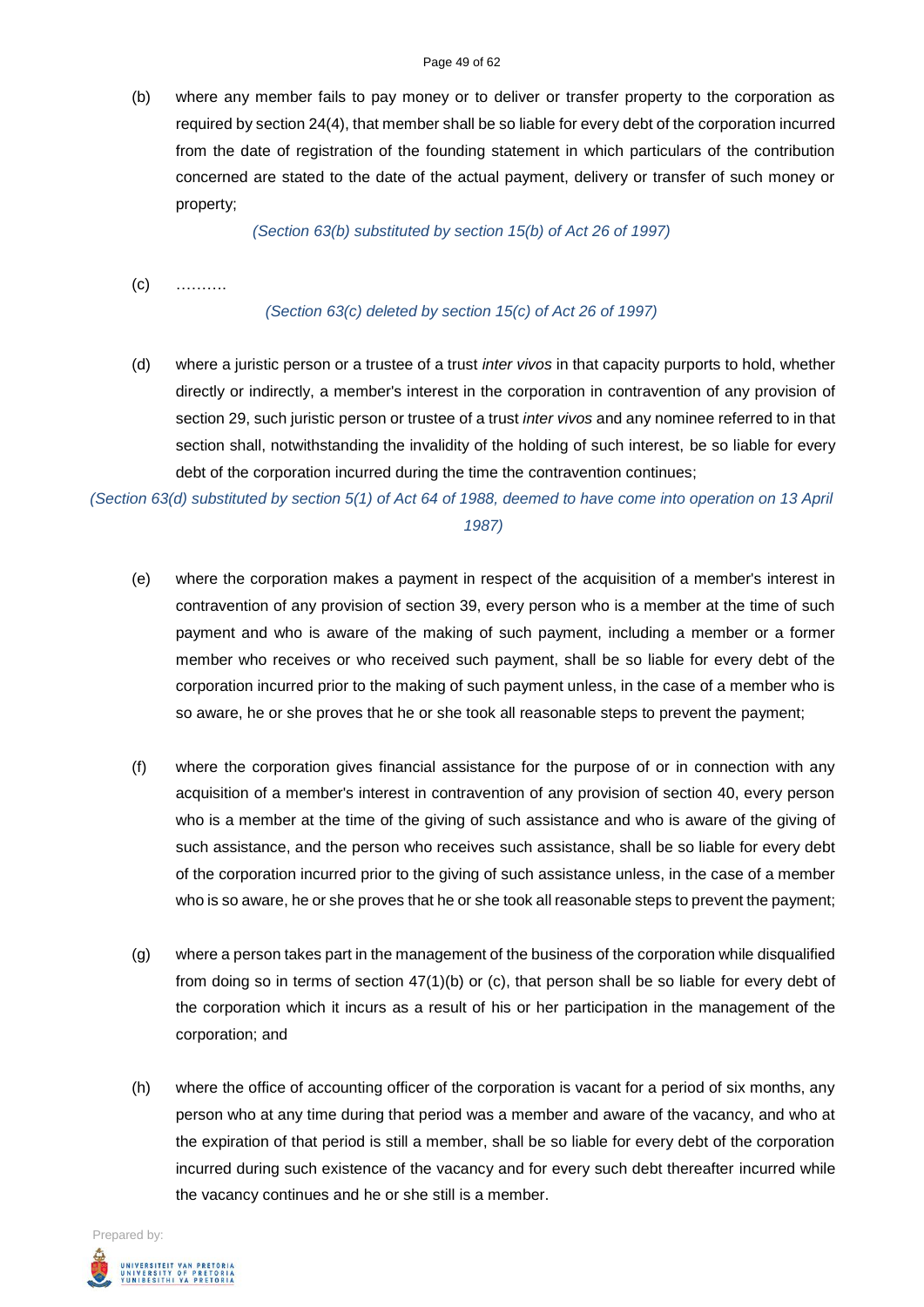(b) where any member fails to pay money or to deliver or transfer property to the corporation as required by section 24(4), that member shall be so liable for every debt of the corporation incurred from the date of registration of the founding statement in which particulars of the contribution concerned are stated to the date of the actual payment, delivery or transfer of such money or property;

*(Section 63(b) substituted by section 15(b) of Act 26 of 1997)*

(c) ……….

*(Section 63(c) deleted by section 15(c) of Act 26 of 1997)*

(d) where a juristic person or a trustee of a trust *inter vivos* in that capacity purports to hold, whether directly or indirectly, a member's interest in the corporation in contravention of any provision of section 29, such juristic person or trustee of a trust *inter vivos* and any nominee referred to in that section shall, notwithstanding the invalidity of the holding of such interest, be so liable for every debt of the corporation incurred during the time the contravention continues;

*(Section 63(d) substituted by section 5(1) of Act 64 of 1988, deemed to have come into operation on 13 April 1987)*

(e) where the corporation makes a payment in respect of the acquisition of a member's interest in contravention of any provision of section 39, every person who is a member at the time of such payment and who is aware of the making of such payment, including a member or a former member who receives or who received such payment, shall be so liable for every debt of the corporation incurred prior to the making of such payment unless, in the case of a member who is so aware, he or she proves that he or she took all reasonable steps to prevent the payment;

(f) where the corporation gives financial assistance for the purpose of or in connection with any acquisition of a member's interest in contravention of any provision of section 40, every person who is a member at the time of the giving of such assistance and who is aware of the giving of such assistance, and the person who receives such assistance, shall be so liable for every debt of the corporation incurred prior to the giving of such assistance unless, in the case of a member who is so aware, he or she proves that he or she took all reasonable steps to prevent the payment;

(g) where a person takes part in the management of the business of the corporation while disqualified from doing so in terms of section 47(1)(b) or (c), that person shall be so liable for every debt of the corporation which it incurs as a result of his or her participation in the management of the corporation; and

(h) where the office of accounting officer of the corporation is vacant for a period of six months, any person who at any time during that period was a member and aware of the vacancy, and who at the expiration of that period is still a member, shall be so liable for every debt of the corporation incurred during such existence of the vacancy and for every such debt thereafter incurred while the vacancy continues and he or she still is a member.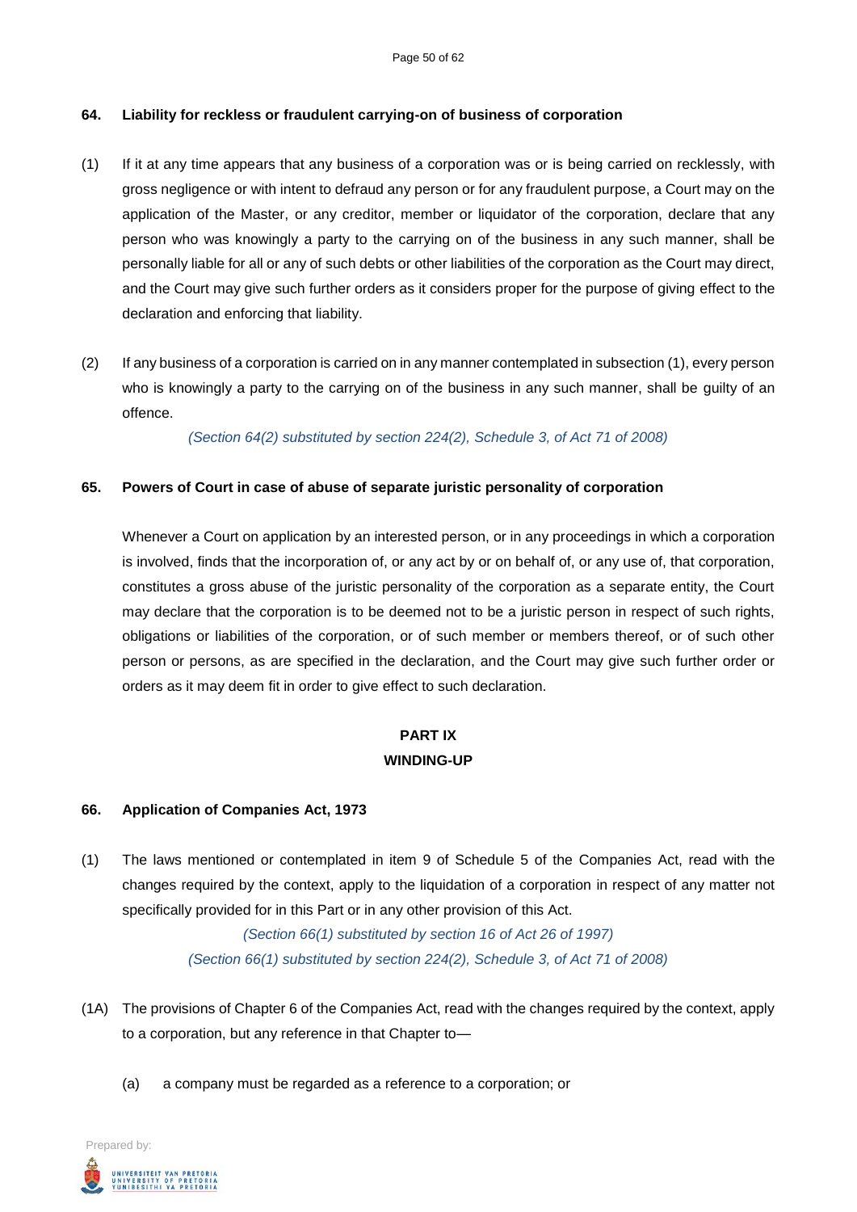**64. Liability for reckless or fraudulent carrying-on of business of corporation**

(1) If it at any time appears that any business of a corporation was or is being carried on recklessly, with gross negligence or with intent to defraud any person or for any fraudulent purpose, a Court may on the application of the Master, or any creditor, member or liquidator of the corporation, declare that any person who was knowingly a party to the carrying on of the business in any such manner, shall be personally liable for all or any of such debts or other liabilities of the corporation as the Court may direct, and the Court may give such further orders as it considers proper for the purpose of giving effect to the declaration and enforcing that liability.

(2) If any business of a corporation is carried on in any manner contemplated in subsection (1), every person who is knowingly a party to the carrying on of the business in any such manner, shall be guilty of an offence.

*(Section 64(2) substituted by section 224(2), Schedule 3, of Act 71 of 2008)*

**65. Powers of Court in case of abuse of separate juristic personality of corporation**

Whenever a Court on application by an interested person, or in any proceedings in which a corporation is involved, finds that the incorporation of, or any act by or on behalf of, or any use of, that corporation, constitutes a gross abuse of the juristic personality of the corporation as a separate entity, the Court may declare that the corporation is to be deemed not to be a juristic person in respect of such rights, obligations or liabilities of the corporation, or of such member or members thereof, or of such other person or persons, as are specified in the declaration, and the Court may give such further order or orders as it may deem fit in order to give effect to such declaration.

## PART IX
## WINDING-UP

**66. Application of Companies Act, 1973**

(1) The laws mentioned or contemplated in item 9 of Schedule 5 of the Companies Act, read with the changes required by the context, apply to the liquidation of a corporation in respect of any matter not specifically provided for in this Part or in any other provision of this Act.

*(Section 66(1) substituted by section 16 of Act 26 of 1997)*
*(Section 66(1) substituted by section 224(2), Schedule 3, of Act 71 of 2008)*

(1A) The provisions of Chapter 6 of the Companies Act, read with the changes required by the context, apply to a corporation, but any reference in that Chapter to—

(a) a company must be regarded as a reference to a corporation; or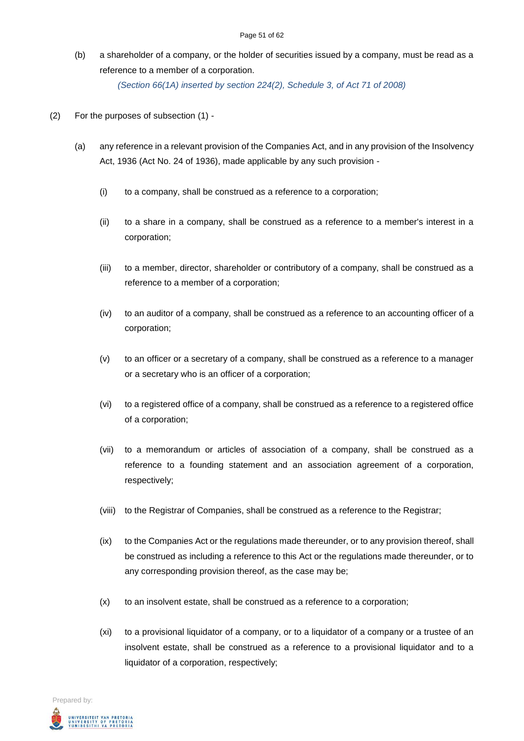(b) a shareholder of a company, or the holder of securities issued by a company, must be read as a reference to a member of a corporation.

*(Section 66(1A) inserted by section 224(2), Schedule 3, of Act 71 of 2008)*

(2) For the purposes of subsection (1) -

(a) any reference in a relevant provision of the Companies Act, and in any provision of the Insolvency Act, 1936 (Act No. 24 of 1936), made applicable by any such provision -

(i) to a company, shall be construed as a reference to a corporation;

(ii) to a share in a company, shall be construed as a reference to a member's interest in a corporation;

(iii) to a member, director, shareholder or contributory of a company, shall be construed as a reference to a member of a corporation;

(iv) to an auditor of a company, shall be construed as a reference to an accounting officer of a corporation;

(v) to an officer or a secretary of a company, shall be construed as a reference to a manager or a secretary who is an officer of a corporation;

(vi) to a registered office of a company, shall be construed as a reference to a registered office of a corporation;

(vii) to a memorandum or articles of association of a company, shall be construed as a reference to a founding statement and an association agreement of a corporation, respectively;

(viii) to the Registrar of Companies, shall be construed as a reference to the Registrar;

(ix) to the Companies Act or the regulations made thereunder, or to any provision thereof, shall be construed as including a reference to this Act or the regulations made thereunder, or to any corresponding provision thereof, as the case may be;

(x) to an insolvent estate, shall be construed as a reference to a corporation;

(xi) to a provisional liquidator of a company, or to a liquidator of a company or a trustee of an insolvent estate, shall be construed as a reference to a provisional liquidator and to a liquidator of a corporation, respectively;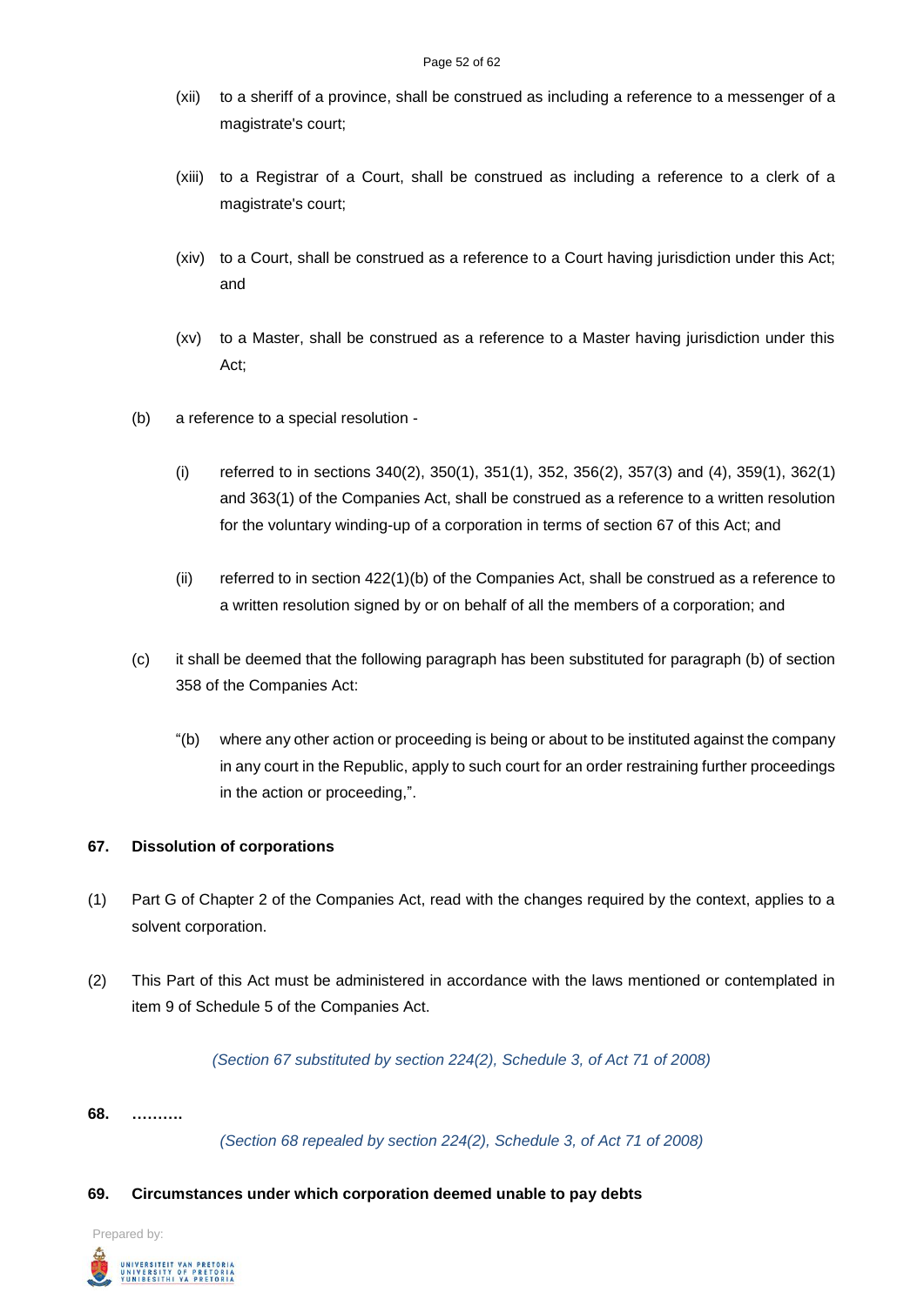(xii) to a sheriff of a province, shall be construed as including a reference to a messenger of a magistrate's court;

(xiii) to a Registrar of a Court, shall be construed as including a reference to a clerk of a magistrate's court;

(xiv) to a Court, shall be construed as a reference to a Court having jurisdiction under this Act; and

(xv) to a Master, shall be construed as a reference to a Master having jurisdiction under this Act;

(b) a reference to a special resolution -

(i) referred to in sections 340(2), 350(1), 351(1), 352, 356(2), 357(3) and (4), 359(1), 362(1) and 363(1) of the Companies Act, shall be construed as a reference to a written resolution for the voluntary winding-up of a corporation in terms of section 67 of this Act; and

(ii) referred to in section 422(1)(b) of the Companies Act, shall be construed as a reference to a written resolution signed by or on behalf of all the members of a corporation; and

(c) it shall be deemed that the following paragraph has been substituted for paragraph (b) of section 358 of the Companies Act:

"(b) where any other action or proceeding is being or about to be instituted against the company in any court in the Republic, apply to such court for an order restraining further proceedings in the action or proceeding,".

**67. Dissolution of corporations**

(1) Part G of Chapter 2 of the Companies Act, read with the changes required by the context, applies to a solvent corporation.

(2) This Part of this Act must be administered in accordance with the laws mentioned or contemplated in item 9 of Schedule 5 of the Companies Act.

*(Section 67 substituted by section 224(2), Schedule 3, of Act 71 of 2008)*

**68. ……….**

*(Section 68 repealed by section 224(2), Schedule 3, of Act 71 of 2008)*

**69. Circumstances under which corporation deemed unable to pay debts**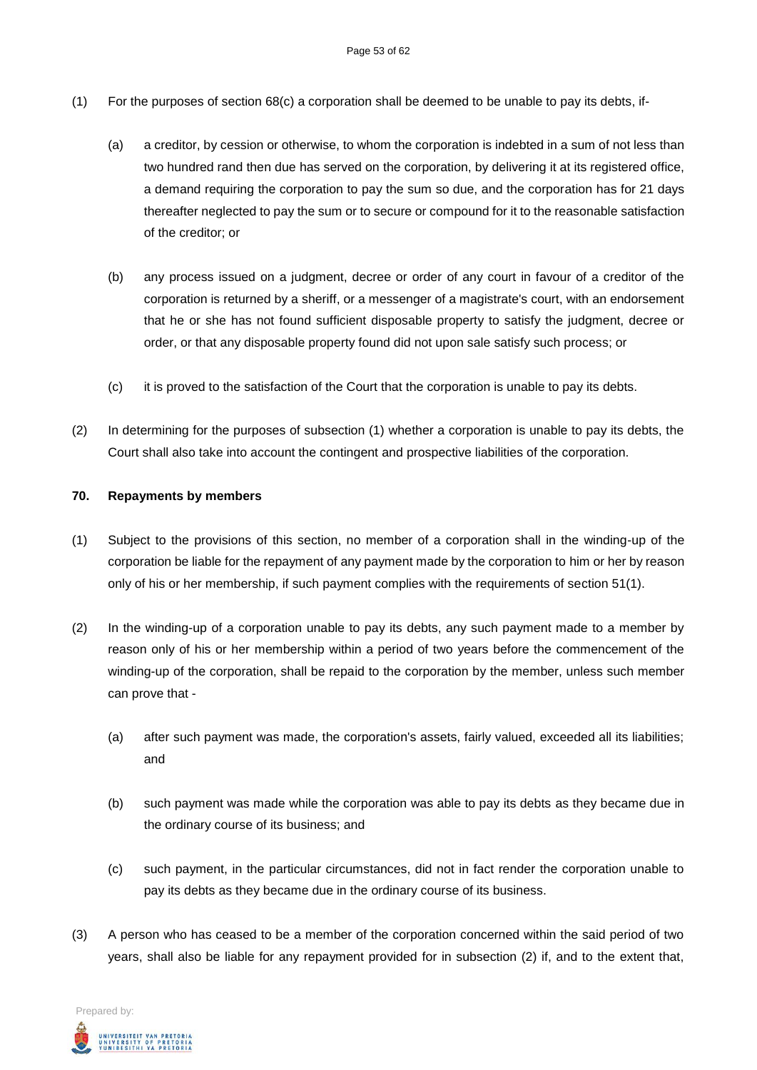(1) For the purposes of section 68(c) a corporation shall be deemed to be unable to pay its debts, if-

  (a) a creditor, by cession or otherwise, to whom the corporation is indebted in a sum of not less than two hundred rand then due has served on the corporation, by delivering it at its registered office, a demand requiring the corporation to pay the sum so due, and the corporation has for 21 days thereafter neglected to pay the sum or to secure or compound for it to the reasonable satisfaction of the creditor; or

  (b) any process issued on a judgment, decree or order of any court in favour of a creditor of the corporation is returned by a sheriff, or a messenger of a magistrate's court, with an endorsement that he or she has not found sufficient disposable property to satisfy the judgment, decree or order, or that any disposable property found did not upon sale satisfy such process; or

  (c) it is proved to the satisfaction of the Court that the corporation is unable to pay its debts.

(2) In determining for the purposes of subsection (1) whether a corporation is unable to pay its debts, the Court shall also take into account the contingent and prospective liabilities of the corporation.

**70. Repayments by members**

(1) Subject to the provisions of this section, no member of a corporation shall in the winding-up of the corporation be liable for the repayment of any payment made by the corporation to him or her by reason only of his or her membership, if such payment complies with the requirements of section 51(1).

(2) In the winding-up of a corporation unable to pay its debts, any such payment made to a member by reason only of his or her membership within a period of two years before the commencement of the winding-up of the corporation, shall be repaid to the corporation by the member, unless such member can prove that -

  (a) after such payment was made, the corporation's assets, fairly valued, exceeded all its liabilities; and

  (b) such payment was made while the corporation was able to pay its debts as they became due in the ordinary course of its business; and

  (c) such payment, in the particular circumstances, did not in fact render the corporation unable to pay its debts as they became due in the ordinary course of its business.

(3) A person who has ceased to be a member of the corporation concerned within the said period of two years, shall also be liable for any repayment provided for in subsection (2) if, and to the extent that,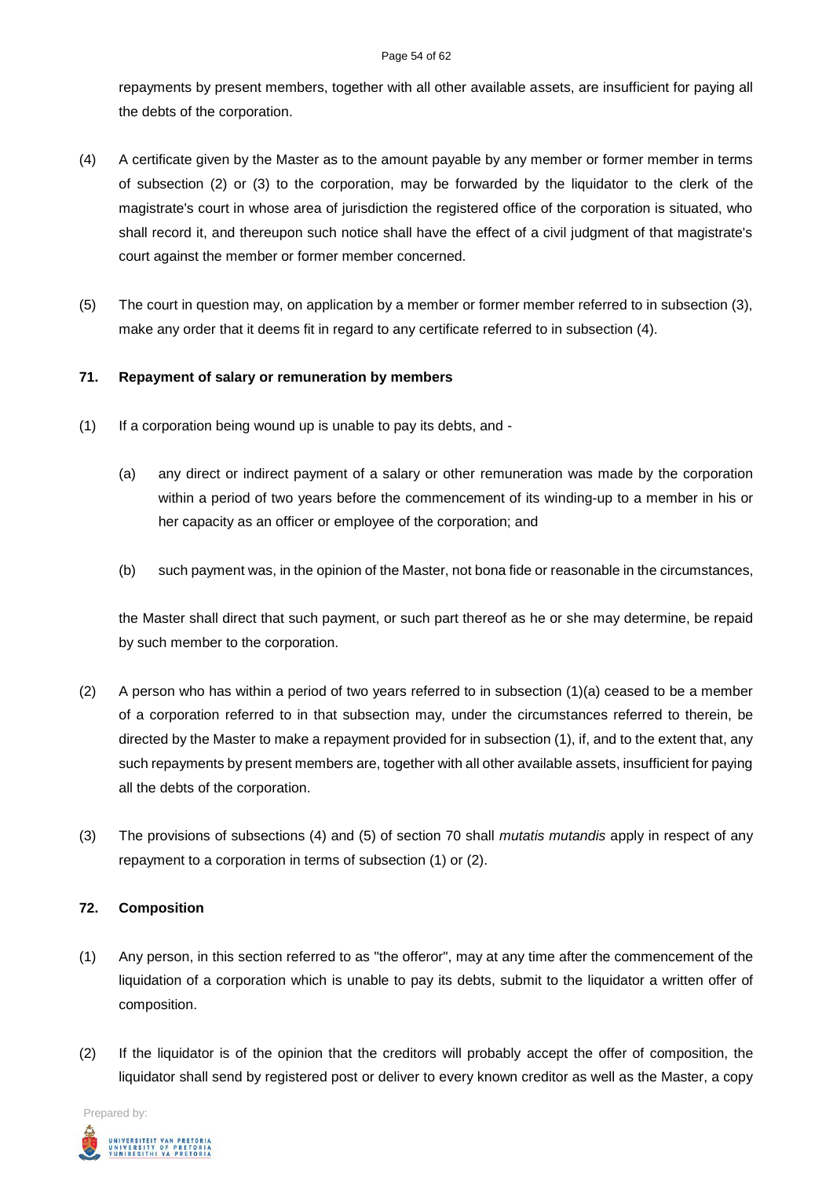repayments by present members, together with all other available assets, are insufficient for paying all the debts of the corporation.

(4) A certificate given by the Master as to the amount payable by any member or former member in terms of subsection (2) or (3) to the corporation, may be forwarded by the liquidator to the clerk of the magistrate's court in whose area of jurisdiction the registered office of the corporation is situated, who shall record it, and thereupon such notice shall have the effect of a civil judgment of that magistrate's court against the member or former member concerned.

(5) The court in question may, on application by a member or former member referred to in subsection (3), make any order that it deems fit in regard to any certificate referred to in subsection (4).

**71. Repayment of salary or remuneration by members**

(1) If a corporation being wound up is unable to pay its debts, and -

(a) any direct or indirect payment of a salary or other remuneration was made by the corporation within a period of two years before the commencement of its winding-up to a member in his or her capacity as an officer or employee of the corporation; and

(b) such payment was, in the opinion of the Master, not bona fide or reasonable in the circumstances,

the Master shall direct that such payment, or such part thereof as he or she may determine, be repaid by such member to the corporation.

(2) A person who has within a period of two years referred to in subsection (1)(a) ceased to be a member of a corporation referred to in that subsection may, under the circumstances referred to therein, be directed by the Master to make a repayment provided for in subsection (1), if, and to the extent that, any such repayments by present members are, together with all other available assets, insufficient for paying all the debts of the corporation.

(3) The provisions of subsections (4) and (5) of section 70 shall *mutatis mutandis* apply in respect of any repayment to a corporation in terms of subsection (1) or (2).

**72. Composition**

(1) Any person, in this section referred to as "the offeror", may at any time after the commencement of the liquidation of a corporation which is unable to pay its debts, submit to the liquidator a written offer of composition.

(2) If the liquidator is of the opinion that the creditors will probably accept the offer of composition, the liquidator shall send by registered post or deliver to every known creditor as well as the Master, a copy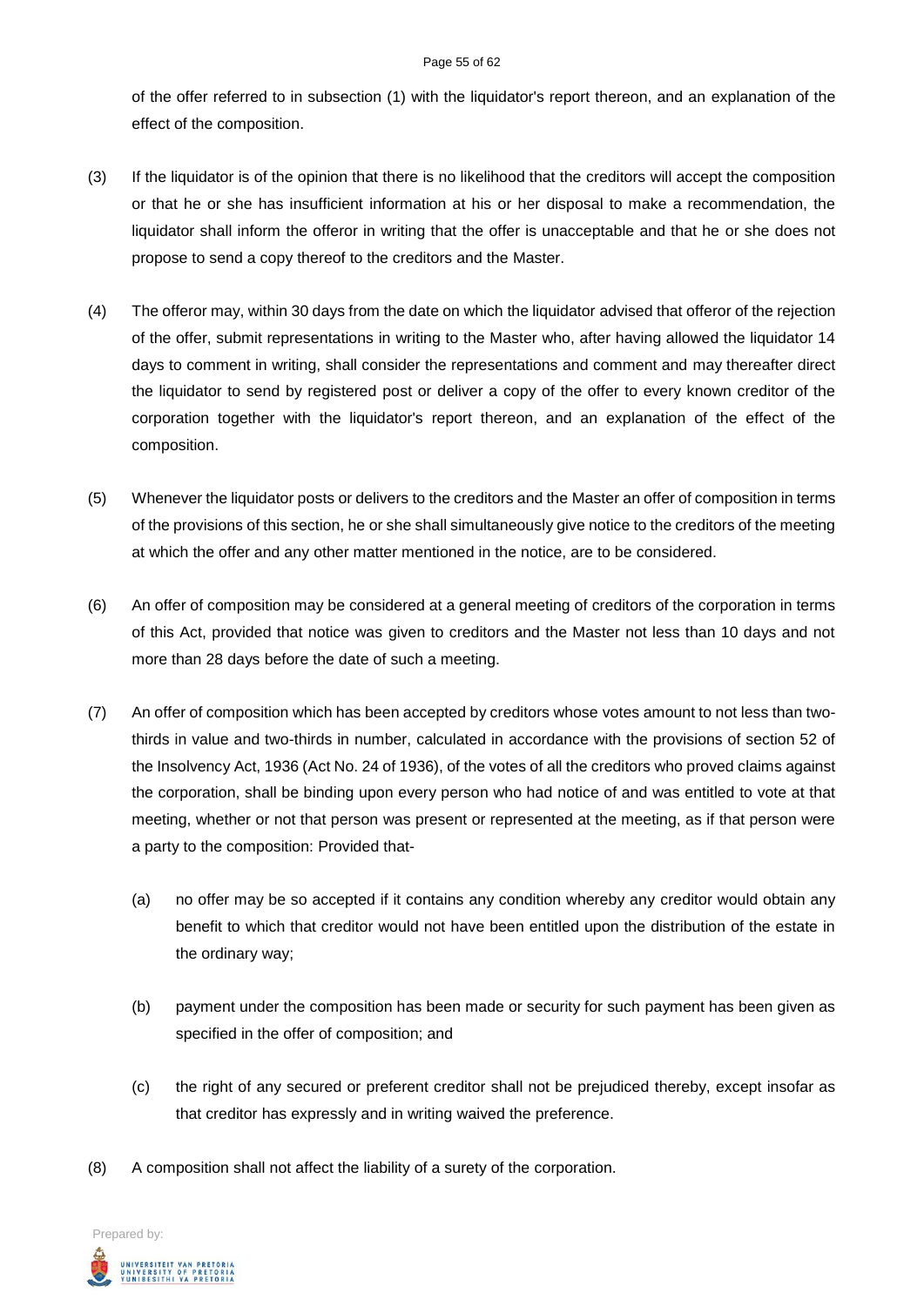of the offer referred to in subsection (1) with the liquidator's report thereon, and an explanation of the effect of the composition.

(3) If the liquidator is of the opinion that there is no likelihood that the creditors will accept the composition or that he or she has insufficient information at his or her disposal to make a recommendation, the liquidator shall inform the offeror in writing that the offer is unacceptable and that he or she does not propose to send a copy thereof to the creditors and the Master.

(4) The offeror may, within 30 days from the date on which the liquidator advised that offeror of the rejection of the offer, submit representations in writing to the Master who, after having allowed the liquidator 14 days to comment in writing, shall consider the representations and comment and may thereafter direct the liquidator to send by registered post or deliver a copy of the offer to every known creditor of the corporation together with the liquidator's report thereon, and an explanation of the effect of the composition.

(5) Whenever the liquidator posts or delivers to the creditors and the Master an offer of composition in terms of the provisions of this section, he or she shall simultaneously give notice to the creditors of the meeting at which the offer and any other matter mentioned in the notice, are to be considered.

(6) An offer of composition may be considered at a general meeting of creditors of the corporation in terms of this Act, provided that notice was given to creditors and the Master not less than 10 days and not more than 28 days before the date of such a meeting.

(7) An offer of composition which has been accepted by creditors whose votes amount to not less than two-thirds in value and two-thirds in number, calculated in accordance with the provisions of section 52 of the Insolvency Act, 1936 (Act No. 24 of 1936), of the votes of all the creditors who proved claims against the corporation, shall be binding upon every person who had notice of and was entitled to vote at that meeting, whether or not that person was present or represented at the meeting, as if that person were a party to the composition: Provided that-

  (a) no offer may be so accepted if it contains any condition whereby any creditor would obtain any benefit to which that creditor would not have been entitled upon the distribution of the estate in the ordinary way;

  (b) payment under the composition has been made or security for such payment has been given as specified in the offer of composition; and

  (c) the right of any secured or preferent creditor shall not be prejudiced thereby, except insofar as that creditor has expressly and in writing waived the preference.

(8) A composition shall not affect the liability of a surety of the corporation.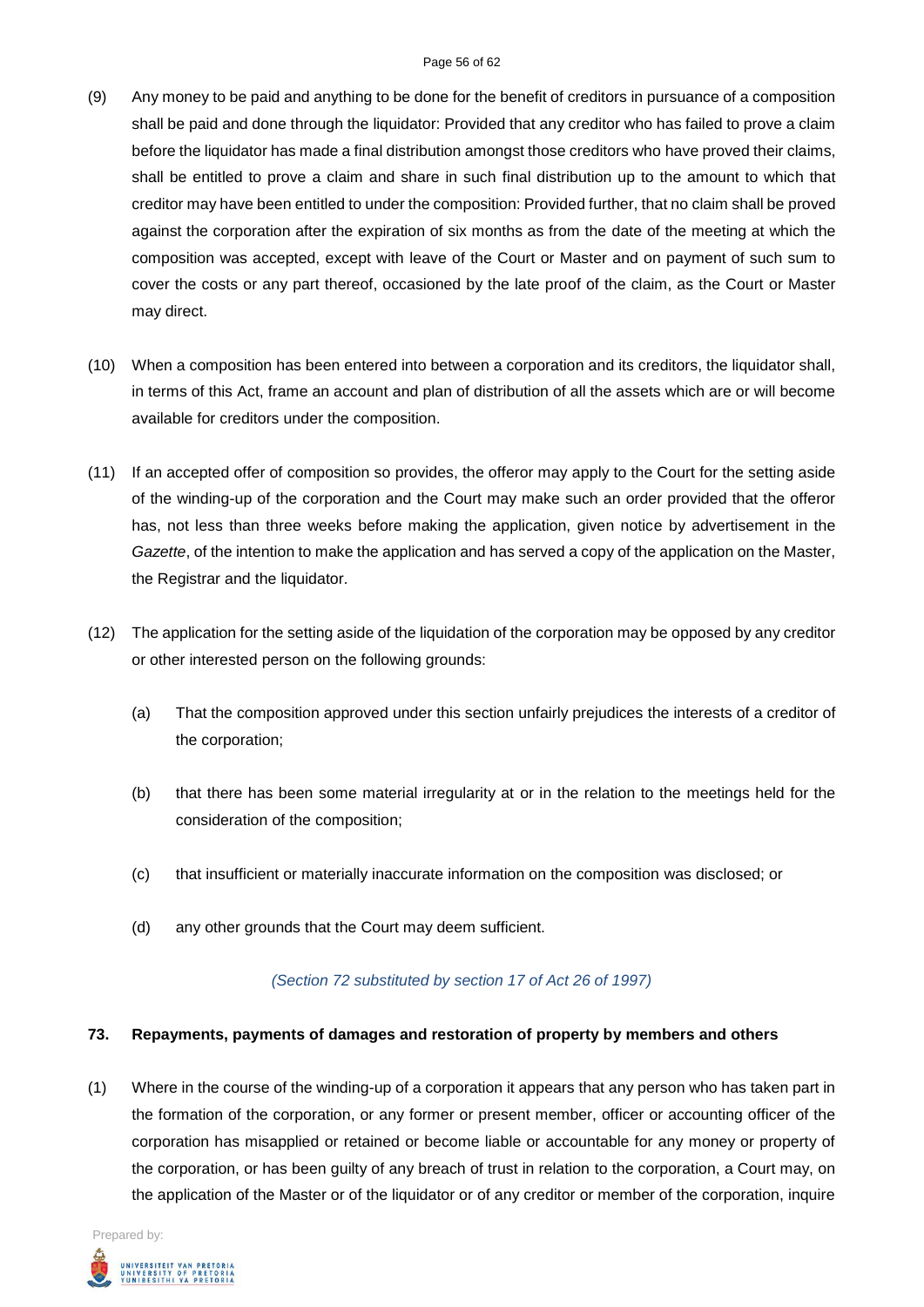(9) Any money to be paid and anything to be done for the benefit of creditors in pursuance of a composition shall be paid and done through the liquidator: Provided that any creditor who has failed to prove a claim before the liquidator has made a final distribution amongst those creditors who have proved their claims, shall be entitled to prove a claim and share in such final distribution up to the amount to which that creditor may have been entitled to under the composition: Provided further, that no claim shall be proved against the corporation after the expiration of six months as from the date of the meeting at which the composition was accepted, except with leave of the Court or Master and on payment of such sum to cover the costs or any part thereof, occasioned by the late proof of the claim, as the Court or Master may direct.

(10) When a composition has been entered into between a corporation and its creditors, the liquidator shall, in terms of this Act, frame an account and plan of distribution of all the assets which are or will become available for creditors under the composition.

(11) If an accepted offer of composition so provides, the offeror may apply to the Court for the setting aside of the winding-up of the corporation and the Court may make such an order provided that the offeror has, not less than three weeks before making the application, given notice by advertisement in the *Gazette*, of the intention to make the application and has served a copy of the application on the Master, the Registrar and the liquidator.

(12) The application for the setting aside of the liquidation of the corporation may be opposed by any creditor or other interested person on the following grounds:

(a) That the composition approved under this section unfairly prejudices the interests of a creditor of the corporation;

(b) that there has been some material irregularity at or in the relation to the meetings held for the consideration of the composition;

(c) that insufficient or materially inaccurate information on the composition was disclosed; or

(d) any other grounds that the Court may deem sufficient.

*(Section 72 substituted by section 17 of Act 26 of 1997)*

### 73. Repayments, payments of damages and restoration of property by members and others

(1) Where in the course of the winding-up of a corporation it appears that any person who has taken part in the formation of the corporation, or any former or present member, officer or accounting officer of the corporation has misapplied or retained or become liable or accountable for any money or property of the corporation, or has been guilty of any breach of trust in relation to the corporation, a Court may, on the application of the Master or of the liquidator or of any creditor or member of the corporation, inquire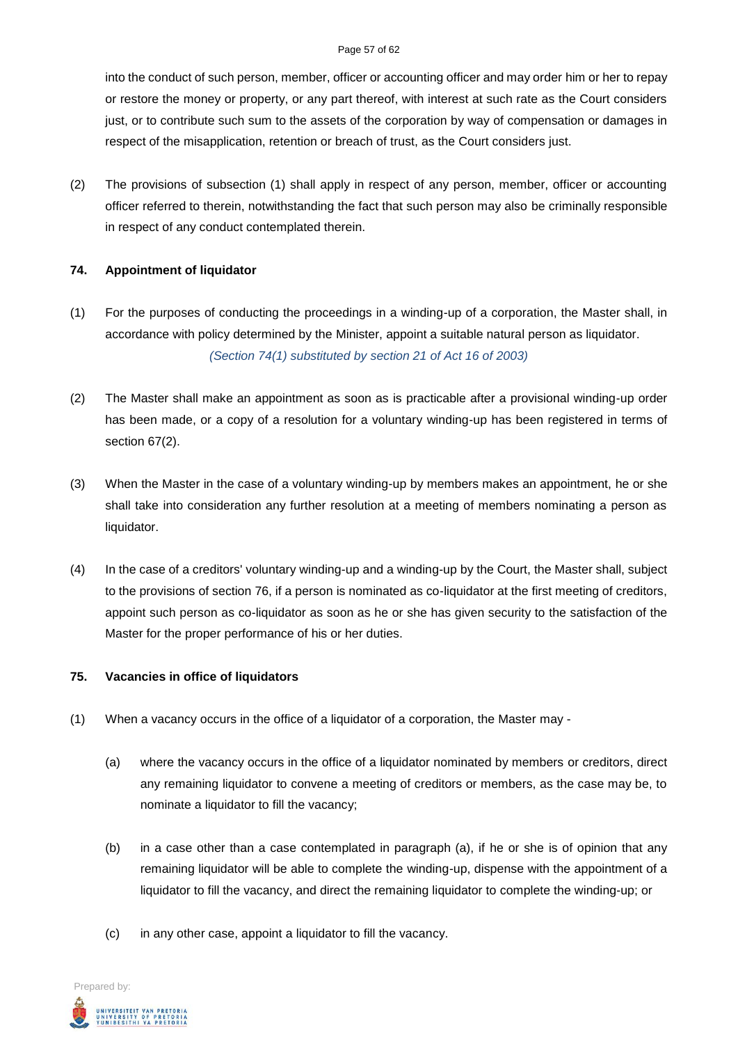into the conduct of such person, member, officer or accounting officer and may order him or her to repay or restore the money or property, or any part thereof, with interest at such rate as the Court considers just, or to contribute such sum to the assets of the corporation by way of compensation or damages in respect of the misapplication, retention or breach of trust, as the Court considers just.

(2) The provisions of subsection (1) shall apply in respect of any person, member, officer or accounting officer referred to therein, notwithstanding the fact that such person may also be criminally responsible in respect of any conduct contemplated therein.

### 74. Appointment of liquidator

(1) For the purposes of conducting the proceedings in a winding-up of a corporation, the Master shall, in accordance with policy determined by the Minister, appoint a suitable natural person as liquidator.

*(Section 74(1) substituted by section 21 of Act 16 of 2003)*

(2) The Master shall make an appointment as soon as is practicable after a provisional winding-up order has been made, or a copy of a resolution for a voluntary winding-up has been registered in terms of section 67(2).

(3) When the Master in the case of a voluntary winding-up by members makes an appointment, he or she shall take into consideration any further resolution at a meeting of members nominating a person as liquidator.

(4) In the case of a creditors' voluntary winding-up and a winding-up by the Court, the Master shall, subject to the provisions of section 76, if a person is nominated as co-liquidator at the first meeting of creditors, appoint such person as co-liquidator as soon as he or she has given security to the satisfaction of the Master for the proper performance of his or her duties.

### 75. Vacancies in office of liquidators

(1) When a vacancy occurs in the office of a liquidator of a corporation, the Master may -

(a) where the vacancy occurs in the office of a liquidator nominated by members or creditors, direct any remaining liquidator to convene a meeting of creditors or members, as the case may be, to nominate a liquidator to fill the vacancy;

(b) in a case other than a case contemplated in paragraph (a), if he or she is of opinion that any remaining liquidator will be able to complete the winding-up, dispense with the appointment of a liquidator to fill the vacancy, and direct the remaining liquidator to complete the winding-up; or

(c) in any other case, appoint a liquidator to fill the vacancy.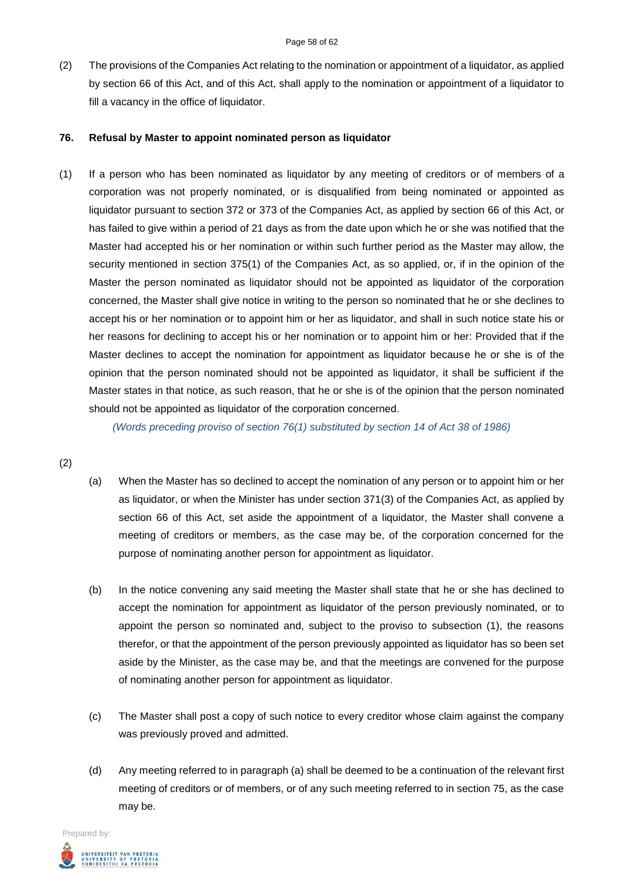(2) The provisions of the Companies Act relating to the nomination or appointment of a liquidator, as applied by section 66 of this Act, and of this Act, shall apply to the nomination or appointment of a liquidator to fill a vacancy in the office of liquidator.

**76. Refusal by Master to appoint nominated person as liquidator**

(1) If a person who has been nominated as liquidator by any meeting of creditors or of members of a corporation was not properly nominated, or is disqualified from being nominated or appointed as liquidator pursuant to section 372 or 373 of the Companies Act, as applied by section 66 of this Act, or has failed to give within a period of 21 days as from the date upon which he or she was notified that the Master had accepted his or her nomination or within such further period as the Master may allow, the security mentioned in section 375(1) of the Companies Act, as so applied, or, if in the opinion of the Master the person nominated as liquidator should not be appointed as liquidator of the corporation concerned, the Master shall give notice in writing to the person so nominated that he or she declines to accept his or her nomination or to appoint him or her as liquidator, and shall in such notice state his or her reasons for declining to accept his or her nomination or to appoint him or her: Provided that if the Master declines to accept the nomination for appointment as liquidator because he or she is of the opinion that the person nominated should not be appointed as liquidator, it shall be sufficient if the Master states in that notice, as such reason, that he or she is of the opinion that the person nominated should not be appointed as liquidator of the corporation concerned.

*(Words preceding proviso of section 76(1) substituted by section 14 of Act 38 of 1986)*

(2)

(a) When the Master has so declined to accept the nomination of any person or to appoint him or her as liquidator, or when the Minister has under section 371(3) of the Companies Act, as applied by section 66 of this Act, set aside the appointment of a liquidator, the Master shall convene a meeting of creditors or members, as the case may be, of the corporation concerned for the purpose of nominating another person for appointment as liquidator.

(b) In the notice convening any said meeting the Master shall state that he or she has declined to accept the nomination for appointment as liquidator of the person previously nominated, or to appoint the person so nominated and, subject to the proviso to subsection (1), the reasons therefor, or that the appointment of the person previously appointed as liquidator has so been set aside by the Minister, as the case may be, and that the meetings are convened for the purpose of nominating another person for appointment as liquidator.

(c) The Master shall post a copy of such notice to every creditor whose claim against the company was previously proved and admitted.

(d) Any meeting referred to in paragraph (a) shall be deemed to be a continuation of the relevant first meeting of creditors or of members, or of any such meeting referred to in section 75, as the case may be.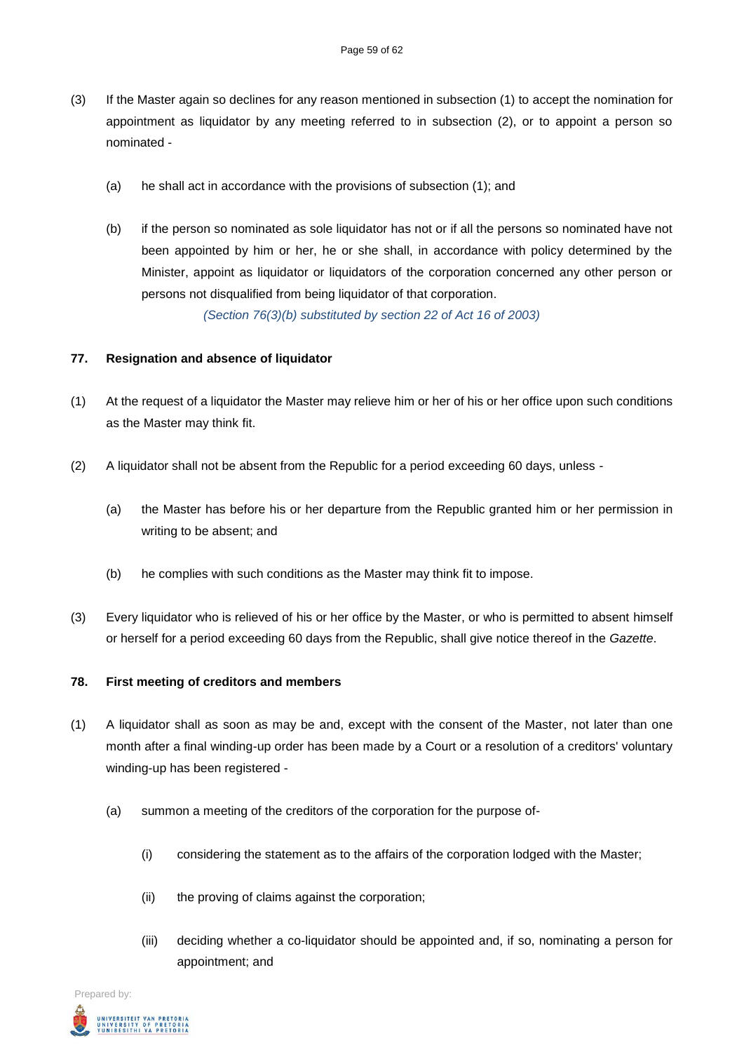(3) If the Master again so declines for any reason mentioned in subsection (1) to accept the nomination for appointment as liquidator by any meeting referred to in subsection (2), or to appoint a person so nominated -

(a) he shall act in accordance with the provisions of subsection (1); and

(b) if the person so nominated as sole liquidator has not or if all the persons so nominated have not been appointed by him or her, he or she shall, in accordance with policy determined by the Minister, appoint as liquidator or liquidators of the corporation concerned any other person or persons not disqualified from being liquidator of that corporation.

*(Section 76(3)(b) substituted by section 22 of Act 16 of 2003)*

**77. Resignation and absence of liquidator**

(1) At the request of a liquidator the Master may relieve him or her of his or her office upon such conditions as the Master may think fit.

(2) A liquidator shall not be absent from the Republic for a period exceeding 60 days, unless -

(a) the Master has before his or her departure from the Republic granted him or her permission in writing to be absent; and

(b) he complies with such conditions as the Master may think fit to impose.

(3) Every liquidator who is relieved of his or her office by the Master, or who is permitted to absent himself or herself for a period exceeding 60 days from the Republic, shall give notice thereof in the *Gazette*.

**78. First meeting of creditors and members**

(1) A liquidator shall as soon as may be and, except with the consent of the Master, not later than one month after a final winding-up order has been made by a Court or a resolution of a creditors' voluntary winding-up has been registered -

(a) summon a meeting of the creditors of the corporation for the purpose of-

(i) considering the statement as to the affairs of the corporation lodged with the Master;

(ii) the proving of claims against the corporation;

(iii) deciding whether a co-liquidator should be appointed and, if so, nominating a person for appointment; and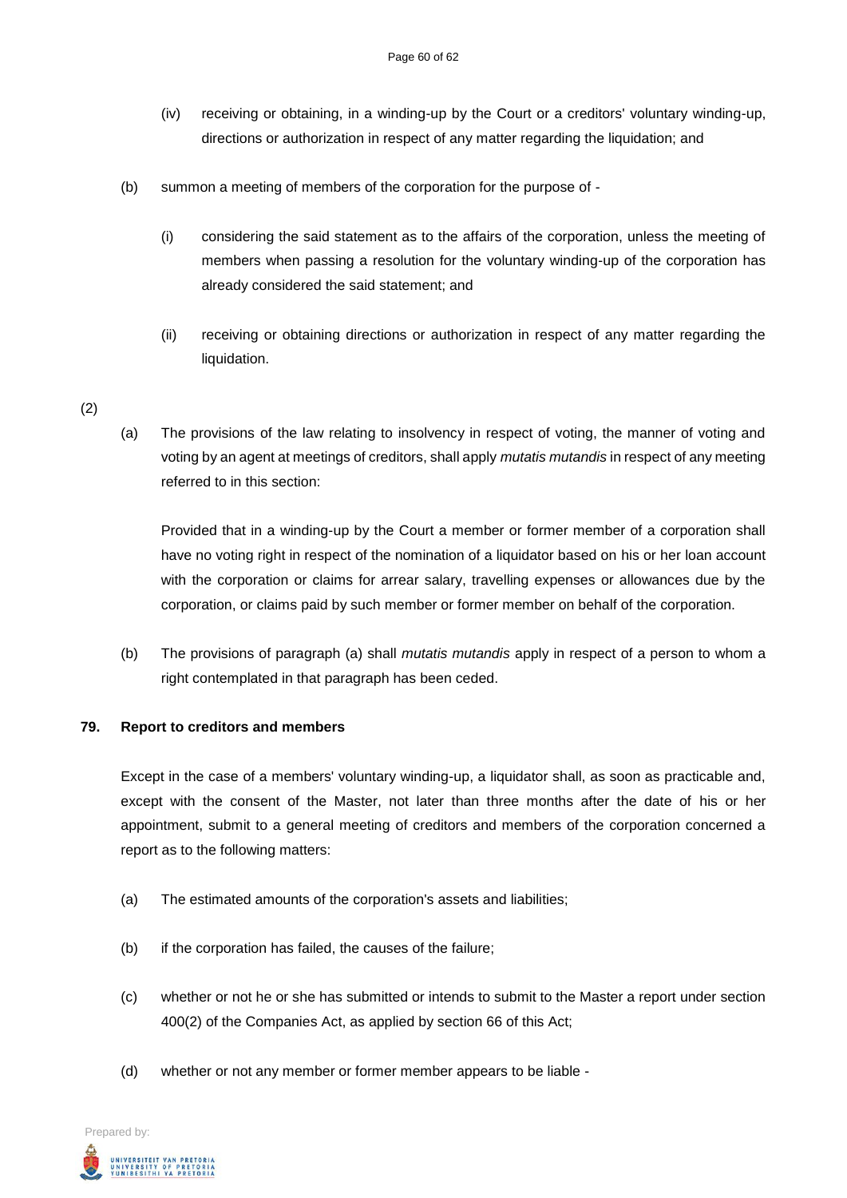(iv) receiving or obtaining, in a winding-up by the Court or a creditors' voluntary winding-up, directions or authorization in respect of any matter regarding the liquidation; and

(b) summon a meeting of members of the corporation for the purpose of -

(i) considering the said statement as to the affairs of the corporation, unless the meeting of members when passing a resolution for the voluntary winding-up of the corporation has already considered the said statement; and

(ii) receiving or obtaining directions or authorization in respect of any matter regarding the liquidation.

(2)

(a) The provisions of the law relating to insolvency in respect of voting, the manner of voting and voting by an agent at meetings of creditors, shall apply *mutatis mutandis* in respect of any meeting referred to in this section:

Provided that in a winding-up by the Court a member or former member of a corporation shall have no voting right in respect of the nomination of a liquidator based on his or her loan account with the corporation or claims for arrear salary, travelling expenses or allowances due by the corporation, or claims paid by such member or former member on behalf of the corporation.

(b) The provisions of paragraph (a) shall *mutatis mutandis* apply in respect of a person to whom a right contemplated in that paragraph has been ceded.

**79. Report to creditors and members**

Except in the case of a members' voluntary winding-up, a liquidator shall, as soon as practicable and, except with the consent of the Master, not later than three months after the date of his or her appointment, submit to a general meeting of creditors and members of the corporation concerned a report as to the following matters:

(a) The estimated amounts of the corporation's assets and liabilities;

(b) if the corporation has failed, the causes of the failure;

(c) whether or not he or she has submitted or intends to submit to the Master a report under section 400(2) of the Companies Act, as applied by section 66 of this Act;

(d) whether or not any member or former member appears to be liable -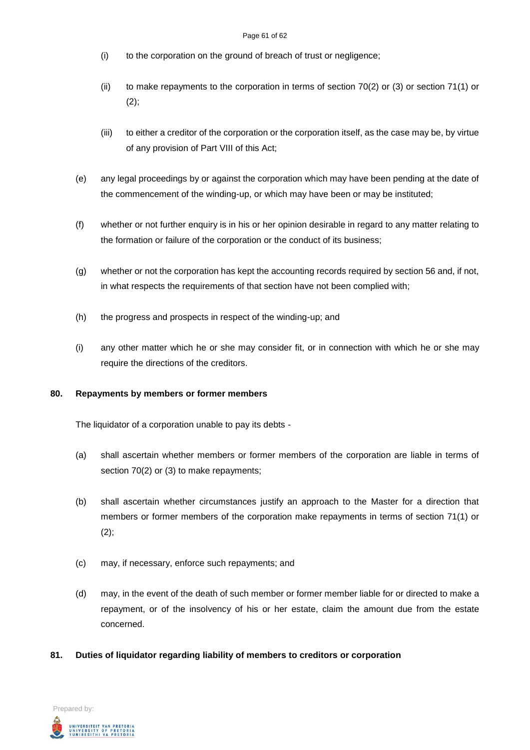(i) to the corporation on the ground of breach of trust or negligence;

(ii) to make repayments to the corporation in terms of section 70(2) or (3) or section 71(1) or (2);

(iii) to either a creditor of the corporation or the corporation itself, as the case may be, by virtue of any provision of Part VIII of this Act;

(e) any legal proceedings by or against the corporation which may have been pending at the date of the commencement of the winding-up, or which may have been or may be instituted;

(f) whether or not further enquiry is in his or her opinion desirable in regard to any matter relating to the formation or failure of the corporation or the conduct of its business;

(g) whether or not the corporation has kept the accounting records required by section 56 and, if not, in what respects the requirements of that section have not been complied with;

(h) the progress and prospects in respect of the winding-up; and

(i) any other matter which he or she may consider fit, or in connection with which he or she may require the directions of the creditors.

**80. Repayments by members or former members**

The liquidator of a corporation unable to pay its debts -

(a) shall ascertain whether members or former members of the corporation are liable in terms of section 70(2) or (3) to make repayments;

(b) shall ascertain whether circumstances justify an approach to the Master for a direction that members or former members of the corporation make repayments in terms of section 71(1) or (2);

(c) may, if necessary, enforce such repayments; and

(d) may, in the event of the death of such member or former member liable for or directed to make a repayment, or of the insolvency of his or her estate, claim the amount due from the estate concerned.

**81. Duties of liquidator regarding liability of members to creditors or corporation**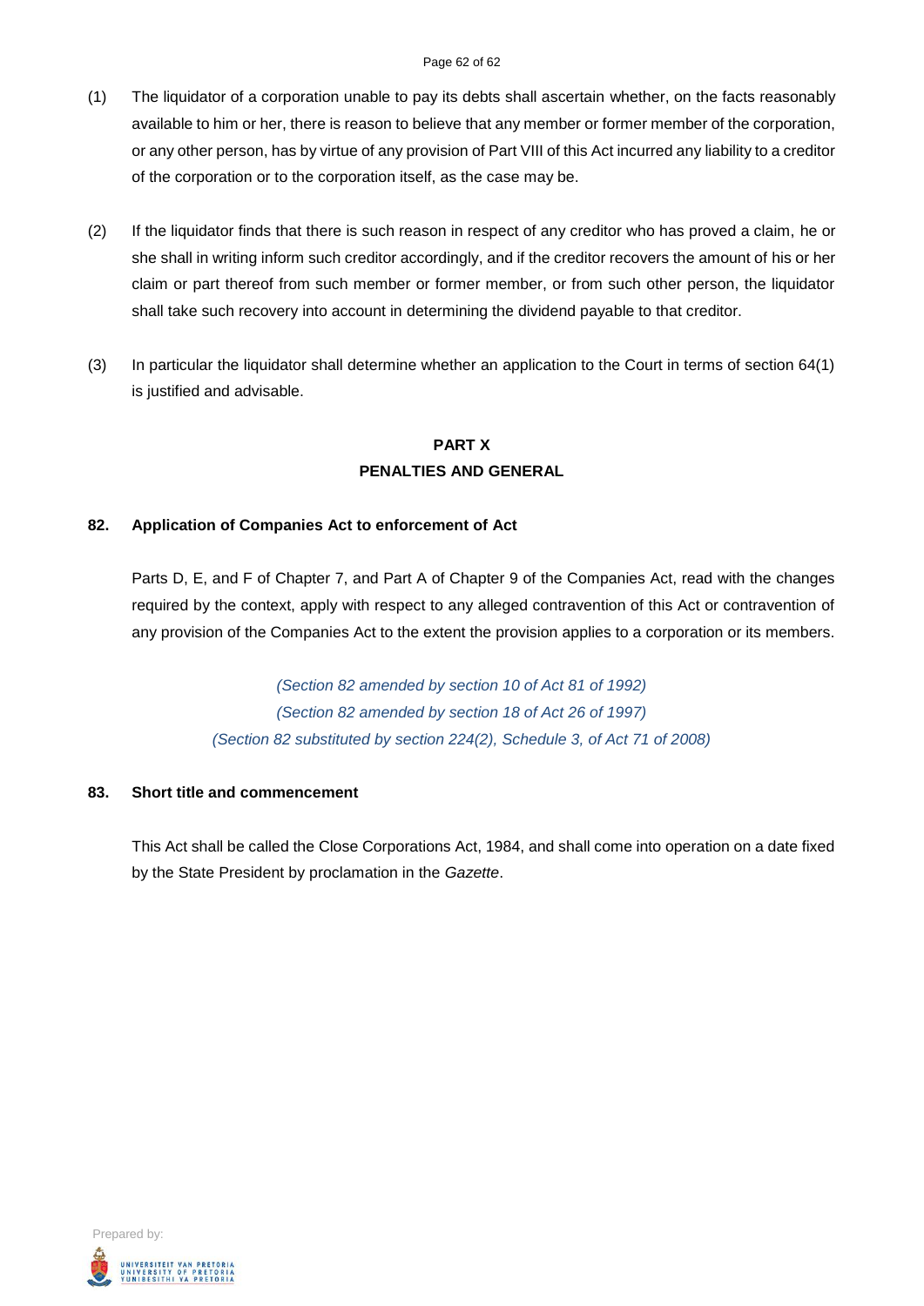(1) The liquidator of a corporation unable to pay its debts shall ascertain whether, on the facts reasonably available to him or her, there is reason to believe that any member or former member of the corporation, or any other person, has by virtue of any provision of Part VIII of this Act incurred any liability to a creditor of the corporation or to the corporation itself, as the case may be.

(2) If the liquidator finds that there is such reason in respect of any creditor who has proved a claim, he or she shall in writing inform such creditor accordingly, and if the creditor recovers the amount of his or her claim or part thereof from such member or former member, or from such other person, the liquidator shall take such recovery into account in determining the dividend payable to that creditor.

(3) In particular the liquidator shall determine whether an application to the Court in terms of section 64(1) is justified and advisable.

## PART X
## PENALTIES AND GENERAL

### 82. Application of Companies Act to enforcement of Act

Parts D, E, and F of Chapter 7, and Part A of Chapter 9 of the Companies Act, read with the changes required by the context, apply with respect to any alleged contravention of this Act or contravention of any provision of the Companies Act to the extent the provision applies to a corporation or its members.

*(Section 82 amended by section 10 of Act 81 of 1992)*
*(Section 82 amended by section 18 of Act 26 of 1997)*
*(Section 82 substituted by section 224(2), Schedule 3, of Act 71 of 2008)*

### 83. Short title and commencement

This Act shall be called the Close Corporations Act, 1984, and shall come into operation on a date fixed by the State President by proclamation in the *Gazette*.

Prepared by: